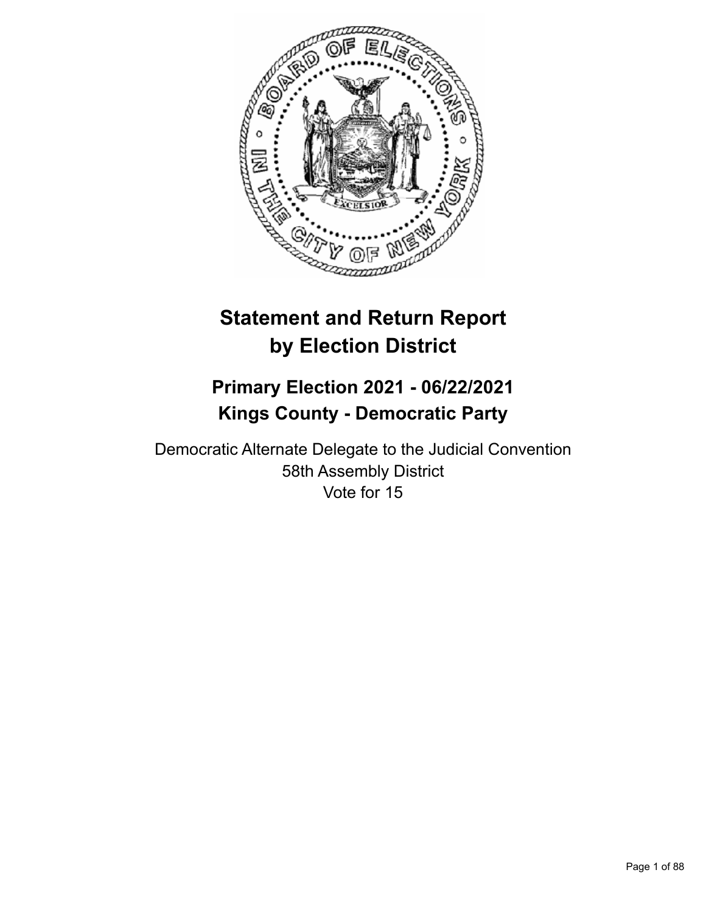# Statement and Return Report by Election District

## Primary Election 2021 - 06/22/2021
## Kings County - Democratic Party

Democratic Alternate Delegate to the Judicial Convention
58th Assembly District
Vote for 15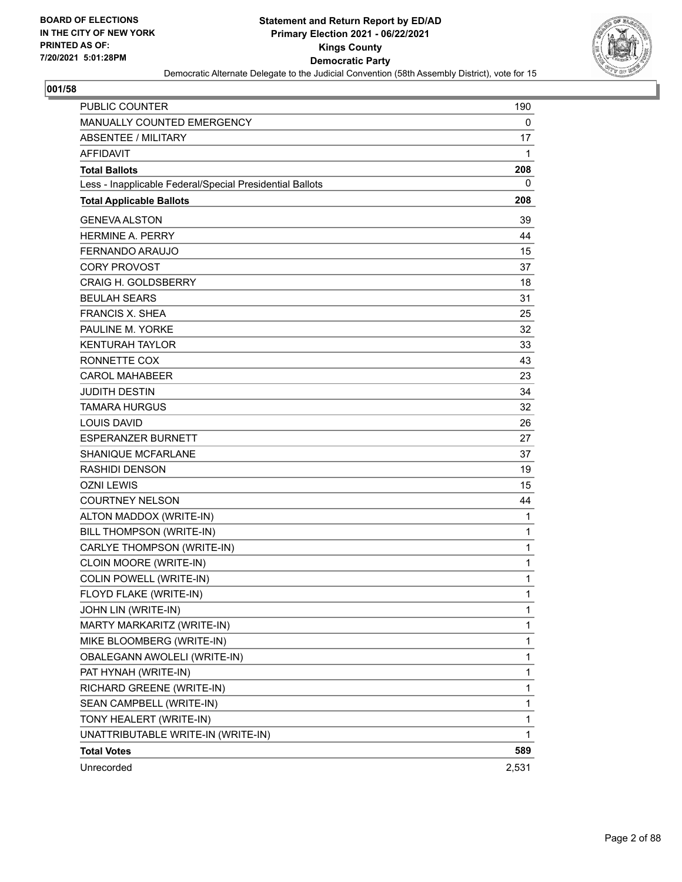**BOARD OF ELECTIONS IN THE CITY OF NEW YORK PRINTED AS OF: 7/20/2021 5:01:28PM**

# Statement and Return Report by ED/AD
## Primary Election 2021 - 06/22/2021
## Kings County
## Democratic Party
### Democratic Alternate Delegate to the Judicial Convention (58th Assembly District), vote for 15

**001/58**

| | |
|---|---|
| PUBLIC COUNTER | 190 |
| MANUALLY COUNTED EMERGENCY | 0 |
| ABSENTEE / MILITARY | 17 |
| AFFIDAVIT | 1 |
| **Total Ballots** | **208** |
| Less - Inapplicable Federal/Special Presidential Ballots | 0 |
| **Total Applicable Ballots** | **208** |
| GENEVA ALSTON | 39 |
| HERMINE A. PERRY | 44 |
| FERNANDO ARAUJO | 15 |
| CORY PROVOST | 37 |
| CRAIG H. GOLDSBERRY | 18 |
| BEULAH SEARS | 31 |
| FRANCIS X. SHEA | 25 |
| PAULINE M. YORKE | 32 |
| KENTURAH TAYLOR | 33 |
| RONNETTE COX | 43 |
| CAROL MAHABEER | 23 |
| JUDITH DESTIN | 34 |
| TAMARA HURGUS | 32 |
| LOUIS DAVID | 26 |
| ESPERANZER BURNETT | 27 |
| SHANIQUE MCFARLANE | 37 |
| RASHIDI DENSON | 19 |
| OZNI LEWIS | 15 |
| COURTNEY NELSON | 44 |
| ALTON MADDOX (WRITE-IN) | 1 |
| BILL THOMPSON (WRITE-IN) | 1 |
| CARLYE THOMPSON (WRITE-IN) | 1 |
| CLOIN MOORE (WRITE-IN) | 1 |
| COLIN POWELL (WRITE-IN) | 1 |
| FLOYD FLAKE (WRITE-IN) | 1 |
| JOHN LIN (WRITE-IN) | 1 |
| MARTY MARKARITZ (WRITE-IN) | 1 |
| MIKE BLOOMBERG (WRITE-IN) | 1 |
| OBALEGANN AWOLELI (WRITE-IN) | 1 |
| PAT HYNAH (WRITE-IN) | 1 |
| RICHARD GREENE (WRITE-IN) | 1 |
| SEAN CAMPBELL (WRITE-IN) | 1 |
| TONY HEALERT (WRITE-IN) | 1 |
| UNATTRIBUTABLE WRITE-IN (WRITE-IN) | 1 |
| **Total Votes** | **589** |
| Unrecorded | 2,531 |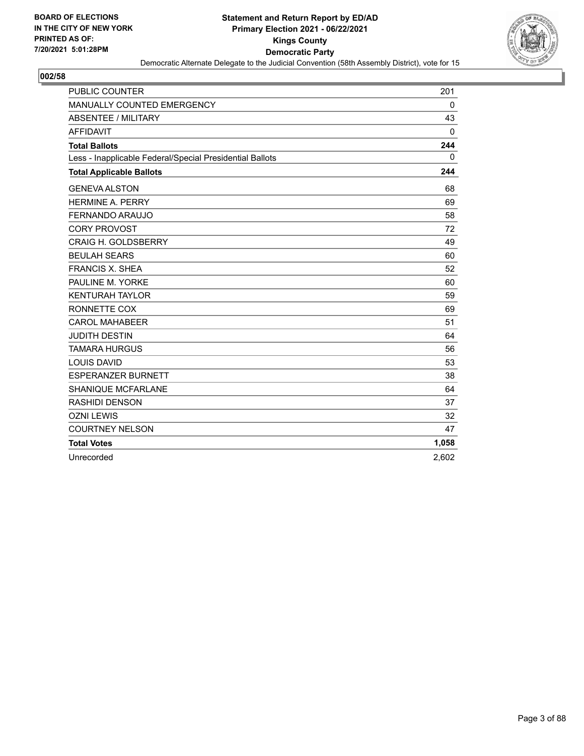**BOARD OF ELECTIONS IN THE CITY OF NEW YORK PRINTED AS OF: 7/20/2021 5:01:28PM**

**Statement and Return Report by ED/AD**
**Primary Election 2021 - 06/22/2021**
**Kings County**
**Democratic Party**
Democratic Alternate Delegate to the Judicial Convention (58th Assembly District), vote for 15

## 002/58

| | |
|---|---|
| PUBLIC COUNTER | 201 |
| MANUALLY COUNTED EMERGENCY | 0 |
| ABSENTEE / MILITARY | 43 |
| AFFIDAVIT | 0 |
| **Total Ballots** | **244** |
| Less - Inapplicable Federal/Special Presidential Ballots | 0 |
| **Total Applicable Ballots** | **244** |
| GENEVA ALSTON | 68 |
| HERMINE A. PERRY | 69 |
| FERNANDO ARAUJO | 58 |
| CORY PROVOST | 72 |
| CRAIG H. GOLDSBERRY | 49 |
| BEULAH SEARS | 60 |
| FRANCIS X. SHEA | 52 |
| PAULINE M. YORKE | 60 |
| KENTURAH TAYLOR | 59 |
| RONNETTE COX | 69 |
| CAROL MAHABEER | 51 |
| JUDITH DESTIN | 64 |
| TAMARA HURGUS | 56 |
| LOUIS DAVID | 53 |
| ESPERANZER BURNETT | 38 |
| SHANIQUE MCFARLANE | 64 |
| RASHIDI DENSON | 37 |
| OZNI LEWIS | 32 |
| COURTNEY NELSON | 47 |
| **Total Votes** | **1,058** |
| Unrecorded | 2,602 |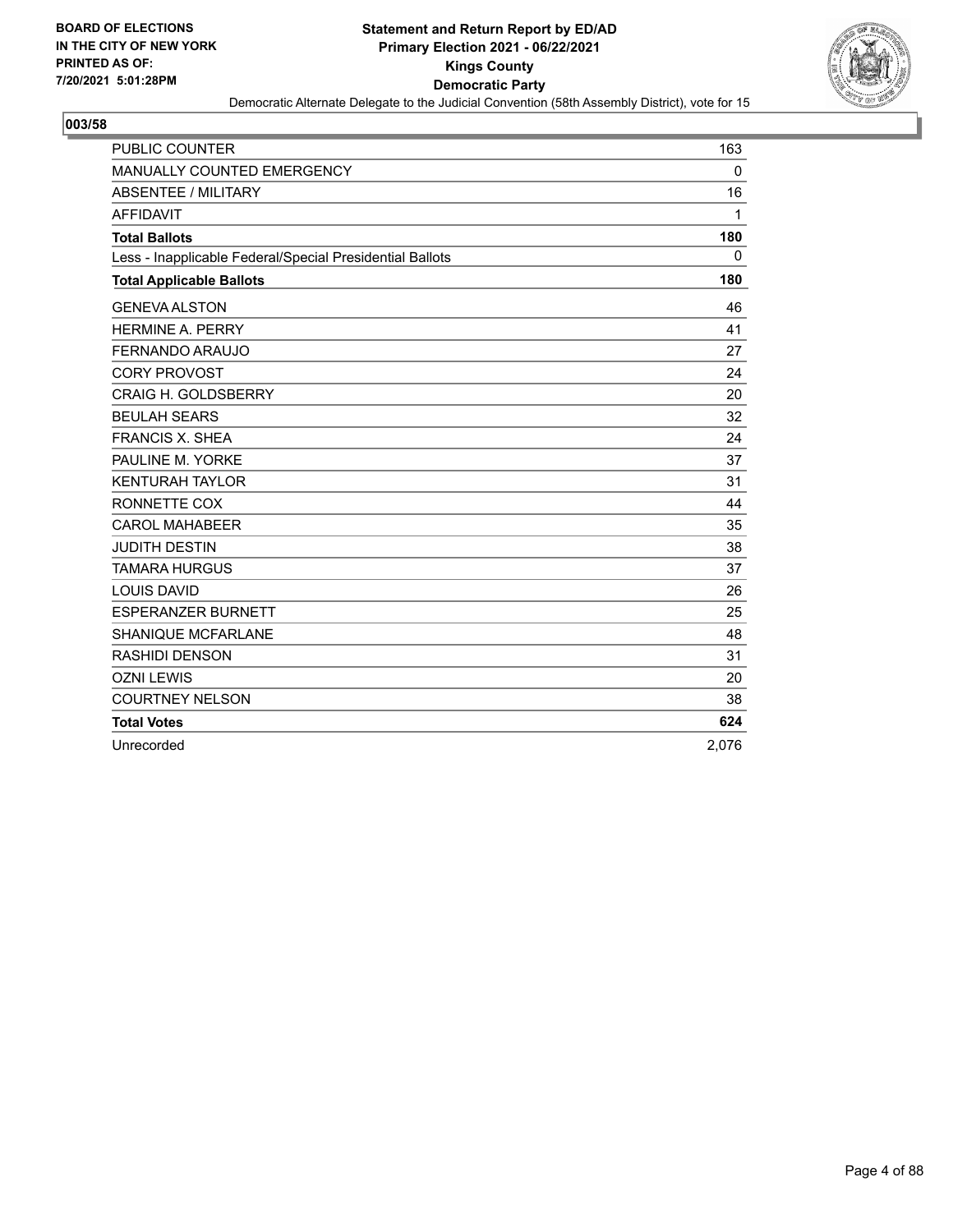BOARD OF ELECTIONS
IN THE CITY OF NEW YORK
PRINTED AS OF:
7/20/2021 5:01:28PM

**Statement and Return Report by ED/AD**
**Primary Election 2021 - 06/22/2021**
**Kings County**
**Democratic Party**
Democratic Alternate Delegate to the Judicial Convention (58th Assembly District), vote for 15

## 003/58

| | |
|---|---|
| PUBLIC COUNTER | 163 |
| MANUALLY COUNTED EMERGENCY | 0 |
| ABSENTEE / MILITARY | 16 |
| AFFIDAVIT | 1 |
| **Total Ballots** | **180** |
| Less - Inapplicable Federal/Special Presidential Ballots | 0 |
| **Total Applicable Ballots** | **180** |
| GENEVA ALSTON | 46 |
| HERMINE A. PERRY | 41 |
| FERNANDO ARAUJO | 27 |
| CORY PROVOST | 24 |
| CRAIG H. GOLDSBERRY | 20 |
| BEULAH SEARS | 32 |
| FRANCIS X. SHEA | 24 |
| PAULINE M. YORKE | 37 |
| KENTURAH TAYLOR | 31 |
| RONNETTE COX | 44 |
| CAROL MAHABEER | 35 |
| JUDITH DESTIN | 38 |
| TAMARA HURGUS | 37 |
| LOUIS DAVID | 26 |
| ESPERANZER BURNETT | 25 |
| SHANIQUE MCFARLANE | 48 |
| RASHIDI DENSON | 31 |
| OZNI LEWIS | 20 |
| COURTNEY NELSON | 38 |
| **Total Votes** | **624** |
| Unrecorded | 2,076 |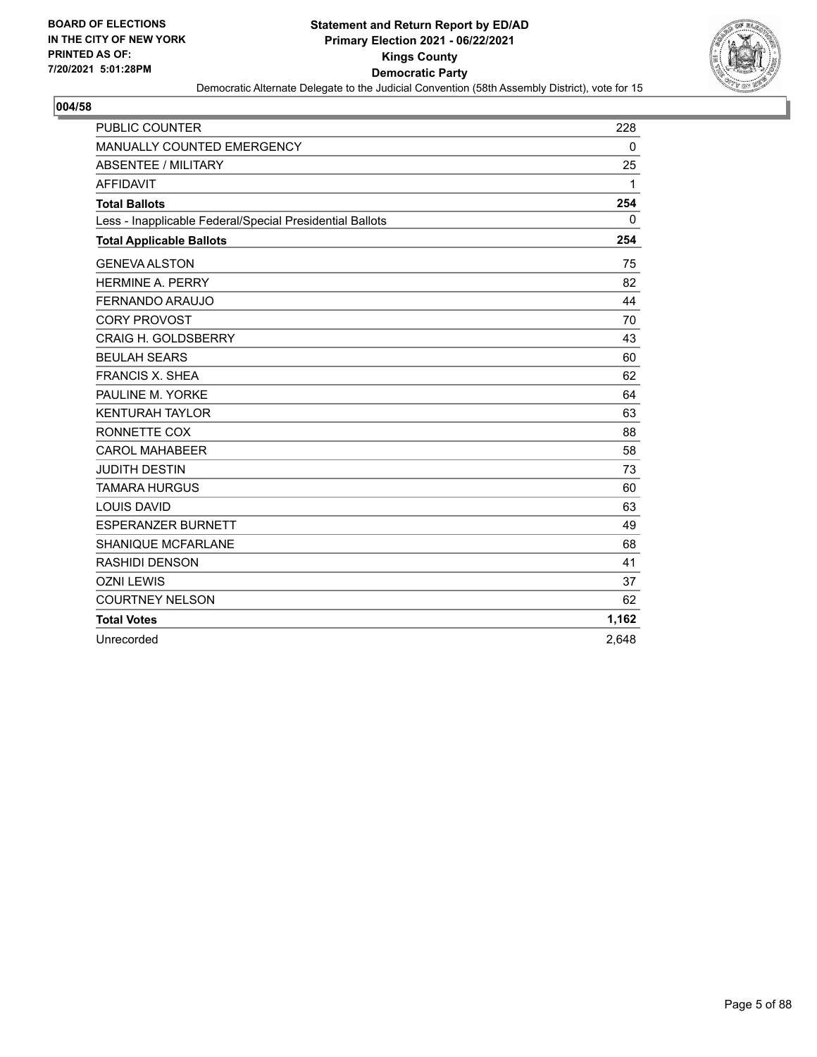**BOARD OF ELECTIONS IN THE CITY OF NEW YORK PRINTED AS OF: 7/20/2021 5:01:28PM**

# Statement and Return Report by ED/AD
## Primary Election 2021 - 06/22/2021
## Kings County
## Democratic Party
### Democratic Alternate Delegate to the Judicial Convention (58th Assembly District), vote for 15

**004/58**

| | |
|---|---|
| PUBLIC COUNTER | 228 |
| MANUALLY COUNTED EMERGENCY | 0 |
| ABSENTEE / MILITARY | 25 |
| AFFIDAVIT | 1 |
| **Total Ballots** | **254** |
| Less - Inapplicable Federal/Special Presidential Ballots | 0 |
| **Total Applicable Ballots** | **254** |
| GENEVA ALSTON | 75 |
| HERMINE A. PERRY | 82 |
| FERNANDO ARAUJO | 44 |
| CORY PROVOST | 70 |
| CRAIG H. GOLDSBERRY | 43 |
| BEULAH SEARS | 60 |
| FRANCIS X. SHEA | 62 |
| PAULINE M. YORKE | 64 |
| KENTURAH TAYLOR | 63 |
| RONNETTE COX | 88 |
| CAROL MAHABEER | 58 |
| JUDITH DESTIN | 73 |
| TAMARA HURGUS | 60 |
| LOUIS DAVID | 63 |
| ESPERANZER BURNETT | 49 |
| SHANIQUE MCFARLANE | 68 |
| RASHIDI DENSON | 41 |
| OZNI LEWIS | 37 |
| COURTNEY NELSON | 62 |
| **Total Votes** | **1,162** |
| Unrecorded | 2,648 |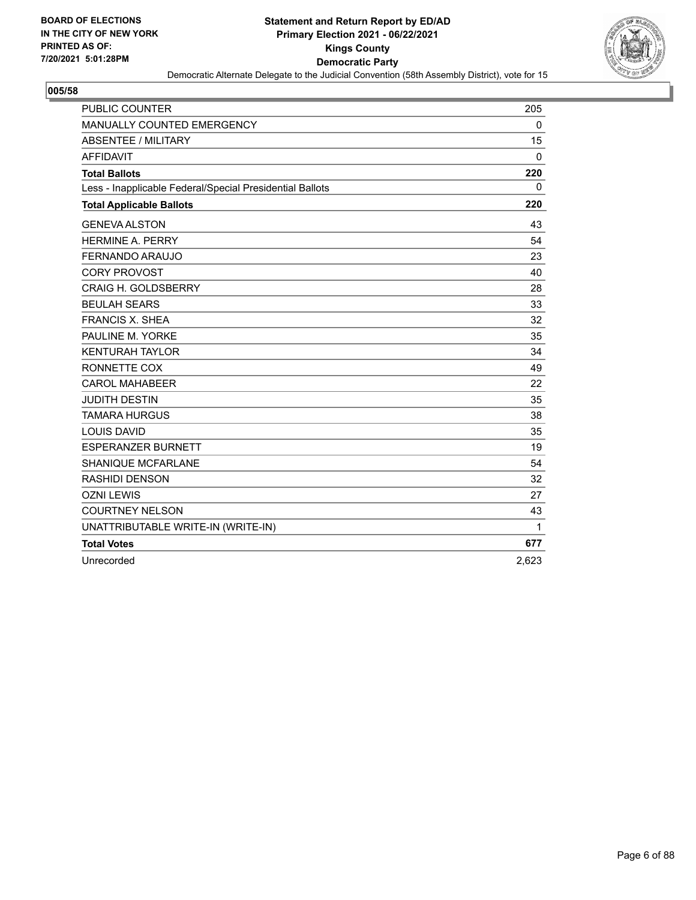**BOARD OF ELECTIONS IN THE CITY OF NEW YORK PRINTED AS OF: 7/20/2021 5:01:28PM**

# Statement and Return Report by ED/AD
## Primary Election 2021 - 06/22/2021
## Kings County
## Democratic Party

Democratic Alternate Delegate to the Judicial Convention (58th Assembly District), vote for 15

**005/58**

| | |
|---|---|
| PUBLIC COUNTER | 205 |
| MANUALLY COUNTED EMERGENCY | 0 |
| ABSENTEE / MILITARY | 15 |
| AFFIDAVIT | 0 |
| **Total Ballots** | **220** |
| Less - Inapplicable Federal/Special Presidential Ballots | 0 |
| **Total Applicable Ballots** | **220** |
| GENEVA ALSTON | 43 |
| HERMINE A. PERRY | 54 |
| FERNANDO ARAUJO | 23 |
| CORY PROVOST | 40 |
| CRAIG H. GOLDSBERRY | 28 |
| BEULAH SEARS | 33 |
| FRANCIS X. SHEA | 32 |
| PAULINE M. YORKE | 35 |
| KENTURAH TAYLOR | 34 |
| RONNETTE COX | 49 |
| CAROL MAHABEER | 22 |
| JUDITH DESTIN | 35 |
| TAMARA HURGUS | 38 |
| LOUIS DAVID | 35 |
| ESPERANZER BURNETT | 19 |
| SHANIQUE MCFARLANE | 54 |
| RASHIDI DENSON | 32 |
| OZNI LEWIS | 27 |
| COURTNEY NELSON | 43 |
| UNATTRIBUTABLE WRITE-IN (WRITE-IN) | 1 |
| **Total Votes** | **677** |
| Unrecorded | 2,623 |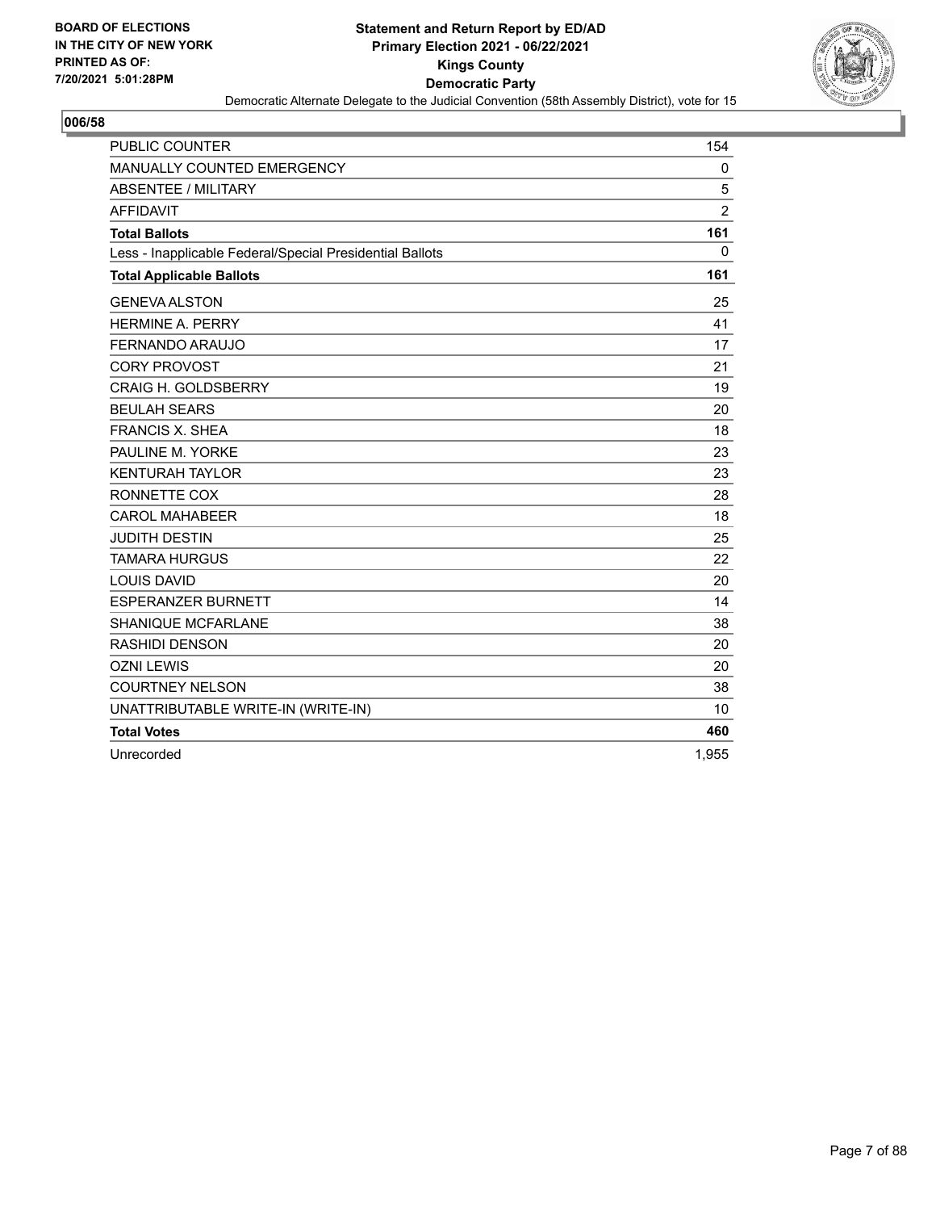BOARD OF ELECTIONS
IN THE CITY OF NEW YORK
PRINTED AS OF:
7/20/2021 5:01:28PM

**Statement and Return Report by ED/AD**
**Primary Election 2021 - 06/22/2021**
**Kings County**
**Democratic Party**
Democratic Alternate Delegate to the Judicial Convention (58th Assembly District), vote for 15

## 006/58

| | |
|---|---|
| PUBLIC COUNTER | 154 |
| MANUALLY COUNTED EMERGENCY | 0 |
| ABSENTEE / MILITARY | 5 |
| AFFIDAVIT | 2 |
| **Total Ballots** | **161** |
| Less - Inapplicable Federal/Special Presidential Ballots | 0 |
| **Total Applicable Ballots** | **161** |
| GENEVA ALSTON | 25 |
| HERMINE A. PERRY | 41 |
| FERNANDO ARAUJO | 17 |
| CORY PROVOST | 21 |
| CRAIG H. GOLDSBERRY | 19 |
| BEULAH SEARS | 20 |
| FRANCIS X. SHEA | 18 |
| PAULINE M. YORKE | 23 |
| KENTURAH TAYLOR | 23 |
| RONNETTE COX | 28 |
| CAROL MAHABEER | 18 |
| JUDITH DESTIN | 25 |
| TAMARA HURGUS | 22 |
| LOUIS DAVID | 20 |
| ESPERANZER BURNETT | 14 |
| SHANIQUE MCFARLANE | 38 |
| RASHIDI DENSON | 20 |
| OZNI LEWIS | 20 |
| COURTNEY NELSON | 38 |
| UNATTRIBUTABLE WRITE-IN (WRITE-IN) | 10 |
| **Total Votes** | **460** |
| Unrecorded | 1,955 |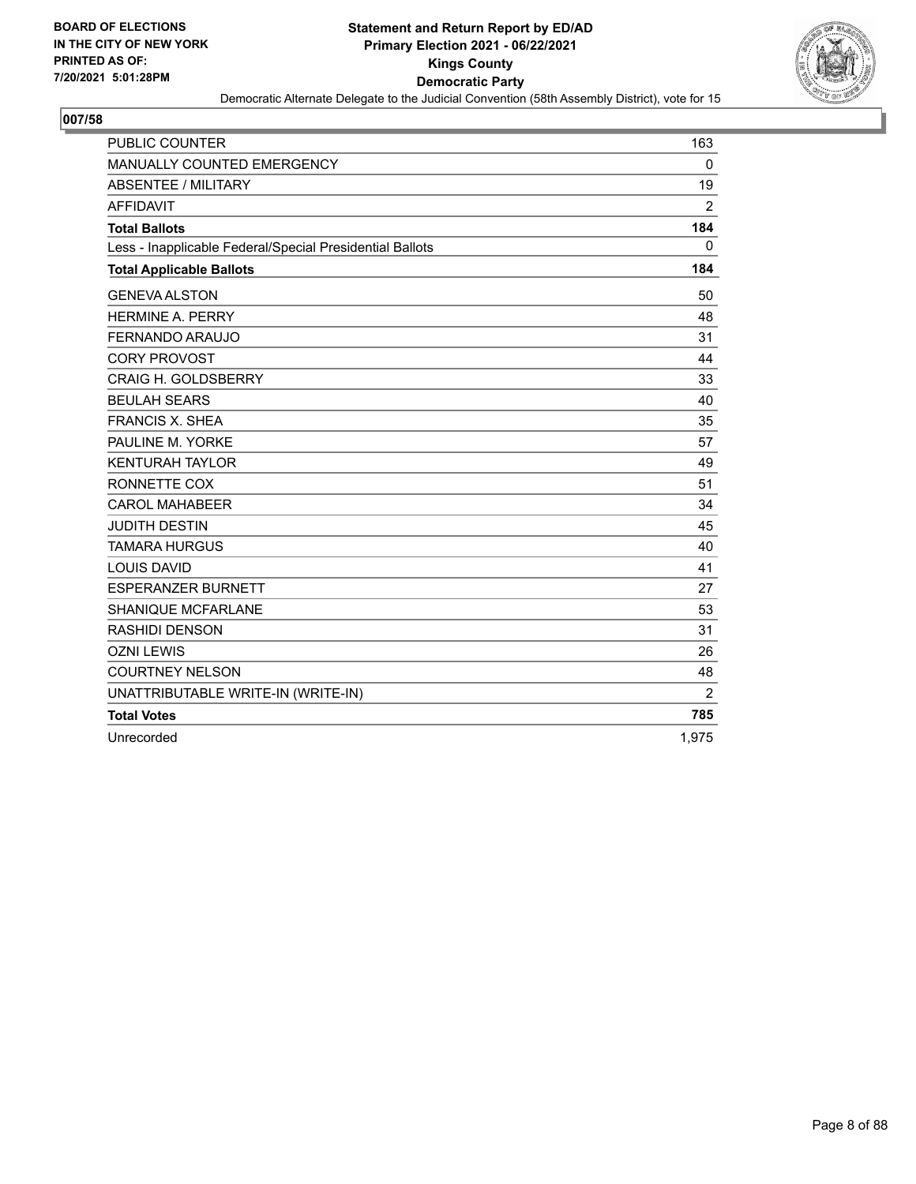BOARD OF ELECTIONS
IN THE CITY OF NEW YORK
PRINTED AS OF:
7/20/2021 5:01:28PM

**Statement and Return Report by ED/AD**
**Primary Election 2021 - 06/22/2021**
**Kings County**
**Democratic Party**
Democratic Alternate Delegate to the Judicial Convention (58th Assembly District), vote for 15

## 007/58

| | |
|---|---|
| PUBLIC COUNTER | 163 |
| MANUALLY COUNTED EMERGENCY | 0 |
| ABSENTEE / MILITARY | 19 |
| AFFIDAVIT | 2 |
| **Total Ballots** | **184** |
| Less - Inapplicable Federal/Special Presidential Ballots | 0 |
| **Total Applicable Ballots** | **184** |
| GENEVA ALSTON | 50 |
| HERMINE A. PERRY | 48 |
| FERNANDO ARAUJO | 31 |
| CORY PROVOST | 44 |
| CRAIG H. GOLDSBERRY | 33 |
| BEULAH SEARS | 40 |
| FRANCIS X. SHEA | 35 |
| PAULINE M. YORKE | 57 |
| KENTURAH TAYLOR | 49 |
| RONNETTE COX | 51 |
| CAROL MAHABEER | 34 |
| JUDITH DESTIN | 45 |
| TAMARA HURGUS | 40 |
| LOUIS DAVID | 41 |
| ESPERANZER BURNETT | 27 |
| SHANIQUE MCFARLANE | 53 |
| RASHIDI DENSON | 31 |
| OZNI LEWIS | 26 |
| COURTNEY NELSON | 48 |
| UNATTRIBUTABLE WRITE-IN (WRITE-IN) | 2 |
| **Total Votes** | **785** |
| Unrecorded | 1,975 |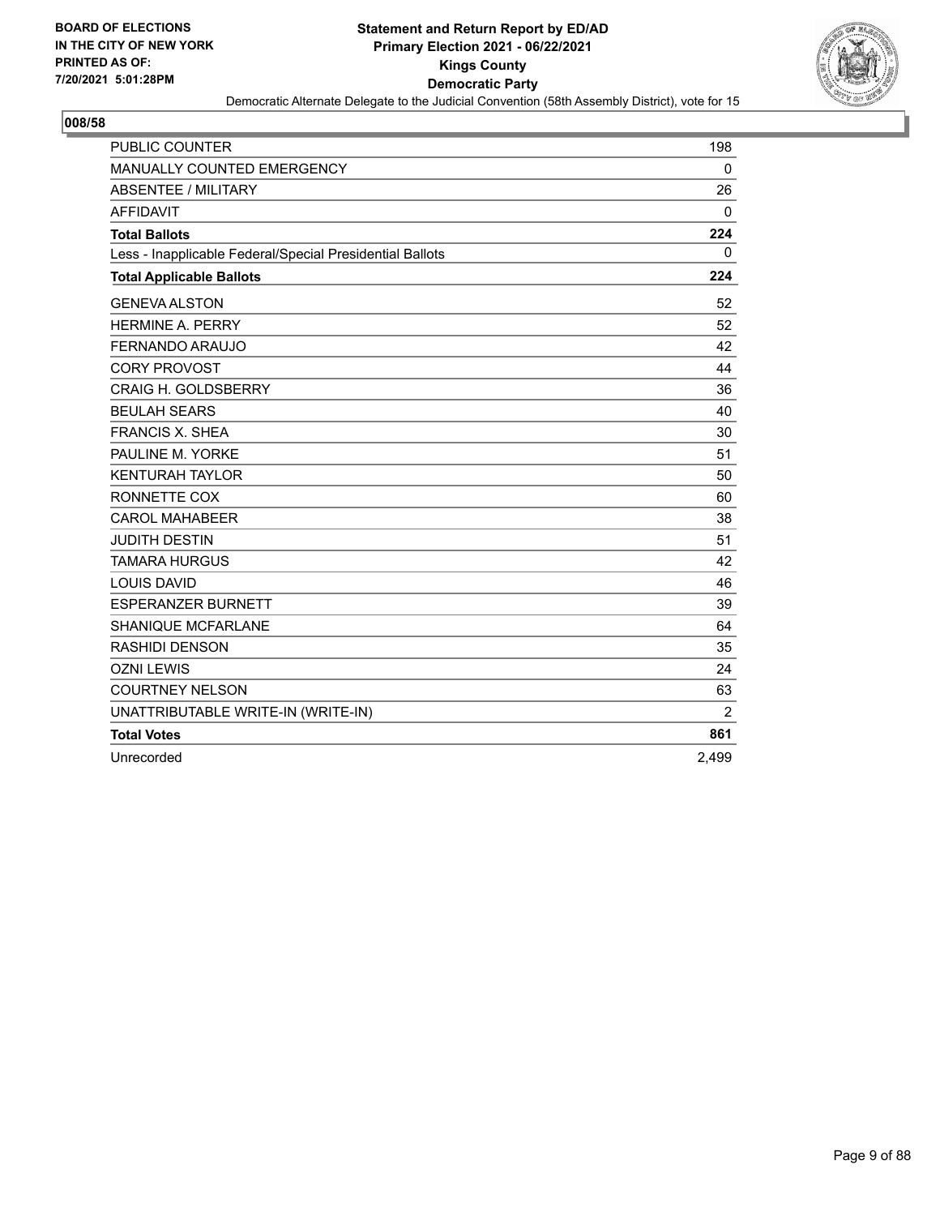BOARD OF ELECTIONS
IN THE CITY OF NEW YORK
PRINTED AS OF:
7/20/2021 5:01:28PM

# Statement and Return Report by ED/AD
## Primary Election 2021 - 06/22/2021
## Kings County
## Democratic Party

Democratic Alternate Delegate to the Judicial Convention (58th Assembly District), vote for 15

### 008/58

| | |
|---|---|
| PUBLIC COUNTER | 198 |
| MANUALLY COUNTED EMERGENCY | 0 |
| ABSENTEE / MILITARY | 26 |
| AFFIDAVIT | 0 |
| **Total Ballots** | **224** |
| Less - Inapplicable Federal/Special Presidential Ballots | 0 |
| **Total Applicable Ballots** | **224** |
| GENEVA ALSTON | 52 |
| HERMINE A. PERRY | 52 |
| FERNANDO ARAUJO | 42 |
| CORY PROVOST | 44 |
| CRAIG H. GOLDSBERRY | 36 |
| BEULAH SEARS | 40 |
| FRANCIS X. SHEA | 30 |
| PAULINE M. YORKE | 51 |
| KENTURAH TAYLOR | 50 |
| RONNETTE COX | 60 |
| CAROL MAHABEER | 38 |
| JUDITH DESTIN | 51 |
| TAMARA HURGUS | 42 |
| LOUIS DAVID | 46 |
| ESPERANZER BURNETT | 39 |
| SHANIQUE MCFARLANE | 64 |
| RASHIDI DENSON | 35 |
| OZNI LEWIS | 24 |
| COURTNEY NELSON | 63 |
| UNATTRIBUTABLE WRITE-IN (WRITE-IN) | 2 |
| **Total Votes** | **861** |
| Unrecorded | 2,499 |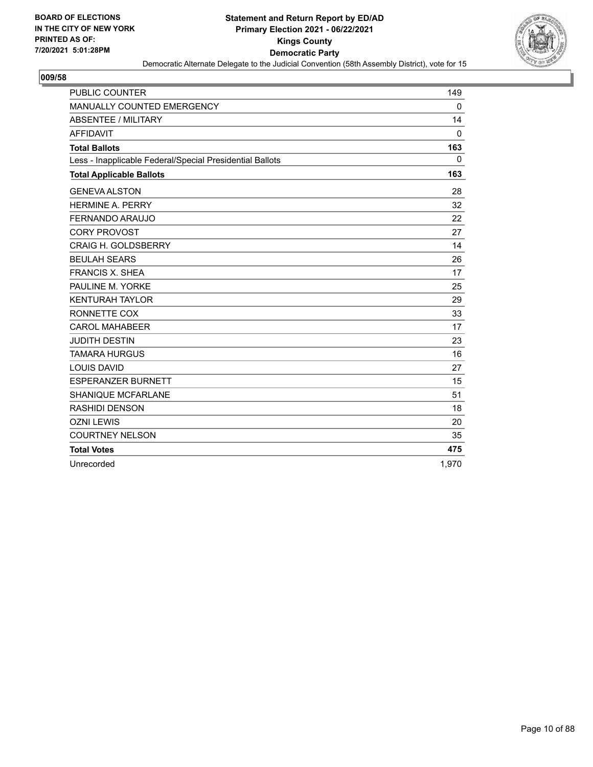BOARD OF ELECTIONS
IN THE CITY OF NEW YORK
PRINTED AS OF:
7/20/2021 5:01:28PM

**Statement and Return Report by ED/AD**
**Primary Election 2021 - 06/22/2021**
**Kings County**
**Democratic Party**
Democratic Alternate Delegate to the Judicial Convention (58th Assembly District), vote for 15

## 009/58

| | |
|---|---|
| PUBLIC COUNTER | 149 |
| MANUALLY COUNTED EMERGENCY | 0 |
| ABSENTEE / MILITARY | 14 |
| AFFIDAVIT | 0 |
| **Total Ballots** | **163** |
| Less - Inapplicable Federal/Special Presidential Ballots | 0 |
| **Total Applicable Ballots** | **163** |
| GENEVA ALSTON | 28 |
| HERMINE A. PERRY | 32 |
| FERNANDO ARAUJO | 22 |
| CORY PROVOST | 27 |
| CRAIG H. GOLDSBERRY | 14 |
| BEULAH SEARS | 26 |
| FRANCIS X. SHEA | 17 |
| PAULINE M. YORKE | 25 |
| KENTURAH TAYLOR | 29 |
| RONNETTE COX | 33 |
| CAROL MAHABEER | 17 |
| JUDITH DESTIN | 23 |
| TAMARA HURGUS | 16 |
| LOUIS DAVID | 27 |
| ESPERANZER BURNETT | 15 |
| SHANIQUE MCFARLANE | 51 |
| RASHIDI DENSON | 18 |
| OZNI LEWIS | 20 |
| COURTNEY NELSON | 35 |
| **Total Votes** | **475** |
| Unrecorded | 1,970 |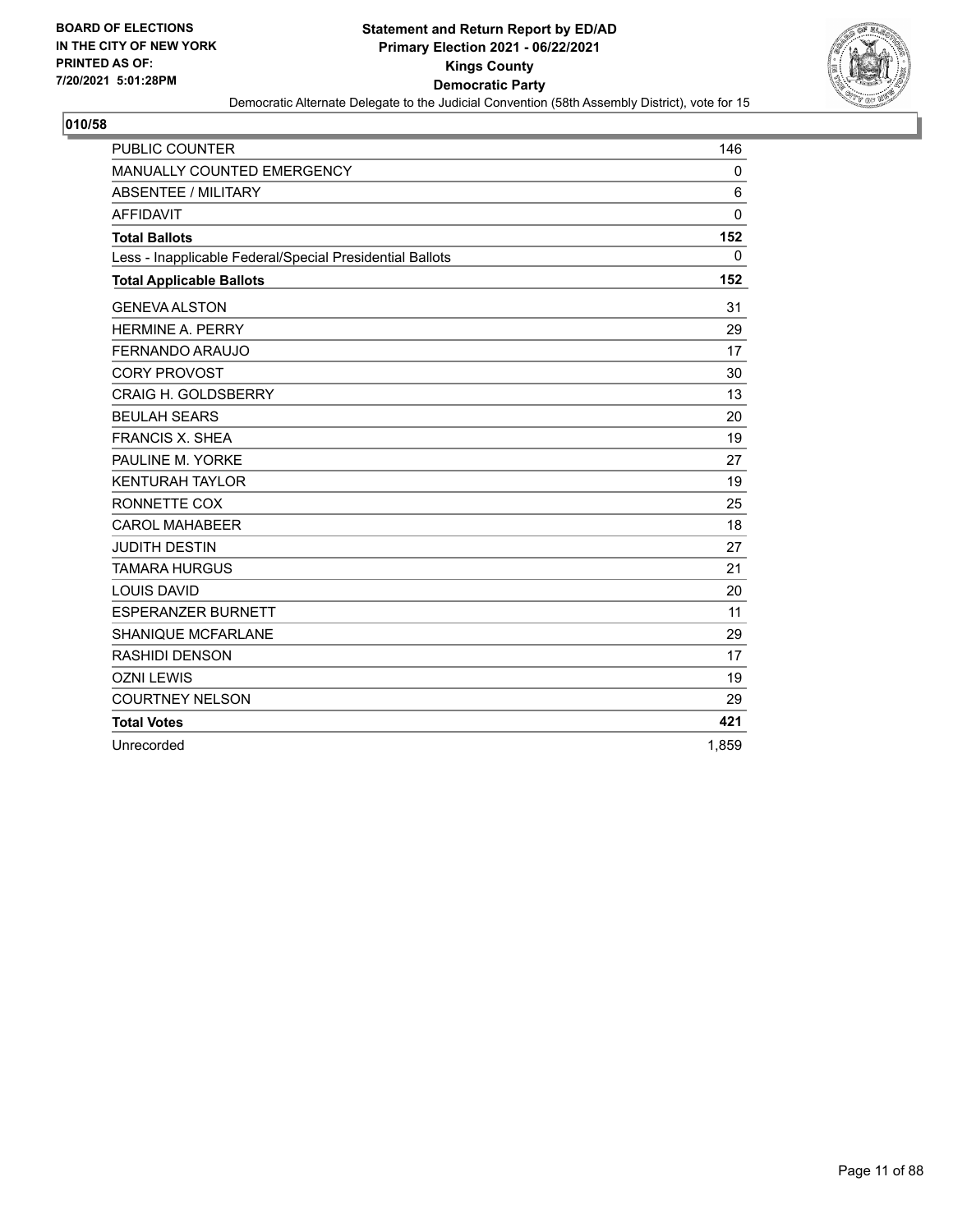**BOARD OF ELECTIONS IN THE CITY OF NEW YORK PRINTED AS OF: 7/20/2021 5:01:28PM**

# Statement and Return Report by ED/AD
## Primary Election 2021 - 06/22/2021
## Kings County
## Democratic Party

Democratic Alternate Delegate to the Judicial Convention (58th Assembly District), vote for 15

### 010/58

| | |
|---|---|
| PUBLIC COUNTER | 146 |
| MANUALLY COUNTED EMERGENCY | 0 |
| ABSENTEE / MILITARY | 6 |
| AFFIDAVIT | 0 |
| **Total Ballots** | **152** |
| Less - Inapplicable Federal/Special Presidential Ballots | 0 |
| **Total Applicable Ballots** | **152** |
| GENEVA ALSTON | 31 |
| HERMINE A. PERRY | 29 |
| FERNANDO ARAUJO | 17 |
| CORY PROVOST | 30 |
| CRAIG H. GOLDSBERRY | 13 |
| BEULAH SEARS | 20 |
| FRANCIS X. SHEA | 19 |
| PAULINE M. YORKE | 27 |
| KENTURAH TAYLOR | 19 |
| RONNETTE COX | 25 |
| CAROL MAHABEER | 18 |
| JUDITH DESTIN | 27 |
| TAMARA HURGUS | 21 |
| LOUIS DAVID | 20 |
| ESPERANZER BURNETT | 11 |
| SHANIQUE MCFARLANE | 29 |
| RASHIDI DENSON | 17 |
| OZNI LEWIS | 19 |
| COURTNEY NELSON | 29 |
| **Total Votes** | **421** |
| Unrecorded | 1,859 |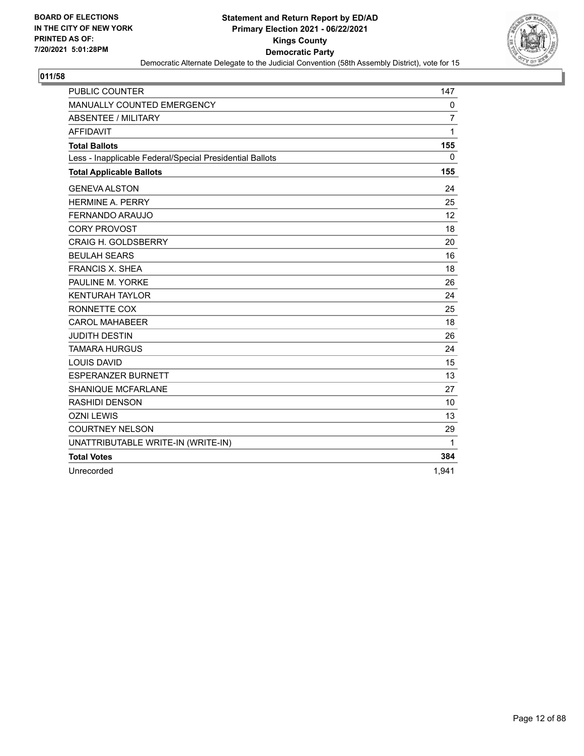BOARD OF ELECTIONS
IN THE CITY OF NEW YORK
PRINTED AS OF:
7/20/2021 5:01:28PM

**Statement and Return Report by ED/AD**
**Primary Election 2021 - 06/22/2021**
**Kings County**
**Democratic Party**
Democratic Alternate Delegate to the Judicial Convention (58th Assembly District), vote for 15

## 011/58

| | |
|---|---|
| PUBLIC COUNTER | 147 |
| MANUALLY COUNTED EMERGENCY | 0 |
| ABSENTEE / MILITARY | 7 |
| AFFIDAVIT | 1 |
| **Total Ballots** | **155** |
| Less - Inapplicable Federal/Special Presidential Ballots | 0 |
| **Total Applicable Ballots** | **155** |
| GENEVA ALSTON | 24 |
| HERMINE A. PERRY | 25 |
| FERNANDO ARAUJO | 12 |
| CORY PROVOST | 18 |
| CRAIG H. GOLDSBERRY | 20 |
| BEULAH SEARS | 16 |
| FRANCIS X. SHEA | 18 |
| PAULINE M. YORKE | 26 |
| KENTURAH TAYLOR | 24 |
| RONNETTE COX | 25 |
| CAROL MAHABEER | 18 |
| JUDITH DESTIN | 26 |
| TAMARA HURGUS | 24 |
| LOUIS DAVID | 15 |
| ESPERANZER BURNETT | 13 |
| SHANIQUE MCFARLANE | 27 |
| RASHIDI DENSON | 10 |
| OZNI LEWIS | 13 |
| COURTNEY NELSON | 29 |
| UNATTRIBUTABLE WRITE-IN (WRITE-IN) | 1 |
| **Total Votes** | **384** |
| Unrecorded | 1,941 |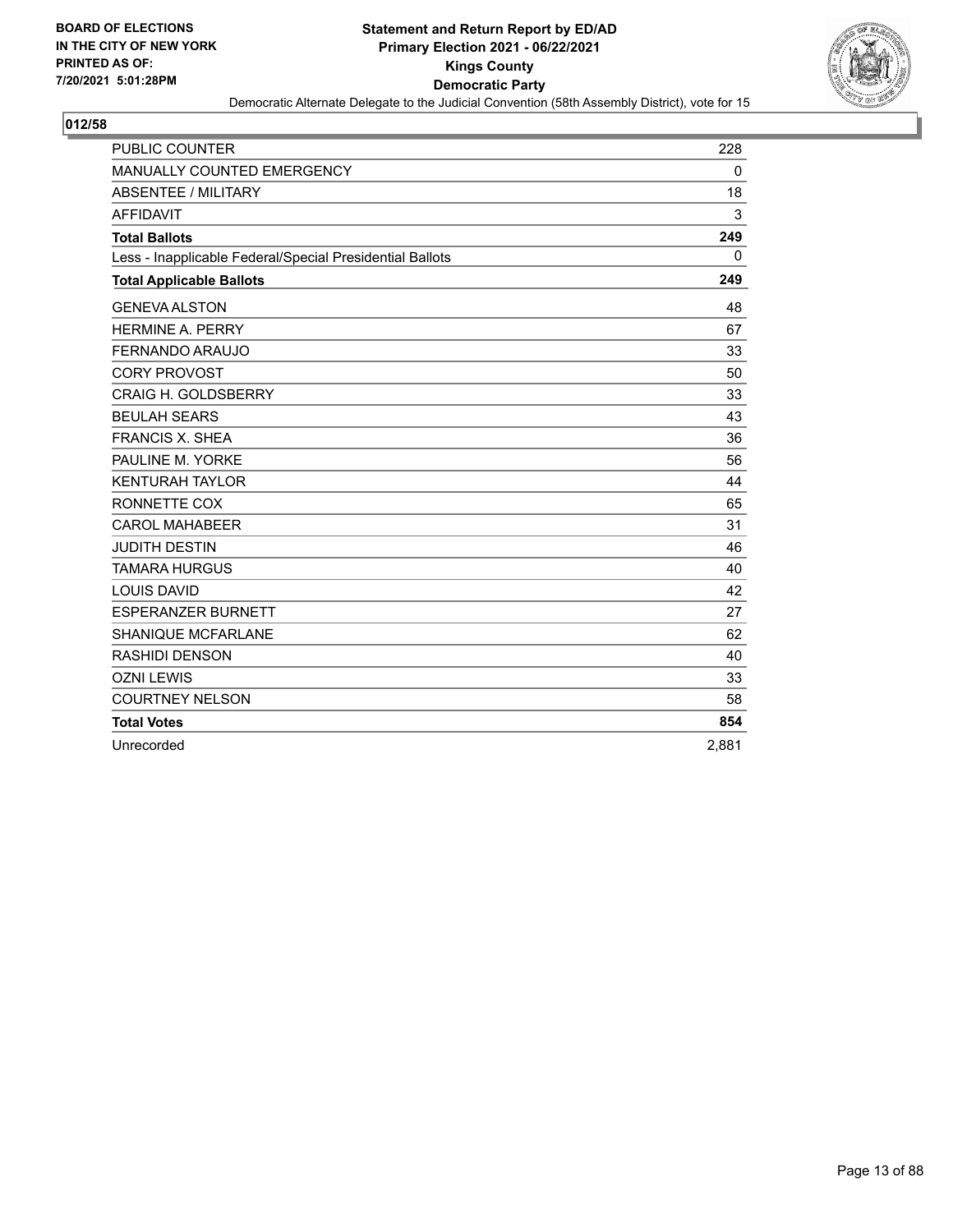BOARD OF ELECTIONS
IN THE CITY OF NEW YORK
PRINTED AS OF:
7/20/2021 5:01:28PM

**Statement and Return Report by ED/AD**
**Primary Election 2021 - 06/22/2021**
**Kings County**
**Democratic Party**
Democratic Alternate Delegate to the Judicial Convention (58th Assembly District), vote for 15

## 012/58

| | |
|---|---|
| PUBLIC COUNTER | 228 |
| MANUALLY COUNTED EMERGENCY | 0 |
| ABSENTEE / MILITARY | 18 |
| AFFIDAVIT | 3 |
| **Total Ballots** | **249** |
| Less - Inapplicable Federal/Special Presidential Ballots | 0 |
| **Total Applicable Ballots** | **249** |
| GENEVA ALSTON | 48 |
| HERMINE A. PERRY | 67 |
| FERNANDO ARAUJO | 33 |
| CORY PROVOST | 50 |
| CRAIG H. GOLDSBERRY | 33 |
| BEULAH SEARS | 43 |
| FRANCIS X. SHEA | 36 |
| PAULINE M. YORKE | 56 |
| KENTURAH TAYLOR | 44 |
| RONNETTE COX | 65 |
| CAROL MAHABEER | 31 |
| JUDITH DESTIN | 46 |
| TAMARA HURGUS | 40 |
| LOUIS DAVID | 42 |
| ESPERANZER BURNETT | 27 |
| SHANIQUE MCFARLANE | 62 |
| RASHIDI DENSON | 40 |
| OZNI LEWIS | 33 |
| COURTNEY NELSON | 58 |
| **Total Votes** | **854** |
| Unrecorded | 2,881 |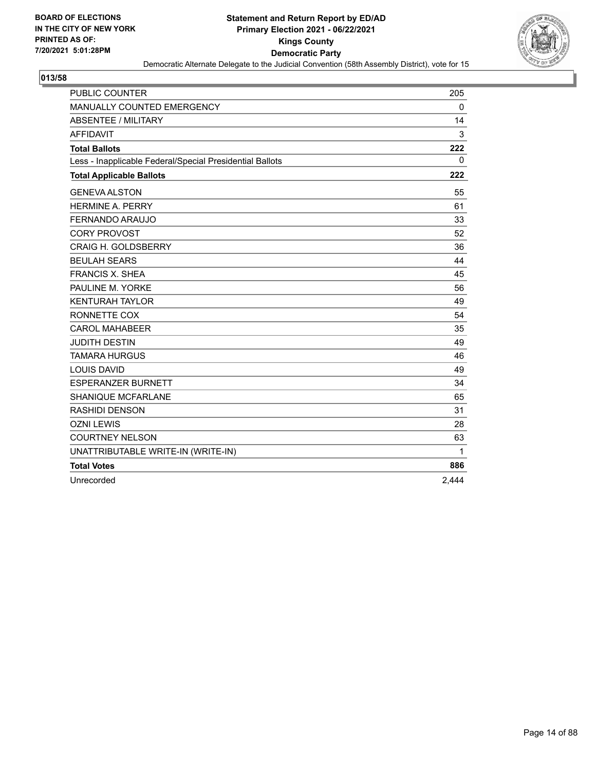BOARD OF ELECTIONS
IN THE CITY OF NEW YORK
PRINTED AS OF:
7/20/2021 5:01:28PM

**Statement and Return Report by ED/AD**
**Primary Election 2021 - 06/22/2021**
**Kings County**
**Democratic Party**
Democratic Alternate Delegate to the Judicial Convention (58th Assembly District), vote for 15

**013/58**

| | |
|---|---|
| PUBLIC COUNTER | 205 |
| MANUALLY COUNTED EMERGENCY | 0 |
| ABSENTEE / MILITARY | 14 |
| AFFIDAVIT | 3 |
| **Total Ballots** | **222** |
| Less - Inapplicable Federal/Special Presidential Ballots | 0 |
| **Total Applicable Ballots** | **222** |
| GENEVA ALSTON | 55 |
| HERMINE A. PERRY | 61 |
| FERNANDO ARAUJO | 33 |
| CORY PROVOST | 52 |
| CRAIG H. GOLDSBERRY | 36 |
| BEULAH SEARS | 44 |
| FRANCIS X. SHEA | 45 |
| PAULINE M. YORKE | 56 |
| KENTURAH TAYLOR | 49 |
| RONNETTE COX | 54 |
| CAROL MAHABEER | 35 |
| JUDITH DESTIN | 49 |
| TAMARA HURGUS | 46 |
| LOUIS DAVID | 49 |
| ESPERANZER BURNETT | 34 |
| SHANIQUE MCFARLANE | 65 |
| RASHIDI DENSON | 31 |
| OZNI LEWIS | 28 |
| COURTNEY NELSON | 63 |
| UNATTRIBUTABLE WRITE-IN (WRITE-IN) | 1 |
| **Total Votes** | **886** |
| Unrecorded | 2,444 |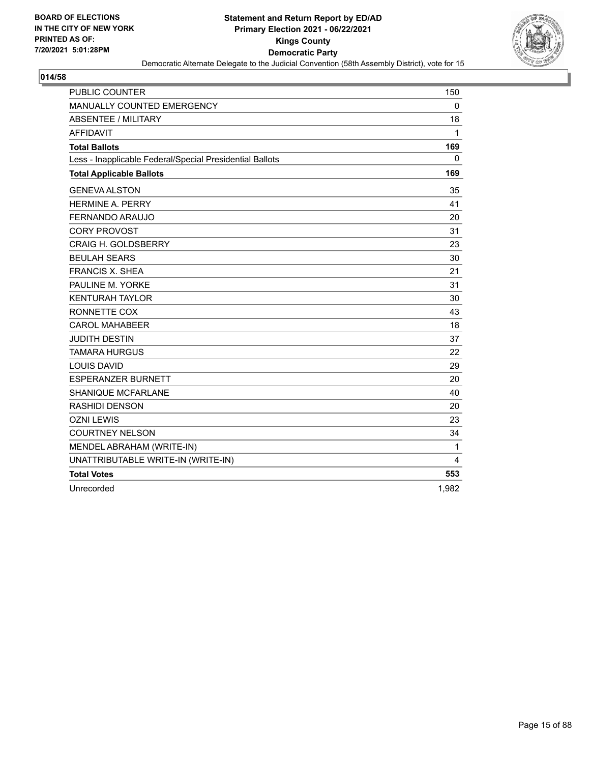BOARD OF ELECTIONS
IN THE CITY OF NEW YORK
PRINTED AS OF:
7/20/2021 5:01:28PM

**Statement and Return Report by ED/AD**
**Primary Election 2021 - 06/22/2021**
**Kings County**
**Democratic Party**
Democratic Alternate Delegate to the Judicial Convention (58th Assembly District), vote for 15

## 014/58

| | |
|---|---|
| PUBLIC COUNTER | 150 |
| MANUALLY COUNTED EMERGENCY | 0 |
| ABSENTEE / MILITARY | 18 |
| AFFIDAVIT | 1 |
| **Total Ballots** | **169** |
| Less - Inapplicable Federal/Special Presidential Ballots | 0 |
| **Total Applicable Ballots** | **169** |
| GENEVA ALSTON | 35 |
| HERMINE A. PERRY | 41 |
| FERNANDO ARAUJO | 20 |
| CORY PROVOST | 31 |
| CRAIG H. GOLDSBERRY | 23 |
| BEULAH SEARS | 30 |
| FRANCIS X. SHEA | 21 |
| PAULINE M. YORKE | 31 |
| KENTURAH TAYLOR | 30 |
| RONNETTE COX | 43 |
| CAROL MAHABEER | 18 |
| JUDITH DESTIN | 37 |
| TAMARA HURGUS | 22 |
| LOUIS DAVID | 29 |
| ESPERANZER BURNETT | 20 |
| SHANIQUE MCFARLANE | 40 |
| RASHIDI DENSON | 20 |
| OZNI LEWIS | 23 |
| COURTNEY NELSON | 34 |
| MENDEL ABRAHAM (WRITE-IN) | 1 |
| UNATTRIBUTABLE WRITE-IN (WRITE-IN) | 4 |
| **Total Votes** | **553** |
| Unrecorded | 1,982 |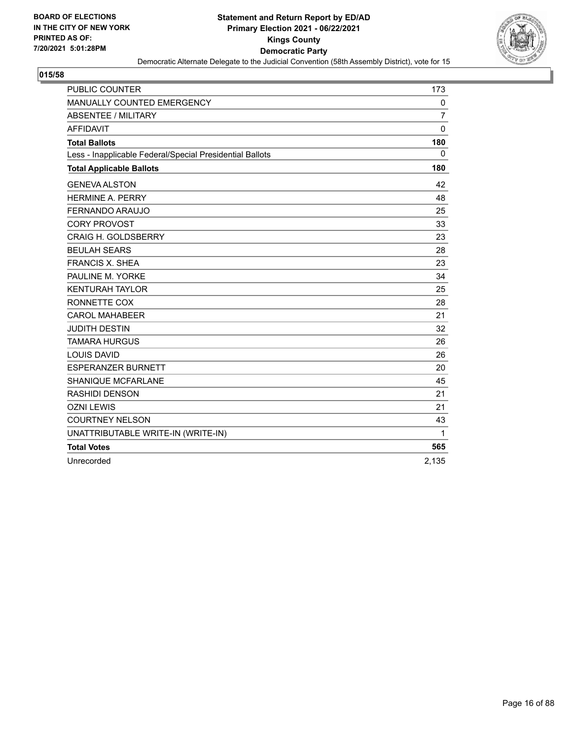**BOARD OF ELECTIONS IN THE CITY OF NEW YORK PRINTED AS OF: 7/20/2021 5:01:28PM**

**Statement and Return Report by ED/AD Primary Election 2021 - 06/22/2021 Kings County Democratic Party**

Democratic Alternate Delegate to the Judicial Convention (58th Assembly District), vote for 15

**015/58**

| | |
|---|---|
| PUBLIC COUNTER | 173 |
| MANUALLY COUNTED EMERGENCY | 0 |
| ABSENTEE / MILITARY | 7 |
| AFFIDAVIT | 0 |
| **Total Ballots** | **180** |
| Less - Inapplicable Federal/Special Presidential Ballots | 0 |
| **Total Applicable Ballots** | **180** |
| GENEVA ALSTON | 42 |
| HERMINE A. PERRY | 48 |
| FERNANDO ARAUJO | 25 |
| CORY PROVOST | 33 |
| CRAIG H. GOLDSBERRY | 23 |
| BEULAH SEARS | 28 |
| FRANCIS X. SHEA | 23 |
| PAULINE M. YORKE | 34 |
| KENTURAH TAYLOR | 25 |
| RONNETTE COX | 28 |
| CAROL MAHABEER | 21 |
| JUDITH DESTIN | 32 |
| TAMARA HURGUS | 26 |
| LOUIS DAVID | 26 |
| ESPERANZER BURNETT | 20 |
| SHANIQUE MCFARLANE | 45 |
| RASHIDI DENSON | 21 |
| OZNI LEWIS | 21 |
| COURTNEY NELSON | 43 |
| UNATTRIBUTABLE WRITE-IN (WRITE-IN) | 1 |
| **Total Votes** | **565** |
| Unrecorded | 2,135 |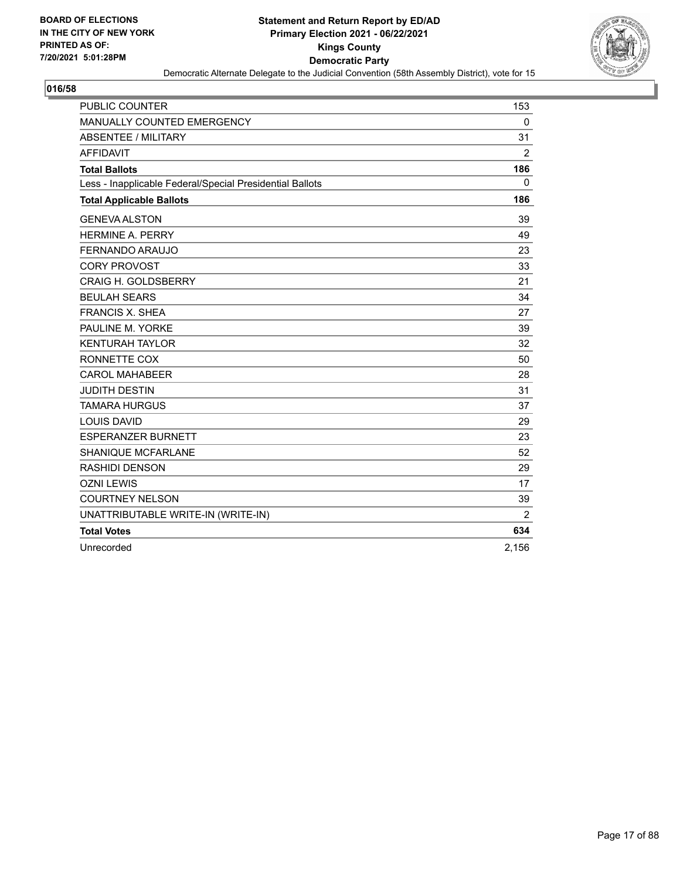BOARD OF ELECTIONS
IN THE CITY OF NEW YORK
PRINTED AS OF:
7/20/2021 5:01:28PM

**Statement and Return Report by ED/AD**
**Primary Election 2021 - 06/22/2021**
**Kings County**
**Democratic Party**
Democratic Alternate Delegate to the Judicial Convention (58th Assembly District), vote for 15

## 016/58

| | |
|---|---|
| PUBLIC COUNTER | 153 |
| MANUALLY COUNTED EMERGENCY | 0 |
| ABSENTEE / MILITARY | 31 |
| AFFIDAVIT | 2 |
| **Total Ballots** | **186** |
| Less - Inapplicable Federal/Special Presidential Ballots | 0 |
| **Total Applicable Ballots** | **186** |
| GENEVA ALSTON | 39 |
| HERMINE A. PERRY | 49 |
| FERNANDO ARAUJO | 23 |
| CORY PROVOST | 33 |
| CRAIG H. GOLDSBERRY | 21 |
| BEULAH SEARS | 34 |
| FRANCIS X. SHEA | 27 |
| PAULINE M. YORKE | 39 |
| KENTURAH TAYLOR | 32 |
| RONNETTE COX | 50 |
| CAROL MAHABEER | 28 |
| JUDITH DESTIN | 31 |
| TAMARA HURGUS | 37 |
| LOUIS DAVID | 29 |
| ESPERANZER BURNETT | 23 |
| SHANIQUE MCFARLANE | 52 |
| RASHIDI DENSON | 29 |
| OZNI LEWIS | 17 |
| COURTNEY NELSON | 39 |
| UNATTRIBUTABLE WRITE-IN (WRITE-IN) | 2 |
| **Total Votes** | **634** |
| Unrecorded | 2,156 |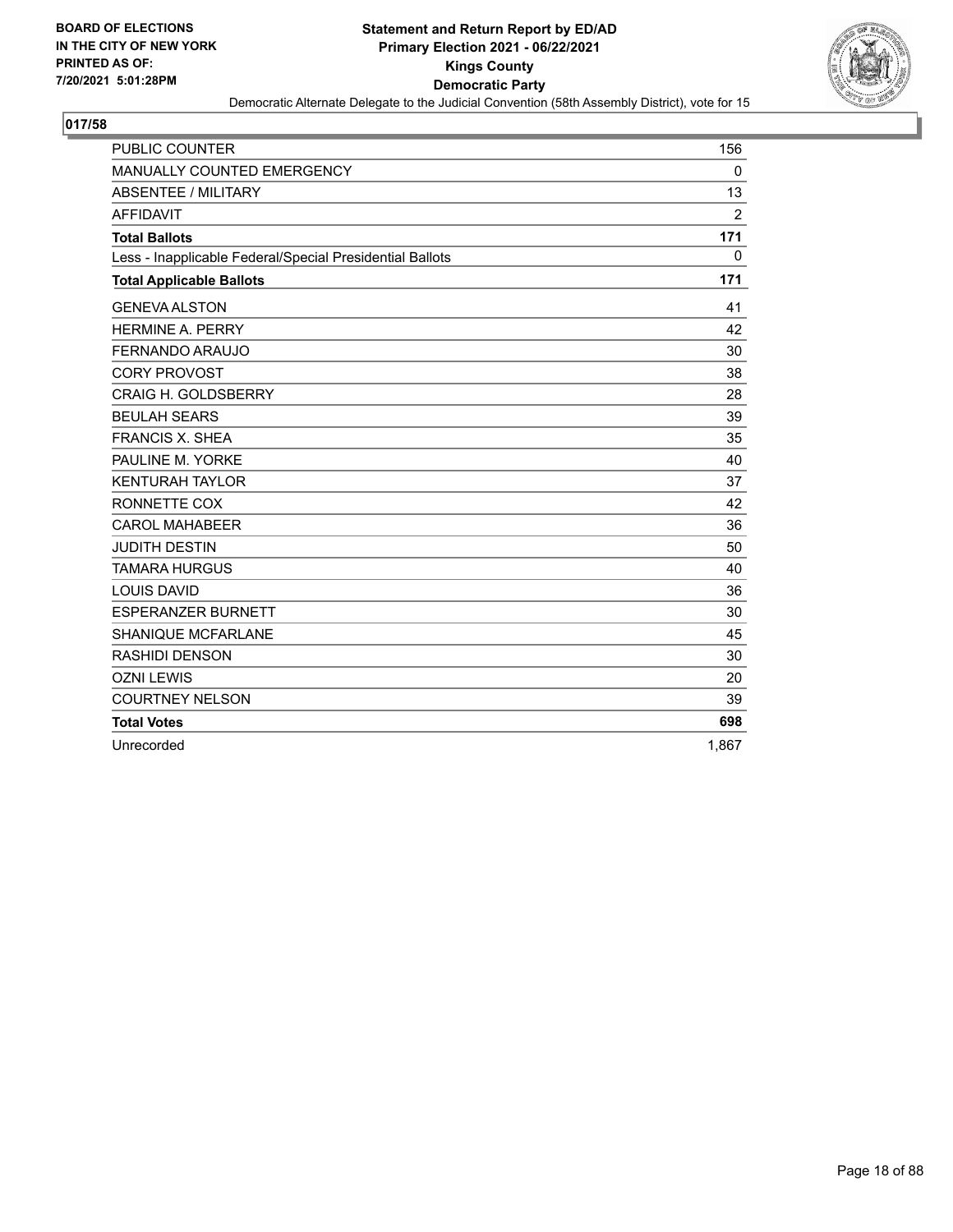**BOARD OF ELECTIONS IN THE CITY OF NEW YORK PRINTED AS OF: 7/20/2021 5:01:28PM**

**Statement and Return Report by ED/AD**
**Primary Election 2021 - 06/22/2021**
**Kings County**
**Democratic Party**
Democratic Alternate Delegate to the Judicial Convention (58th Assembly District), vote for 15

**017/58**

| | |
|---|---|
| PUBLIC COUNTER | 156 |
| MANUALLY COUNTED EMERGENCY | 0 |
| ABSENTEE / MILITARY | 13 |
| AFFIDAVIT | 2 |
| **Total Ballots** | **171** |
| Less - Inapplicable Federal/Special Presidential Ballots | 0 |
| **Total Applicable Ballots** | **171** |
| GENEVA ALSTON | 41 |
| HERMINE A. PERRY | 42 |
| FERNANDO ARAUJO | 30 |
| CORY PROVOST | 38 |
| CRAIG H. GOLDSBERRY | 28 |
| BEULAH SEARS | 39 |
| FRANCIS X. SHEA | 35 |
| PAULINE M. YORKE | 40 |
| KENTURAH TAYLOR | 37 |
| RONNETTE COX | 42 |
| CAROL MAHABEER | 36 |
| JUDITH DESTIN | 50 |
| TAMARA HURGUS | 40 |
| LOUIS DAVID | 36 |
| ESPERANZER BURNETT | 30 |
| SHANIQUE MCFARLANE | 45 |
| RASHIDI DENSON | 30 |
| OZNI LEWIS | 20 |
| COURTNEY NELSON | 39 |
| **Total Votes** | **698** |
| Unrecorded | 1,867 |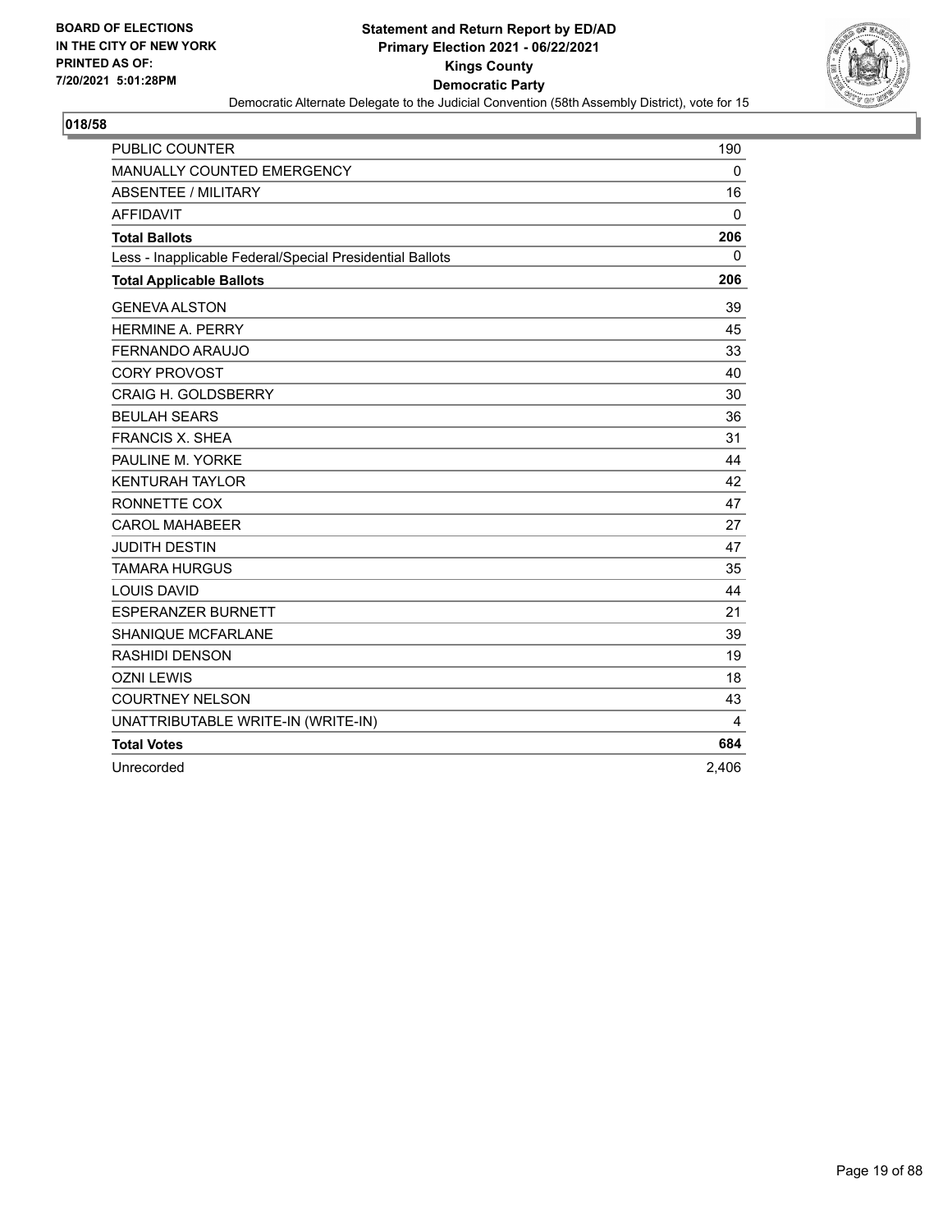**BOARD OF ELECTIONS IN THE CITY OF NEW YORK PRINTED AS OF: 7/20/2021 5:01:28PM**

# Statement and Return Report by ED/AD
## Primary Election 2021 - 06/22/2021
## Kings County
## Democratic Party
### Democratic Alternate Delegate to the Judicial Convention (58th Assembly District), vote for 15

**018/58**

| | |
|---|---|
| PUBLIC COUNTER | 190 |
| MANUALLY COUNTED EMERGENCY | 0 |
| ABSENTEE / MILITARY | 16 |
| AFFIDAVIT | 0 |
| **Total Ballots** | **206** |
| Less - Inapplicable Federal/Special Presidential Ballots | 0 |
| **Total Applicable Ballots** | **206** |
| GENEVA ALSTON | 39 |
| HERMINE A. PERRY | 45 |
| FERNANDO ARAUJO | 33 |
| CORY PROVOST | 40 |
| CRAIG H. GOLDSBERRY | 30 |
| BEULAH SEARS | 36 |
| FRANCIS X. SHEA | 31 |
| PAULINE M. YORKE | 44 |
| KENTURAH TAYLOR | 42 |
| RONNETTE COX | 47 |
| CAROL MAHABEER | 27 |
| JUDITH DESTIN | 47 |
| TAMARA HURGUS | 35 |
| LOUIS DAVID | 44 |
| ESPERANZER BURNETT | 21 |
| SHANIQUE MCFARLANE | 39 |
| RASHIDI DENSON | 19 |
| OZNI LEWIS | 18 |
| COURTNEY NELSON | 43 |
| UNATTRIBUTABLE WRITE-IN (WRITE-IN) | 4 |
| **Total Votes** | **684** |
| Unrecorded | 2,406 |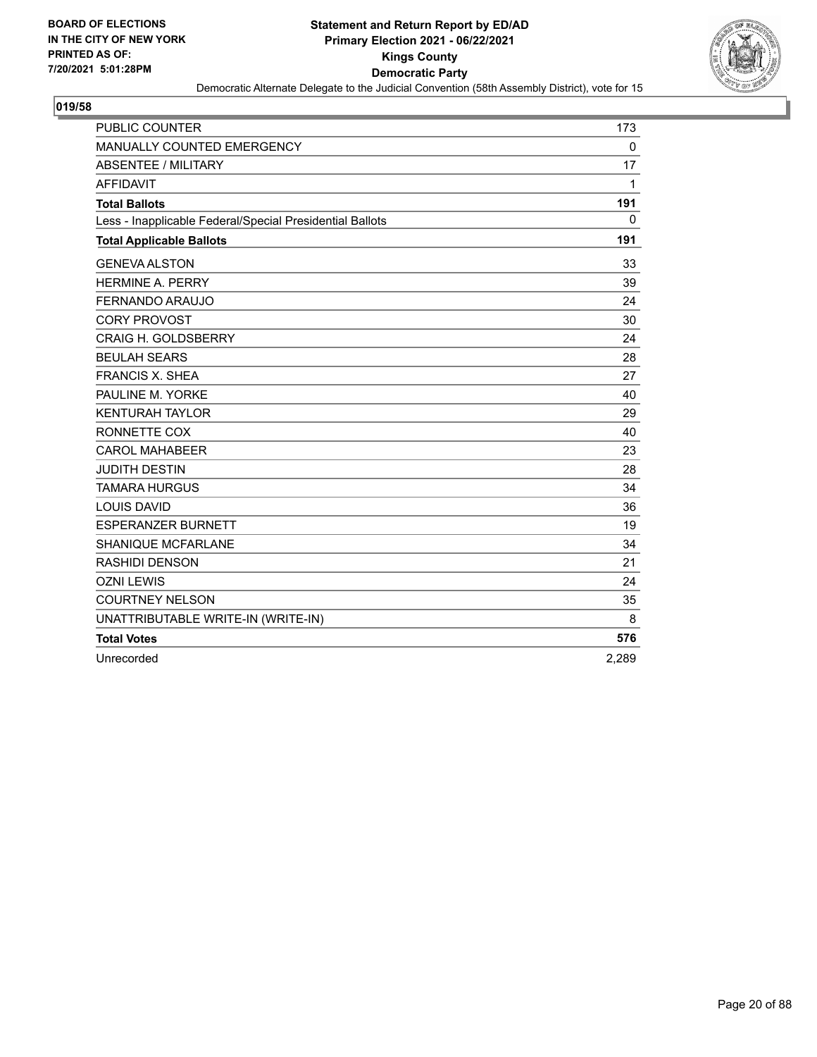BOARD OF ELECTIONS
IN THE CITY OF NEW YORK
PRINTED AS OF:
7/20/2021 5:01:28PM

**Statement and Return Report by ED/AD**
**Primary Election 2021 - 06/22/2021**
**Kings County**
**Democratic Party**
Democratic Alternate Delegate to the Judicial Convention (58th Assembly District), vote for 15

## 019/58

| | |
|---|---|
| PUBLIC COUNTER | 173 |
| MANUALLY COUNTED EMERGENCY | 0 |
| ABSENTEE / MILITARY | 17 |
| AFFIDAVIT | 1 |
| **Total Ballots** | **191** |
| Less - Inapplicable Federal/Special Presidential Ballots | 0 |
| **Total Applicable Ballots** | **191** |
| GENEVA ALSTON | 33 |
| HERMINE A. PERRY | 39 |
| FERNANDO ARAUJO | 24 |
| CORY PROVOST | 30 |
| CRAIG H. GOLDSBERRY | 24 |
| BEULAH SEARS | 28 |
| FRANCIS X. SHEA | 27 |
| PAULINE M. YORKE | 40 |
| KENTURAH TAYLOR | 29 |
| RONNETTE COX | 40 |
| CAROL MAHABEER | 23 |
| JUDITH DESTIN | 28 |
| TAMARA HURGUS | 34 |
| LOUIS DAVID | 36 |
| ESPERANZER BURNETT | 19 |
| SHANIQUE MCFARLANE | 34 |
| RASHIDI DENSON | 21 |
| OZNI LEWIS | 24 |
| COURTNEY NELSON | 35 |
| UNATTRIBUTABLE WRITE-IN (WRITE-IN) | 8 |
| **Total Votes** | **576** |
| Unrecorded | 2,289 |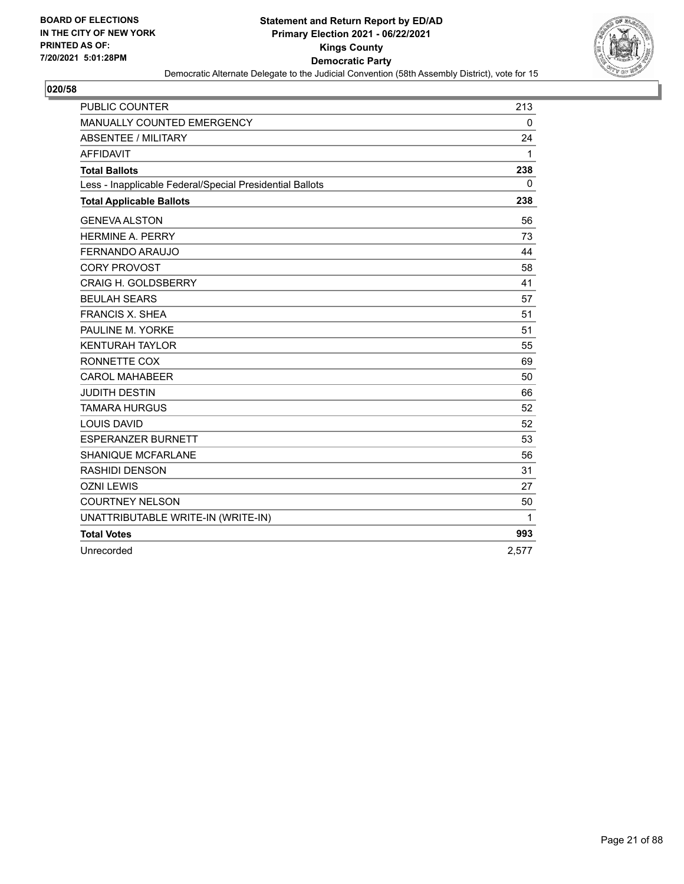**BOARD OF ELECTIONS IN THE CITY OF NEW YORK PRINTED AS OF: 7/20/2021 5:01:28PM**

**Statement and Return Report by ED/AD**
**Primary Election 2021 - 06/22/2021**
**Kings County**
**Democratic Party**
Democratic Alternate Delegate to the Judicial Convention (58th Assembly District), vote for 15

## 020/58

| | |
|---|---|
| PUBLIC COUNTER | 213 |
| MANUALLY COUNTED EMERGENCY | 0 |
| ABSENTEE / MILITARY | 24 |
| AFFIDAVIT | 1 |
| **Total Ballots** | **238** |
| Less - Inapplicable Federal/Special Presidential Ballots | 0 |
| **Total Applicable Ballots** | **238** |
| GENEVA ALSTON | 56 |
| HERMINE A. PERRY | 73 |
| FERNANDO ARAUJO | 44 |
| CORY PROVOST | 58 |
| CRAIG H. GOLDSBERRY | 41 |
| BEULAH SEARS | 57 |
| FRANCIS X. SHEA | 51 |
| PAULINE M. YORKE | 51 |
| KENTURAH TAYLOR | 55 |
| RONNETTE COX | 69 |
| CAROL MAHABEER | 50 |
| JUDITH DESTIN | 66 |
| TAMARA HURGUS | 52 |
| LOUIS DAVID | 52 |
| ESPERANZER BURNETT | 53 |
| SHANIQUE MCFARLANE | 56 |
| RASHIDI DENSON | 31 |
| OZNI LEWIS | 27 |
| COURTNEY NELSON | 50 |
| UNATTRIBUTABLE WRITE-IN (WRITE-IN) | 1 |
| **Total Votes** | **993** |
| Unrecorded | 2,577 |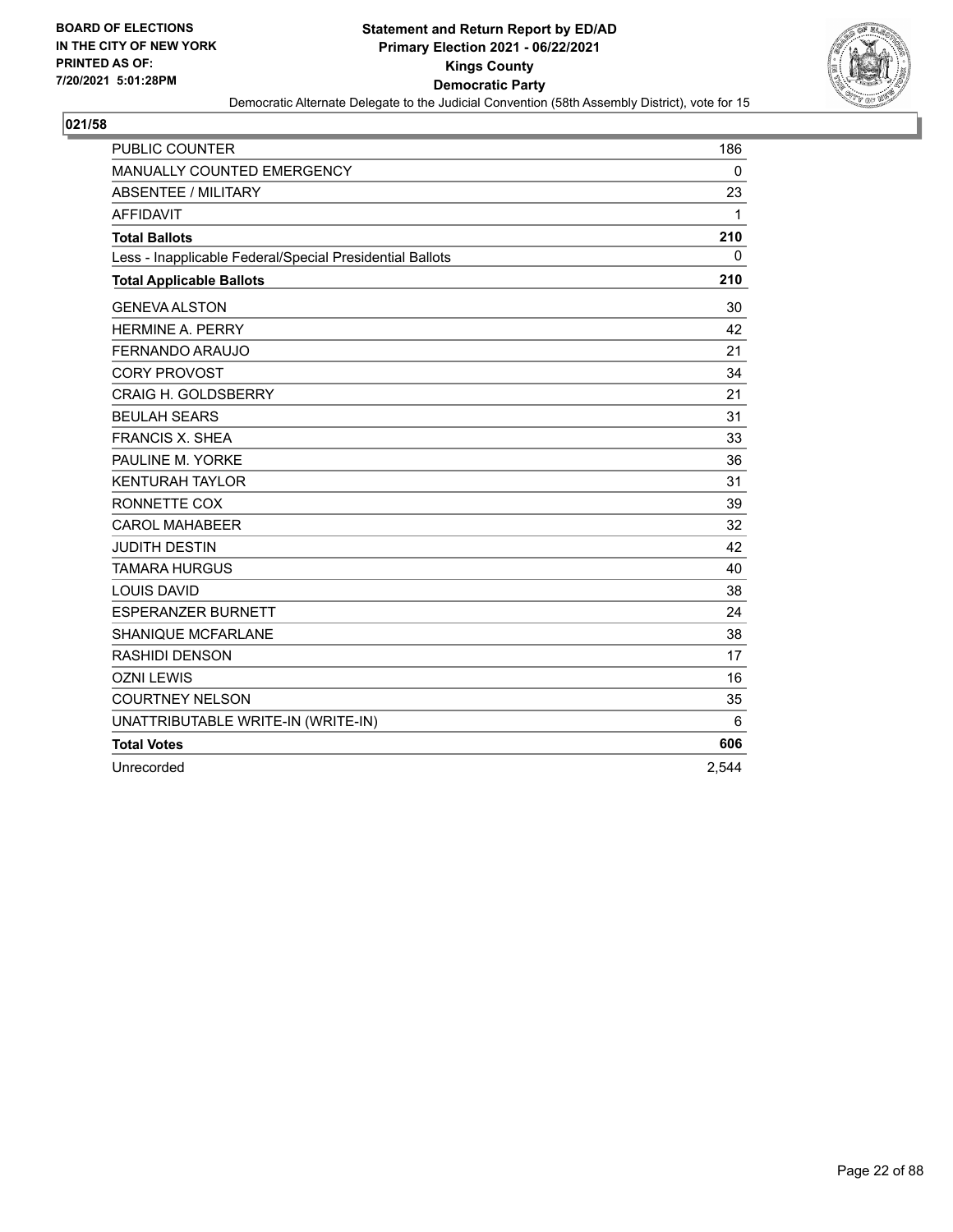**BOARD OF ELECTIONS IN THE CITY OF NEW YORK PRINTED AS OF: 7/20/2021 5:01:28PM**

**Statement and Return Report by ED/AD**
**Primary Election 2021 - 06/22/2021**
**Kings County**
**Democratic Party**
Democratic Alternate Delegate to the Judicial Convention (58th Assembly District), vote for 15

## 021/58

| | |
|---|---|
| PUBLIC COUNTER | 186 |
| MANUALLY COUNTED EMERGENCY | 0 |
| ABSENTEE / MILITARY | 23 |
| AFFIDAVIT | 1 |
| **Total Ballots** | **210** |
| Less - Inapplicable Federal/Special Presidential Ballots | 0 |
| **Total Applicable Ballots** | **210** |
| GENEVA ALSTON | 30 |
| HERMINE A. PERRY | 42 |
| FERNANDO ARAUJO | 21 |
| CORY PROVOST | 34 |
| CRAIG H. GOLDSBERRY | 21 |
| BEULAH SEARS | 31 |
| FRANCIS X. SHEA | 33 |
| PAULINE M. YORKE | 36 |
| KENTURAH TAYLOR | 31 |
| RONNETTE COX | 39 |
| CAROL MAHABEER | 32 |
| JUDITH DESTIN | 42 |
| TAMARA HURGUS | 40 |
| LOUIS DAVID | 38 |
| ESPERANZER BURNETT | 24 |
| SHANIQUE MCFARLANE | 38 |
| RASHIDI DENSON | 17 |
| OZNI LEWIS | 16 |
| COURTNEY NELSON | 35 |
| UNATTRIBUTABLE WRITE-IN (WRITE-IN) | 6 |
| **Total Votes** | **606** |
| Unrecorded | 2,544 |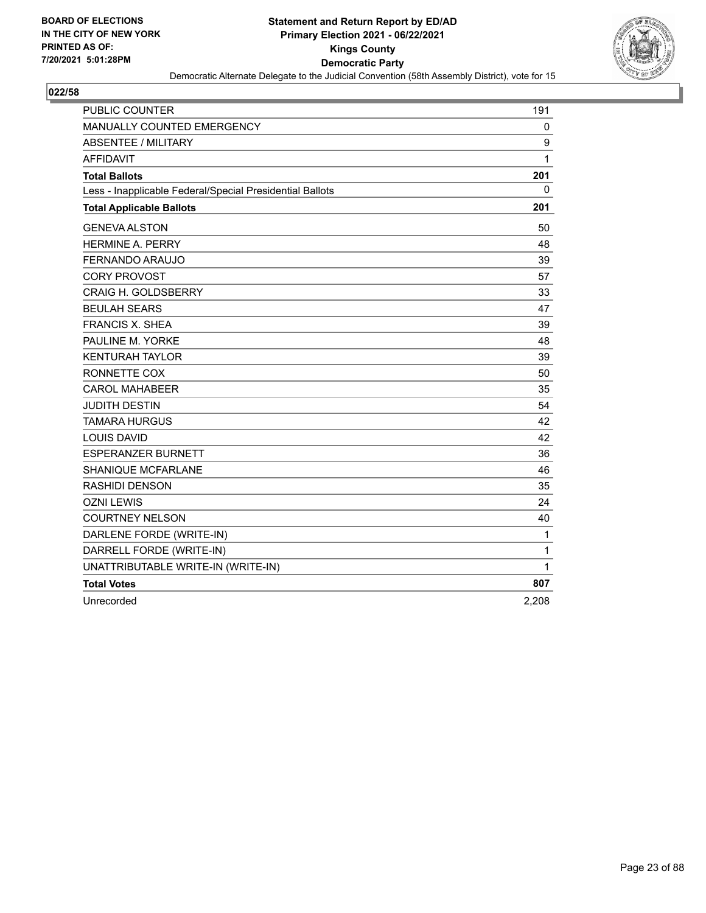**BOARD OF ELECTIONS IN THE CITY OF NEW YORK PRINTED AS OF: 7/20/2021 5:01:28PM**

**Statement and Return Report by ED/AD Primary Election 2021 - 06/22/2021 Kings County Democratic Party**

Democratic Alternate Delegate to the Judicial Convention (58th Assembly District), vote for 15

**022/58**

| | |
|---|---|
| PUBLIC COUNTER | 191 |
| MANUALLY COUNTED EMERGENCY | 0 |
| ABSENTEE / MILITARY | 9 |
| AFFIDAVIT | 1 |
| **Total Ballots** | **201** |
| Less - Inapplicable Federal/Special Presidential Ballots | 0 |
| **Total Applicable Ballots** | **201** |
| GENEVA ALSTON | 50 |
| HERMINE A. PERRY | 48 |
| FERNANDO ARAUJO | 39 |
| CORY PROVOST | 57 |
| CRAIG H. GOLDSBERRY | 33 |
| BEULAH SEARS | 47 |
| FRANCIS X. SHEA | 39 |
| PAULINE M. YORKE | 48 |
| KENTURAH TAYLOR | 39 |
| RONNETTE COX | 50 |
| CAROL MAHABEER | 35 |
| JUDITH DESTIN | 54 |
| TAMARA HURGUS | 42 |
| LOUIS DAVID | 42 |
| ESPERANZER BURNETT | 36 |
| SHANIQUE MCFARLANE | 46 |
| RASHIDI DENSON | 35 |
| OZNI LEWIS | 24 |
| COURTNEY NELSON | 40 |
| DARLENE FORDE (WRITE-IN) | 1 |
| DARRELL FORDE (WRITE-IN) | 1 |
| UNATTRIBUTABLE WRITE-IN (WRITE-IN) | 1 |
| **Total Votes** | **807** |
| Unrecorded | 2,208 |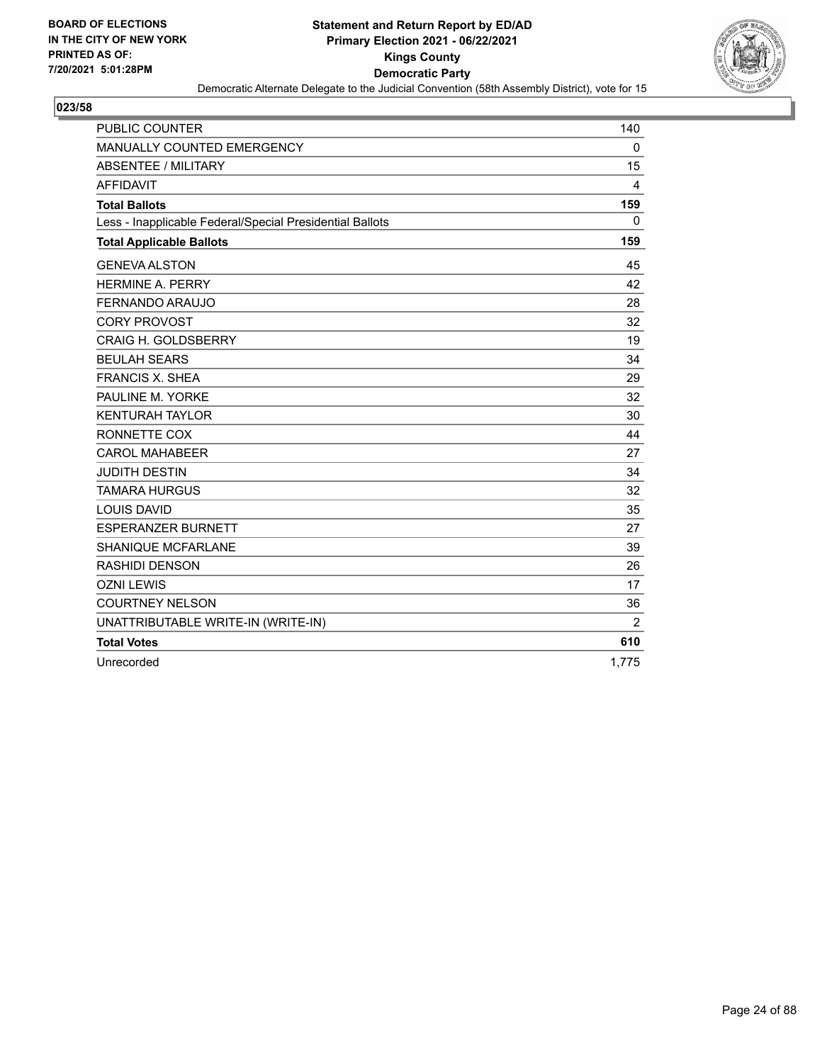BOARD OF ELECTIONS
IN THE CITY OF NEW YORK
PRINTED AS OF:
7/20/2021 5:01:28PM

**Statement and Return Report by ED/AD**
**Primary Election 2021 - 06/22/2021**
**Kings County**
**Democratic Party**
Democratic Alternate Delegate to the Judicial Convention (58th Assembly District), vote for 15

## 023/58

| | |
|---|---|
| PUBLIC COUNTER | 140 |
| MANUALLY COUNTED EMERGENCY | 0 |
| ABSENTEE / MILITARY | 15 |
| AFFIDAVIT | 4 |
| **Total Ballots** | **159** |
| Less - Inapplicable Federal/Special Presidential Ballots | 0 |
| **Total Applicable Ballots** | **159** |
| GENEVA ALSTON | 45 |
| HERMINE A. PERRY | 42 |
| FERNANDO ARAUJO | 28 |
| CORY PROVOST | 32 |
| CRAIG H. GOLDSBERRY | 19 |
| BEULAH SEARS | 34 |
| FRANCIS X. SHEA | 29 |
| PAULINE M. YORKE | 32 |
| KENTURAH TAYLOR | 30 |
| RONNETTE COX | 44 |
| CAROL MAHABEER | 27 |
| JUDITH DESTIN | 34 |
| TAMARA HURGUS | 32 |
| LOUIS DAVID | 35 |
| ESPERANZER BURNETT | 27 |
| SHANIQUE MCFARLANE | 39 |
| RASHIDI DENSON | 26 |
| OZNI LEWIS | 17 |
| COURTNEY NELSON | 36 |
| UNATTRIBUTABLE WRITE-IN (WRITE-IN) | 2 |
| **Total Votes** | **610** |
| Unrecorded | 1,775 |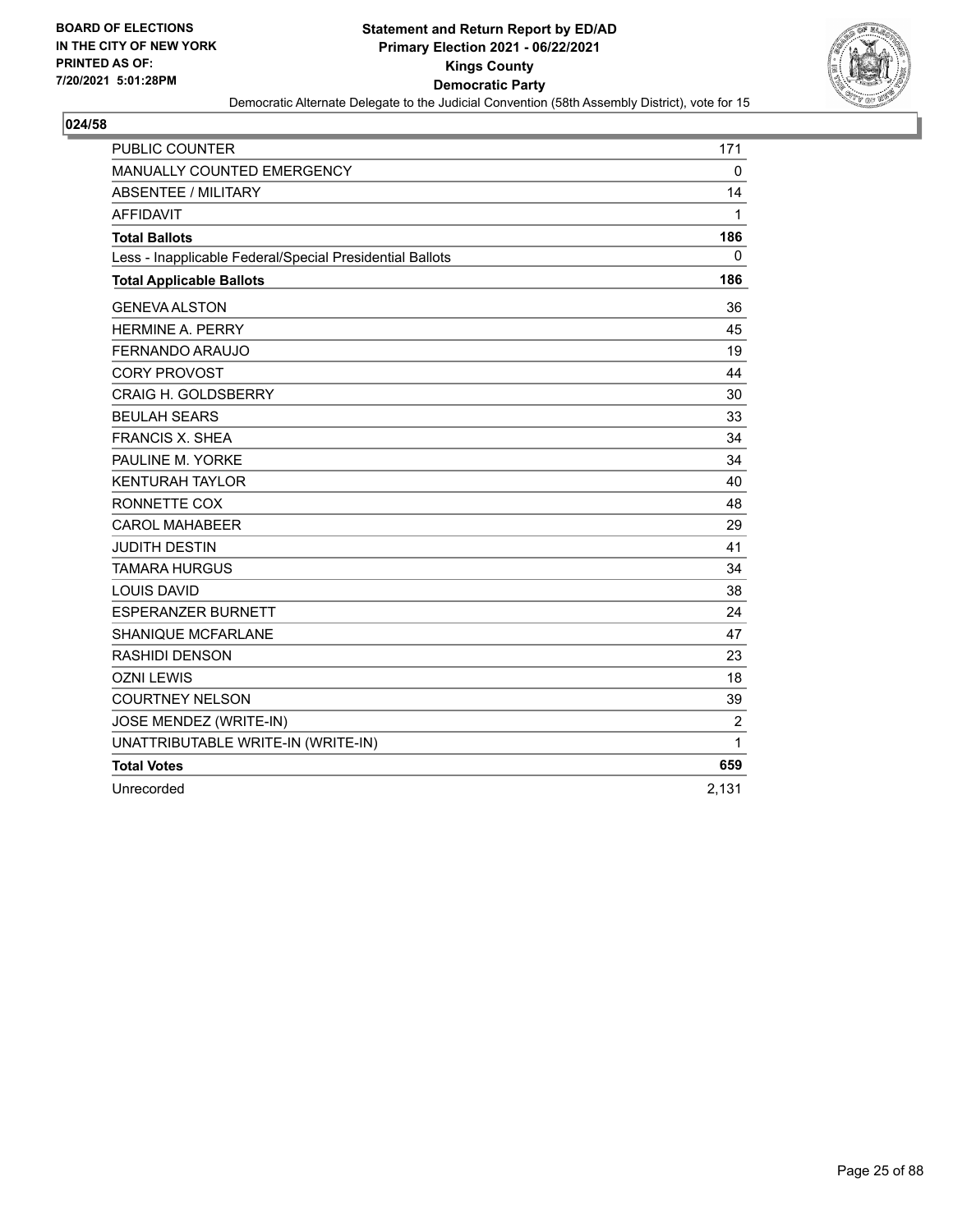BOARD OF ELECTIONS
IN THE CITY OF NEW YORK
PRINTED AS OF:
7/20/2021 5:01:28PM

**Statement and Return Report by ED/AD**
**Primary Election 2021 - 06/22/2021**
**Kings County**
**Democratic Party**
Democratic Alternate Delegate to the Judicial Convention (58th Assembly District), vote for 15

## 024/58

| | |
|---|---|
| PUBLIC COUNTER | 171 |
| MANUALLY COUNTED EMERGENCY | 0 |
| ABSENTEE / MILITARY | 14 |
| AFFIDAVIT | 1 |
| **Total Ballots** | **186** |
| Less - Inapplicable Federal/Special Presidential Ballots | 0 |
| **Total Applicable Ballots** | **186** |
| GENEVA ALSTON | 36 |
| HERMINE A. PERRY | 45 |
| FERNANDO ARAUJO | 19 |
| CORY PROVOST | 44 |
| CRAIG H. GOLDSBERRY | 30 |
| BEULAH SEARS | 33 |
| FRANCIS X. SHEA | 34 |
| PAULINE M. YORKE | 34 |
| KENTURAH TAYLOR | 40 |
| RONNETTE COX | 48 |
| CAROL MAHABEER | 29 |
| JUDITH DESTIN | 41 |
| TAMARA HURGUS | 34 |
| LOUIS DAVID | 38 |
| ESPERANZER BURNETT | 24 |
| SHANIQUE MCFARLANE | 47 |
| RASHIDI DENSON | 23 |
| OZNI LEWIS | 18 |
| COURTNEY NELSON | 39 |
| JOSE MENDEZ (WRITE-IN) | 2 |
| UNATTRIBUTABLE WRITE-IN (WRITE-IN) | 1 |
| **Total Votes** | **659** |
| Unrecorded | 2,131 |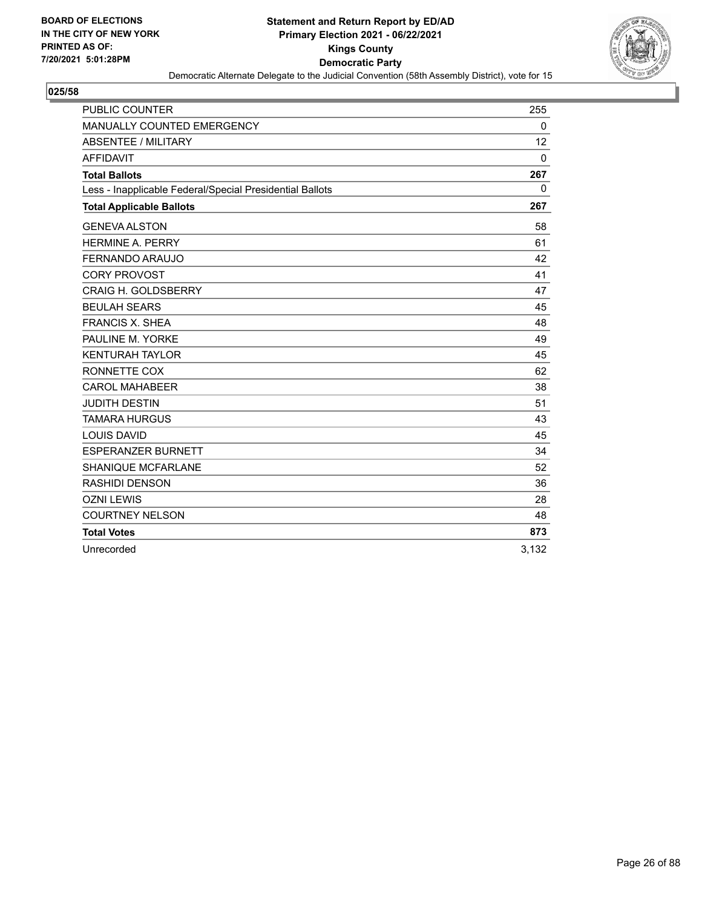BOARD OF ELECTIONS
IN THE CITY OF NEW YORK
PRINTED AS OF:
7/20/2021 5:01:28PM

**Statement and Return Report by ED/AD**
**Primary Election 2021 - 06/22/2021**
**Kings County**
**Democratic Party**
Democratic Alternate Delegate to the Judicial Convention (58th Assembly District), vote for 15

## 025/58

| | |
|---|---|
| PUBLIC COUNTER | 255 |
| MANUALLY COUNTED EMERGENCY | 0 |
| ABSENTEE / MILITARY | 12 |
| AFFIDAVIT | 0 |
| **Total Ballots** | **267** |
| Less - Inapplicable Federal/Special Presidential Ballots | 0 |
| **Total Applicable Ballots** | **267** |
| GENEVA ALSTON | 58 |
| HERMINE A. PERRY | 61 |
| FERNANDO ARAUJO | 42 |
| CORY PROVOST | 41 |
| CRAIG H. GOLDSBERRY | 47 |
| BEULAH SEARS | 45 |
| FRANCIS X. SHEA | 48 |
| PAULINE M. YORKE | 49 |
| KENTURAH TAYLOR | 45 |
| RONNETTE COX | 62 |
| CAROL MAHABEER | 38 |
| JUDITH DESTIN | 51 |
| TAMARA HURGUS | 43 |
| LOUIS DAVID | 45 |
| ESPERANZER BURNETT | 34 |
| SHANIQUE MCFARLANE | 52 |
| RASHIDI DENSON | 36 |
| OZNI LEWIS | 28 |
| COURTNEY NELSON | 48 |
| **Total Votes** | **873** |
| Unrecorded | 3,132 |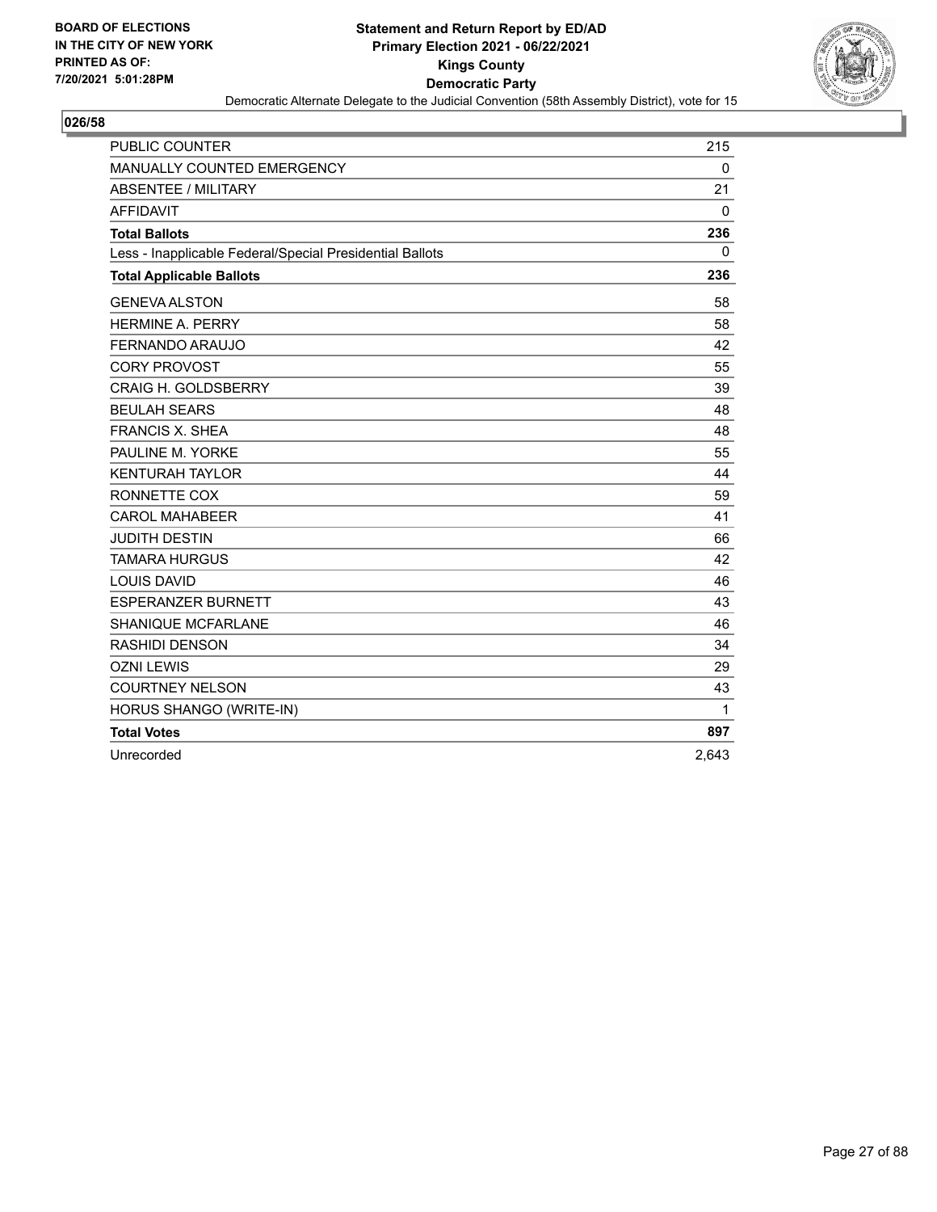**BOARD OF ELECTIONS IN THE CITY OF NEW YORK PRINTED AS OF: 7/20/2021 5:01:28PM**

**Statement and Return Report by ED/AD Primary Election 2021 - 06/22/2021 Kings County Democratic Party**

Democratic Alternate Delegate to the Judicial Convention (58th Assembly District), vote for 15

**026/58**

| | |
|---|---|
| PUBLIC COUNTER | 215 |
| MANUALLY COUNTED EMERGENCY | 0 |
| ABSENTEE / MILITARY | 21 |
| AFFIDAVIT | 0 |
| **Total Ballots** | **236** |
| Less - Inapplicable Federal/Special Presidential Ballots | 0 |
| **Total Applicable Ballots** | **236** |
| GENEVA ALSTON | 58 |
| HERMINE A. PERRY | 58 |
| FERNANDO ARAUJO | 42 |
| CORY PROVOST | 55 |
| CRAIG H. GOLDSBERRY | 39 |
| BEULAH SEARS | 48 |
| FRANCIS X. SHEA | 48 |
| PAULINE M. YORKE | 55 |
| KENTURAH TAYLOR | 44 |
| RONNETTE COX | 59 |
| CAROL MAHABEER | 41 |
| JUDITH DESTIN | 66 |
| TAMARA HURGUS | 42 |
| LOUIS DAVID | 46 |
| ESPERANZER BURNETT | 43 |
| SHANIQUE MCFARLANE | 46 |
| RASHIDI DENSON | 34 |
| OZNI LEWIS | 29 |
| COURTNEY NELSON | 43 |
| HORUS SHANGO (WRITE-IN) | 1 |
| **Total Votes** | **897** |
| Unrecorded | 2,643 |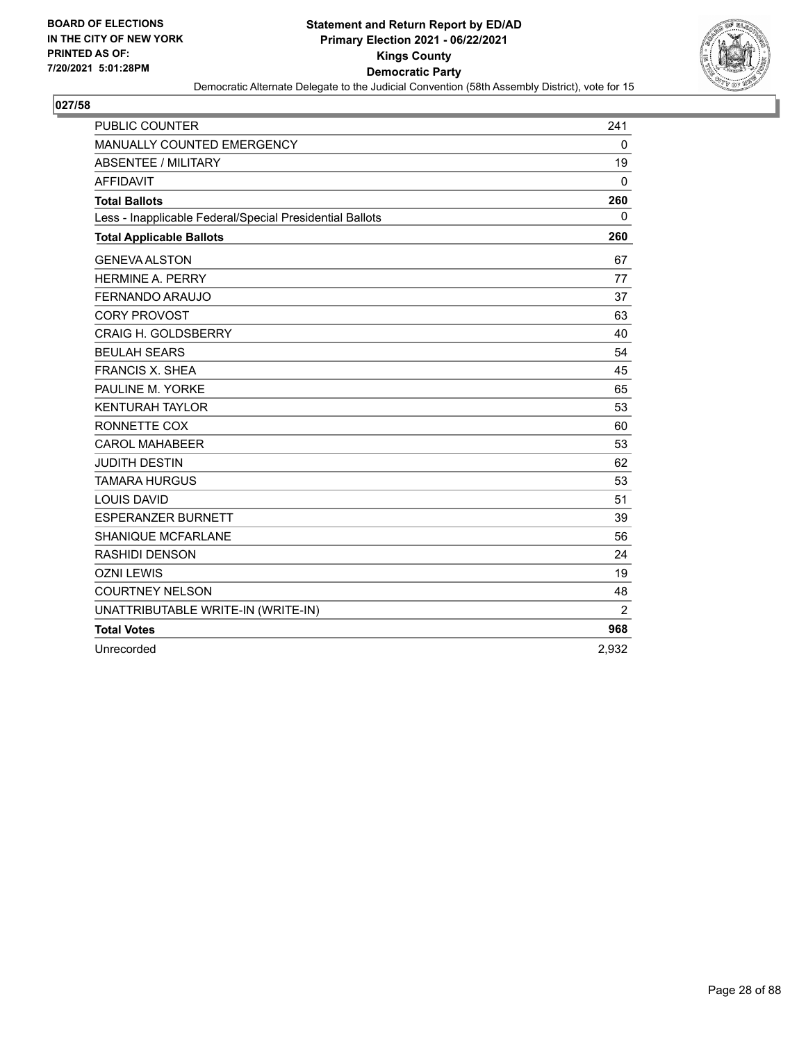BOARD OF ELECTIONS
IN THE CITY OF NEW YORK
PRINTED AS OF:
7/20/2021 5:01:28PM

**Statement and Return Report by ED/AD**
**Primary Election 2021 - 06/22/2021**
**Kings County**
**Democratic Party**
Democratic Alternate Delegate to the Judicial Convention (58th Assembly District), vote for 15

## 027/58

| | |
|---|---|
| PUBLIC COUNTER | 241 |
| MANUALLY COUNTED EMERGENCY | 0 |
| ABSENTEE / MILITARY | 19 |
| AFFIDAVIT | 0 |
| **Total Ballots** | **260** |
| Less - Inapplicable Federal/Special Presidential Ballots | 0 |
| **Total Applicable Ballots** | **260** |
| GENEVA ALSTON | 67 |
| HERMINE A. PERRY | 77 |
| FERNANDO ARAUJO | 37 |
| CORY PROVOST | 63 |
| CRAIG H. GOLDSBERRY | 40 |
| BEULAH SEARS | 54 |
| FRANCIS X. SHEA | 45 |
| PAULINE M. YORKE | 65 |
| KENTURAH TAYLOR | 53 |
| RONNETTE COX | 60 |
| CAROL MAHABEER | 53 |
| JUDITH DESTIN | 62 |
| TAMARA HURGUS | 53 |
| LOUIS DAVID | 51 |
| ESPERANZER BURNETT | 39 |
| SHANIQUE MCFARLANE | 56 |
| RASHIDI DENSON | 24 |
| OZNI LEWIS | 19 |
| COURTNEY NELSON | 48 |
| UNATTRIBUTABLE WRITE-IN (WRITE-IN) | 2 |
| **Total Votes** | **968** |
| Unrecorded | 2,932 |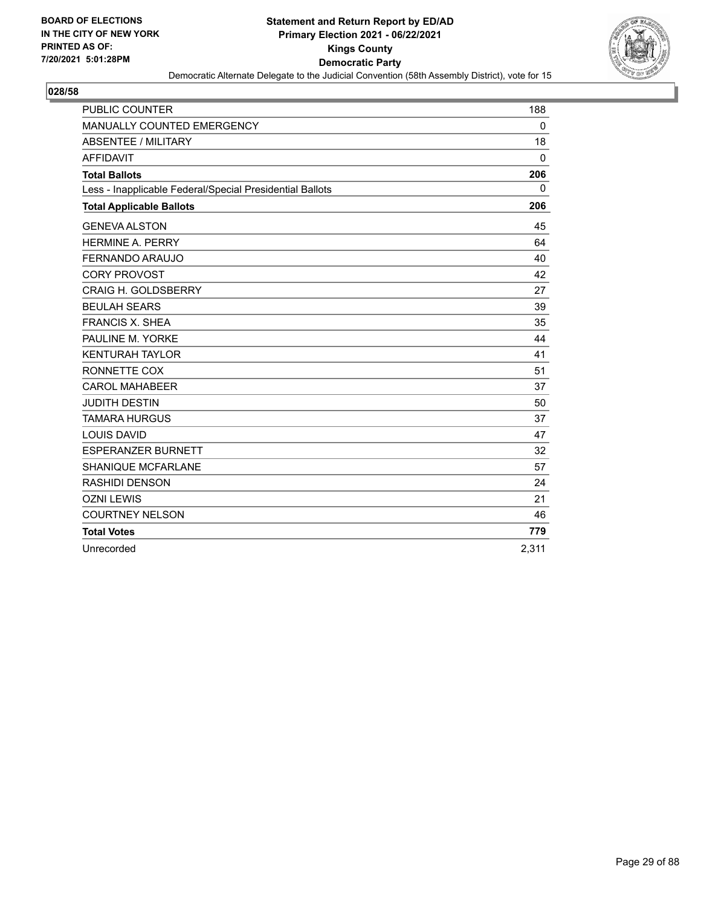BOARD OF ELECTIONS
IN THE CITY OF NEW YORK
PRINTED AS OF:
7/20/2021 5:01:28PM

**Statement and Return Report by ED/AD**
**Primary Election 2021 - 06/22/2021**
**Kings County**
**Democratic Party**
Democratic Alternate Delegate to the Judicial Convention (58th Assembly District), vote for 15

**028/58**

| | |
|---|---|
| PUBLIC COUNTER | 188 |
| MANUALLY COUNTED EMERGENCY | 0 |
| ABSENTEE / MILITARY | 18 |
| AFFIDAVIT | 0 |
| **Total Ballots** | **206** |
| Less - Inapplicable Federal/Special Presidential Ballots | 0 |
| **Total Applicable Ballots** | **206** |
| GENEVA ALSTON | 45 |
| HERMINE A. PERRY | 64 |
| FERNANDO ARAUJO | 40 |
| CORY PROVOST | 42 |
| CRAIG H. GOLDSBERRY | 27 |
| BEULAH SEARS | 39 |
| FRANCIS X. SHEA | 35 |
| PAULINE M. YORKE | 44 |
| KENTURAH TAYLOR | 41 |
| RONNETTE COX | 51 |
| CAROL MAHABEER | 37 |
| JUDITH DESTIN | 50 |
| TAMARA HURGUS | 37 |
| LOUIS DAVID | 47 |
| ESPERANZER BURNETT | 32 |
| SHANIQUE MCFARLANE | 57 |
| RASHIDI DENSON | 24 |
| OZNI LEWIS | 21 |
| COURTNEY NELSON | 46 |
| **Total Votes** | **779** |
| Unrecorded | 2,311 |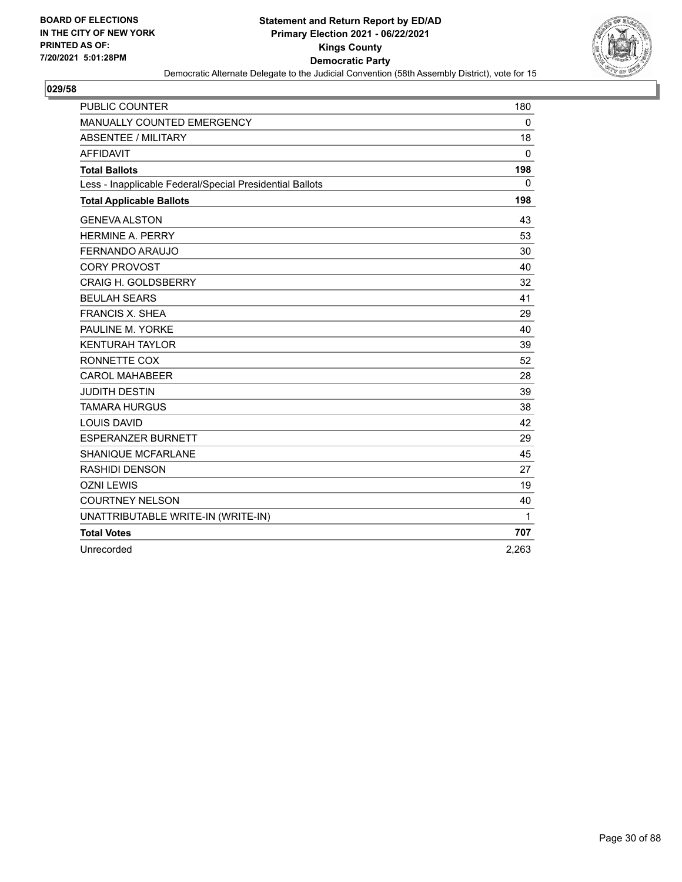BOARD OF ELECTIONS
IN THE CITY OF NEW YORK
PRINTED AS OF:
7/20/2021 5:01:28PM

**Statement and Return Report by ED/AD**
**Primary Election 2021 - 06/22/2021**
**Kings County**
**Democratic Party**
Democratic Alternate Delegate to the Judicial Convention (58th Assembly District), vote for 15

## 029/58

| | |
|---|---|
| PUBLIC COUNTER | 180 |
| MANUALLY COUNTED EMERGENCY | 0 |
| ABSENTEE / MILITARY | 18 |
| AFFIDAVIT | 0 |
| **Total Ballots** | **198** |
| Less - Inapplicable Federal/Special Presidential Ballots | 0 |
| **Total Applicable Ballots** | **198** |
| GENEVA ALSTON | 43 |
| HERMINE A. PERRY | 53 |
| FERNANDO ARAUJO | 30 |
| CORY PROVOST | 40 |
| CRAIG H. GOLDSBERRY | 32 |
| BEULAH SEARS | 41 |
| FRANCIS X. SHEA | 29 |
| PAULINE M. YORKE | 40 |
| KENTURAH TAYLOR | 39 |
| RONNETTE COX | 52 |
| CAROL MAHABEER | 28 |
| JUDITH DESTIN | 39 |
| TAMARA HURGUS | 38 |
| LOUIS DAVID | 42 |
| ESPERANZER BURNETT | 29 |
| SHANIQUE MCFARLANE | 45 |
| RASHIDI DENSON | 27 |
| OZNI LEWIS | 19 |
| COURTNEY NELSON | 40 |
| UNATTRIBUTABLE WRITE-IN (WRITE-IN) | 1 |
| **Total Votes** | **707** |
| Unrecorded | 2,263 |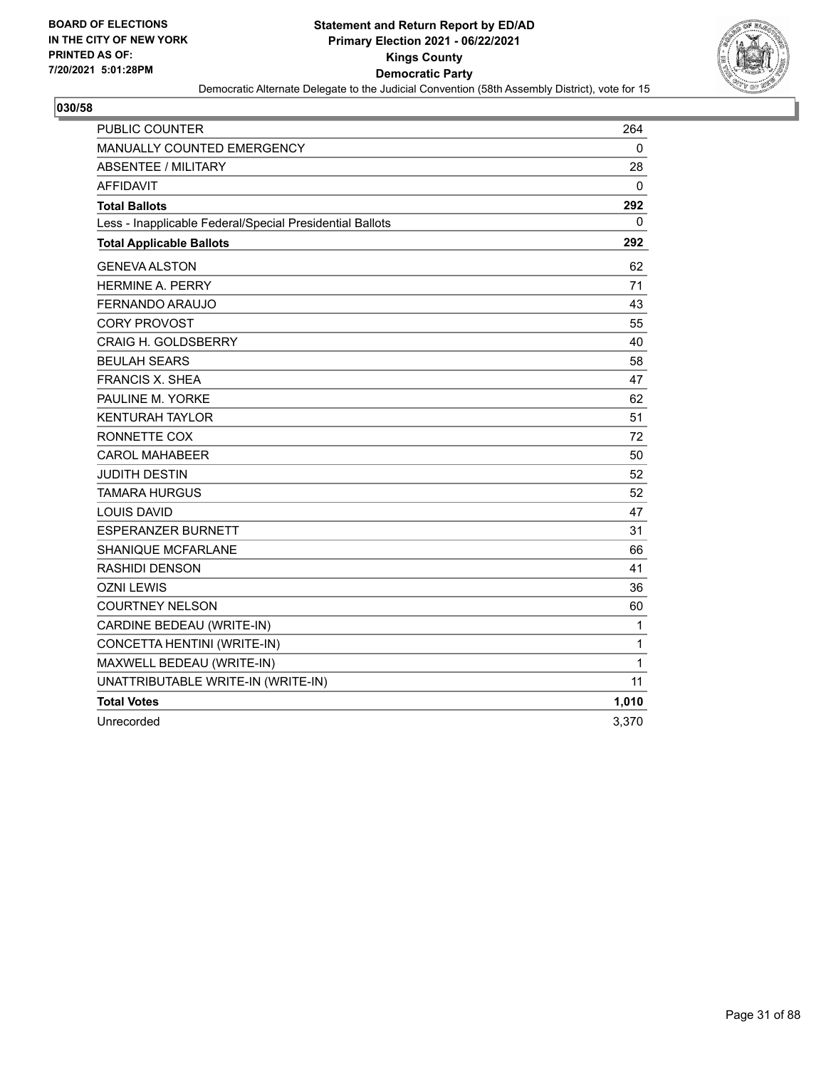**BOARD OF ELECTIONS IN THE CITY OF NEW YORK PRINTED AS OF: 7/20/2021 5:01:28PM**

# Statement and Return Report by ED/AD
## Primary Election 2021 - 06/22/2021
## Kings County
## Democratic Party
### Democratic Alternate Delegate to the Judicial Convention (58th Assembly District), vote for 15

**030/58**

| | |
|---|---|
| PUBLIC COUNTER | 264 |
| MANUALLY COUNTED EMERGENCY | 0 |
| ABSENTEE / MILITARY | 28 |
| AFFIDAVIT | 0 |
| **Total Ballots** | **292** |
| Less - Inapplicable Federal/Special Presidential Ballots | 0 |
| **Total Applicable Ballots** | **292** |
| GENEVA ALSTON | 62 |
| HERMINE A. PERRY | 71 |
| FERNANDO ARAUJO | 43 |
| CORY PROVOST | 55 |
| CRAIG H. GOLDSBERRY | 40 |
| BEULAH SEARS | 58 |
| FRANCIS X. SHEA | 47 |
| PAULINE M. YORKE | 62 |
| KENTURAH TAYLOR | 51 |
| RONNETTE COX | 72 |
| CAROL MAHABEER | 50 |
| JUDITH DESTIN | 52 |
| TAMARA HURGUS | 52 |
| LOUIS DAVID | 47 |
| ESPERANZER BURNETT | 31 |
| SHANIQUE MCFARLANE | 66 |
| RASHIDI DENSON | 41 |
| OZNI LEWIS | 36 |
| COURTNEY NELSON | 60 |
| CARDINE BEDEAU (WRITE-IN) | 1 |
| CONCETTA HENTINI (WRITE-IN) | 1 |
| MAXWELL BEDEAU (WRITE-IN) | 1 |
| UNATTRIBUTABLE WRITE-IN (WRITE-IN) | 11 |
| **Total Votes** | **1,010** |
| Unrecorded | 3,370 |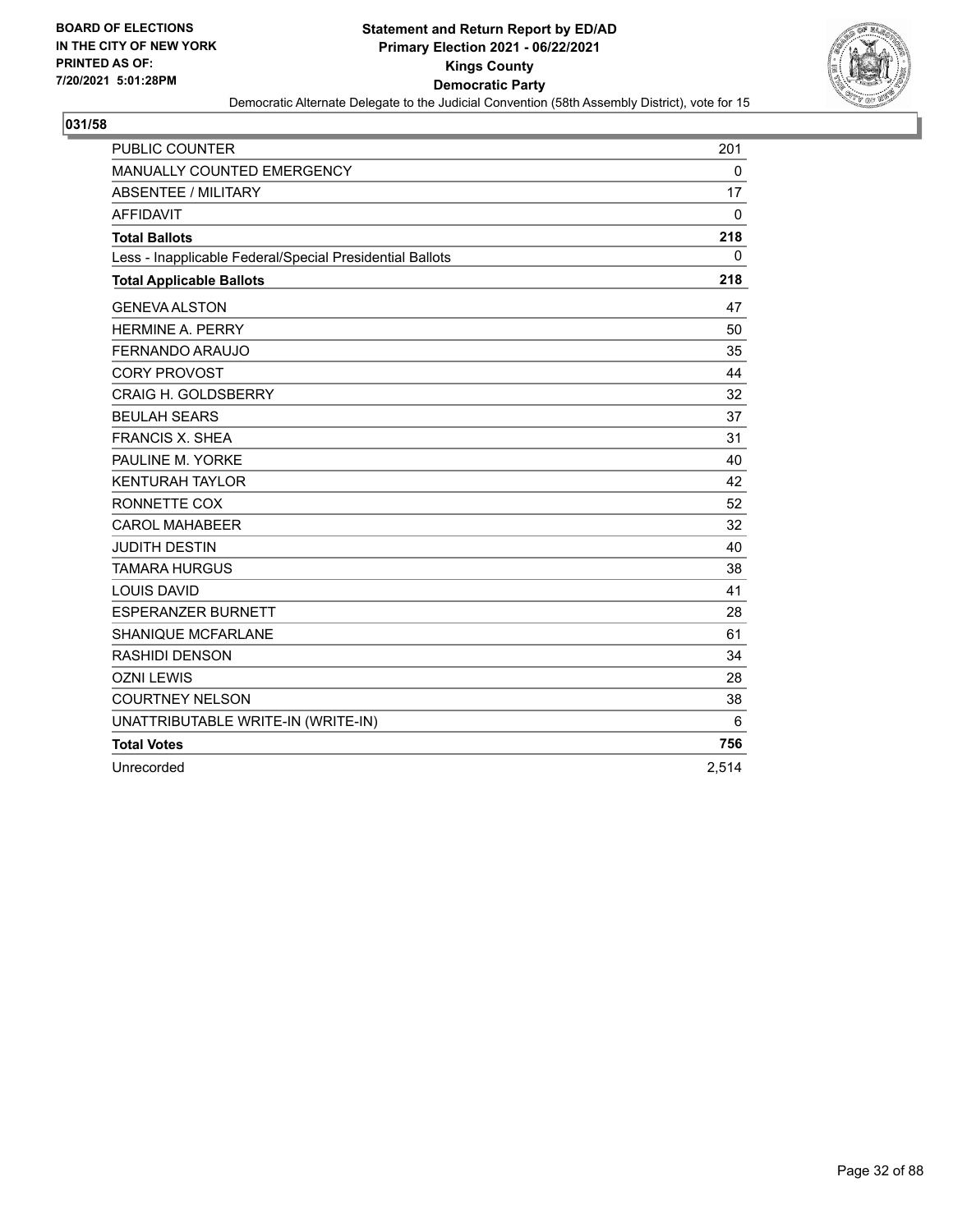BOARD OF ELECTIONS
IN THE CITY OF NEW YORK
PRINTED AS OF:
7/20/2021 5:01:28PM

**Statement and Return Report by ED/AD**
**Primary Election 2021 - 06/22/2021**
**Kings County**
**Democratic Party**
Democratic Alternate Delegate to the Judicial Convention (58th Assembly District), vote for 15

**031/58**

| | |
|---|---|
| PUBLIC COUNTER | 201 |
| MANUALLY COUNTED EMERGENCY | 0 |
| ABSENTEE / MILITARY | 17 |
| AFFIDAVIT | 0 |
| **Total Ballots** | **218** |
| Less - Inapplicable Federal/Special Presidential Ballots | 0 |
| **Total Applicable Ballots** | **218** |
| GENEVA ALSTON | 47 |
| HERMINE A. PERRY | 50 |
| FERNANDO ARAUJO | 35 |
| CORY PROVOST | 44 |
| CRAIG H. GOLDSBERRY | 32 |
| BEULAH SEARS | 37 |
| FRANCIS X. SHEA | 31 |
| PAULINE M. YORKE | 40 |
| KENTURAH TAYLOR | 42 |
| RONNETTE COX | 52 |
| CAROL MAHABEER | 32 |
| JUDITH DESTIN | 40 |
| TAMARA HURGUS | 38 |
| LOUIS DAVID | 41 |
| ESPERANZER BURNETT | 28 |
| SHANIQUE MCFARLANE | 61 |
| RASHIDI DENSON | 34 |
| OZNI LEWIS | 28 |
| COURTNEY NELSON | 38 |
| UNATTRIBUTABLE WRITE-IN (WRITE-IN) | 6 |
| **Total Votes** | **756** |
| Unrecorded | 2,514 |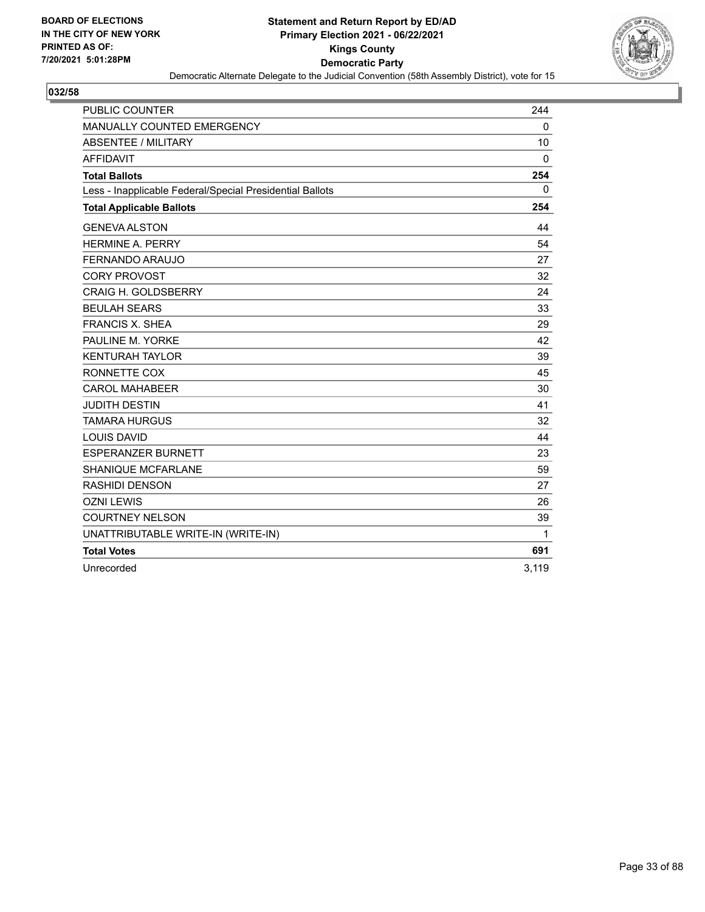BOARD OF ELECTIONS
IN THE CITY OF NEW YORK
PRINTED AS OF:
7/20/2021 5:01:28PM

**Statement and Return Report by ED/AD**
**Primary Election 2021 - 06/22/2021**
**Kings County**
**Democratic Party**
Democratic Alternate Delegate to the Judicial Convention (58th Assembly District), vote for 15

## 032/58

| | |
|---|---|
| PUBLIC COUNTER | 244 |
| MANUALLY COUNTED EMERGENCY | 0 |
| ABSENTEE / MILITARY | 10 |
| AFFIDAVIT | 0 |
| **Total Ballots** | **254** |
| Less - Inapplicable Federal/Special Presidential Ballots | 0 |
| **Total Applicable Ballots** | **254** |
| GENEVA ALSTON | 44 |
| HERMINE A. PERRY | 54 |
| FERNANDO ARAUJO | 27 |
| CORY PROVOST | 32 |
| CRAIG H. GOLDSBERRY | 24 |
| BEULAH SEARS | 33 |
| FRANCIS X. SHEA | 29 |
| PAULINE M. YORKE | 42 |
| KENTURAH TAYLOR | 39 |
| RONNETTE COX | 45 |
| CAROL MAHABEER | 30 |
| JUDITH DESTIN | 41 |
| TAMARA HURGUS | 32 |
| LOUIS DAVID | 44 |
| ESPERANZER BURNETT | 23 |
| SHANIQUE MCFARLANE | 59 |
| RASHIDI DENSON | 27 |
| OZNI LEWIS | 26 |
| COURTNEY NELSON | 39 |
| UNATTRIBUTABLE WRITE-IN (WRITE-IN) | 1 |
| **Total Votes** | **691** |
| Unrecorded | 3,119 |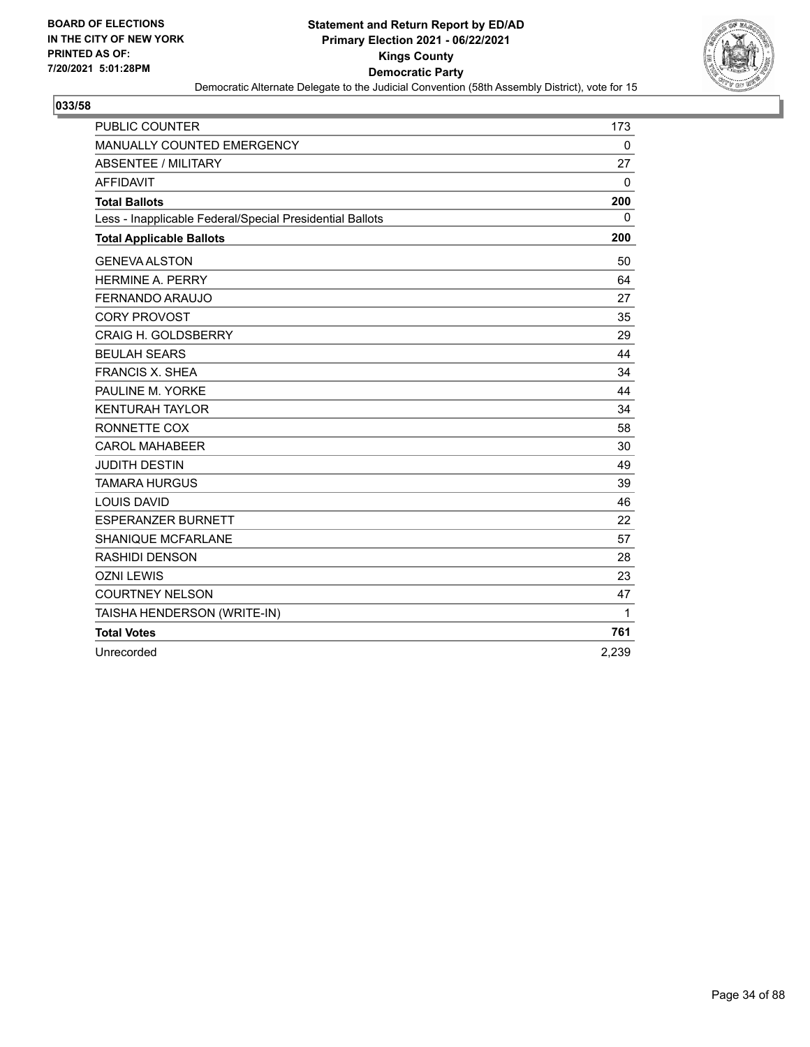BOARD OF ELECTIONS
IN THE CITY OF NEW YORK
PRINTED AS OF:
7/20/2021 5:01:28PM

**Statement and Return Report by ED/AD**
**Primary Election 2021 - 06/22/2021**
**Kings County**
**Democratic Party**
Democratic Alternate Delegate to the Judicial Convention (58th Assembly District), vote for 15

## 033/58

| | |
|---|---|
| PUBLIC COUNTER | 173 |
| MANUALLY COUNTED EMERGENCY | 0 |
| ABSENTEE / MILITARY | 27 |
| AFFIDAVIT | 0 |
| **Total Ballots** | **200** |
| Less - Inapplicable Federal/Special Presidential Ballots | 0 |
| **Total Applicable Ballots** | **200** |
| GENEVA ALSTON | 50 |
| HERMINE A. PERRY | 64 |
| FERNANDO ARAUJO | 27 |
| CORY PROVOST | 35 |
| CRAIG H. GOLDSBERRY | 29 |
| BEULAH SEARS | 44 |
| FRANCIS X. SHEA | 34 |
| PAULINE M. YORKE | 44 |
| KENTURAH TAYLOR | 34 |
| RONNETTE COX | 58 |
| CAROL MAHABEER | 30 |
| JUDITH DESTIN | 49 |
| TAMARA HURGUS | 39 |
| LOUIS DAVID | 46 |
| ESPERANZER BURNETT | 22 |
| SHANIQUE MCFARLANE | 57 |
| RASHIDI DENSON | 28 |
| OZNI LEWIS | 23 |
| COURTNEY NELSON | 47 |
| TAISHA HENDERSON (WRITE-IN) | 1 |
| **Total Votes** | **761** |
| Unrecorded | 2,239 |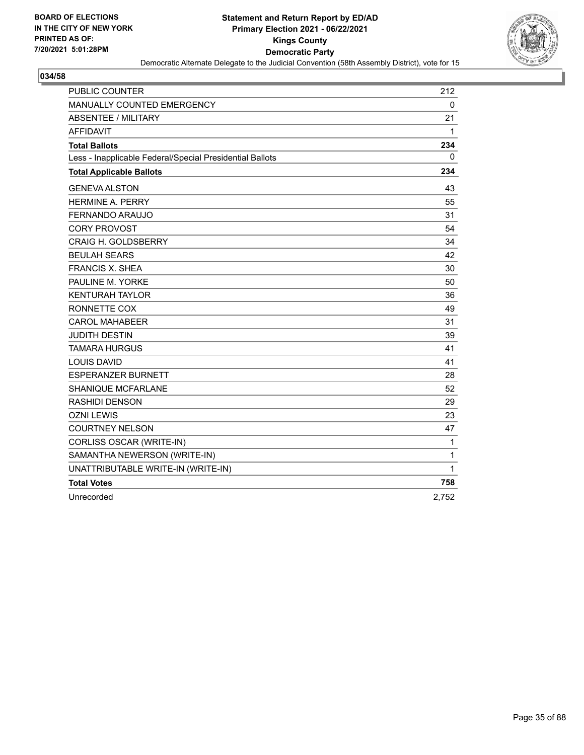BOARD OF ELECTIONS
IN THE CITY OF NEW YORK
PRINTED AS OF:
7/20/2021 5:01:28PM

**Statement and Return Report by ED/AD**
**Primary Election 2021 - 06/22/2021**
**Kings County**
**Democratic Party**
Democratic Alternate Delegate to the Judicial Convention (58th Assembly District), vote for 15

## 034/58

| | |
|---|---|
| PUBLIC COUNTER | 212 |
| MANUALLY COUNTED EMERGENCY | 0 |
| ABSENTEE / MILITARY | 21 |
| AFFIDAVIT | 1 |
| **Total Ballots** | **234** |
| Less - Inapplicable Federal/Special Presidential Ballots | 0 |
| **Total Applicable Ballots** | **234** |
| GENEVA ALSTON | 43 |
| HERMINE A. PERRY | 55 |
| FERNANDO ARAUJO | 31 |
| CORY PROVOST | 54 |
| CRAIG H. GOLDSBERRY | 34 |
| BEULAH SEARS | 42 |
| FRANCIS X. SHEA | 30 |
| PAULINE M. YORKE | 50 |
| KENTURAH TAYLOR | 36 |
| RONNETTE COX | 49 |
| CAROL MAHABEER | 31 |
| JUDITH DESTIN | 39 |
| TAMARA HURGUS | 41 |
| LOUIS DAVID | 41 |
| ESPERANZER BURNETT | 28 |
| SHANIQUE MCFARLANE | 52 |
| RASHIDI DENSON | 29 |
| OZNI LEWIS | 23 |
| COURTNEY NELSON | 47 |
| CORLISS OSCAR (WRITE-IN) | 1 |
| SAMANTHA NEWERSON (WRITE-IN) | 1 |
| UNATTRIBUTABLE WRITE-IN (WRITE-IN) | 1 |
| **Total Votes** | **758** |
| Unrecorded | 2,752 |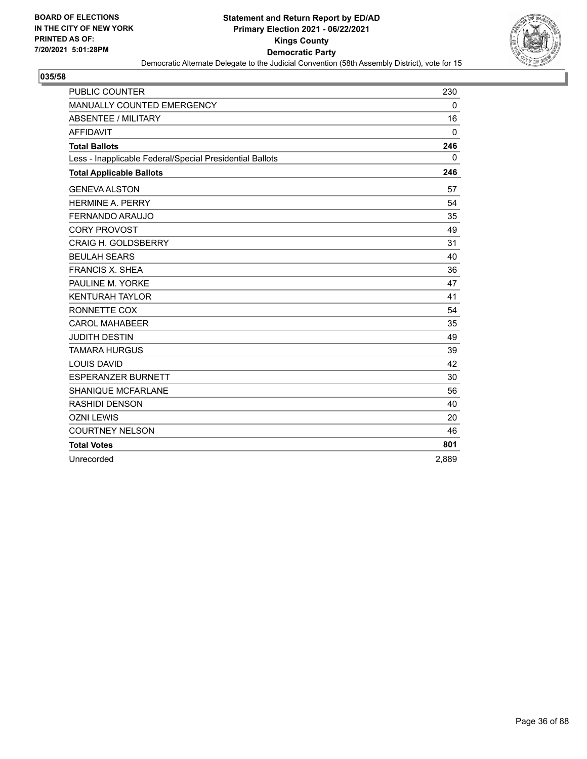BOARD OF ELECTIONS
IN THE CITY OF NEW YORK
PRINTED AS OF:
7/20/2021 5:01:28PM

**Statement and Return Report by ED/AD**
**Primary Election 2021 - 06/22/2021**
**Kings County**
**Democratic Party**
Democratic Alternate Delegate to the Judicial Convention (58th Assembly District), vote for 15

## 035/58

| | |
|---|---|
| PUBLIC COUNTER | 230 |
| MANUALLY COUNTED EMERGENCY | 0 |
| ABSENTEE / MILITARY | 16 |
| AFFIDAVIT | 0 |
| **Total Ballots** | **246** |
| Less - Inapplicable Federal/Special Presidential Ballots | 0 |
| **Total Applicable Ballots** | **246** |
| GENEVA ALSTON | 57 |
| HERMINE A. PERRY | 54 |
| FERNANDO ARAUJO | 35 |
| CORY PROVOST | 49 |
| CRAIG H. GOLDSBERRY | 31 |
| BEULAH SEARS | 40 |
| FRANCIS X. SHEA | 36 |
| PAULINE M. YORKE | 47 |
| KENTURAH TAYLOR | 41 |
| RONNETTE COX | 54 |
| CAROL MAHABEER | 35 |
| JUDITH DESTIN | 49 |
| TAMARA HURGUS | 39 |
| LOUIS DAVID | 42 |
| ESPERANZER BURNETT | 30 |
| SHANIQUE MCFARLANE | 56 |
| RASHIDI DENSON | 40 |
| OZNI LEWIS | 20 |
| COURTNEY NELSON | 46 |
| **Total Votes** | **801** |
| Unrecorded | 2,889 |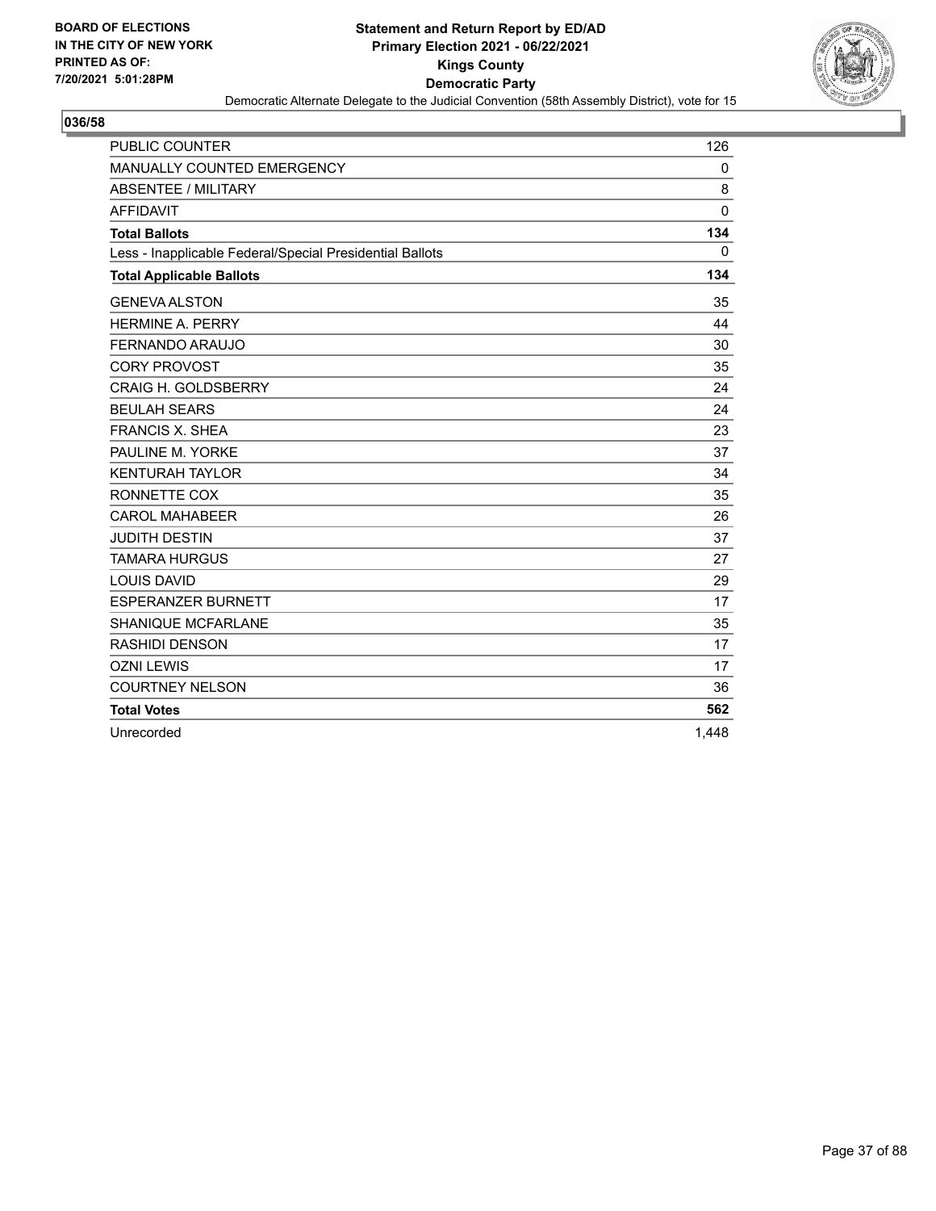BOARD OF ELECTIONS
IN THE CITY OF NEW YORK
PRINTED AS OF:
7/20/2021 5:01:28PM

**Statement and Return Report by ED/AD**
**Primary Election 2021 - 06/22/2021**
**Kings County**
**Democratic Party**
Democratic Alternate Delegate to the Judicial Convention (58th Assembly District), vote for 15

## 036/58

| | |
|---|---|
| PUBLIC COUNTER | 126 |
| MANUALLY COUNTED EMERGENCY | 0 |
| ABSENTEE / MILITARY | 8 |
| AFFIDAVIT | 0 |
| **Total Ballots** | **134** |
| Less - Inapplicable Federal/Special Presidential Ballots | 0 |
| **Total Applicable Ballots** | **134** |
| GENEVA ALSTON | 35 |
| HERMINE A. PERRY | 44 |
| FERNANDO ARAUJO | 30 |
| CORY PROVOST | 35 |
| CRAIG H. GOLDSBERRY | 24 |
| BEULAH SEARS | 24 |
| FRANCIS X. SHEA | 23 |
| PAULINE M. YORKE | 37 |
| KENTURAH TAYLOR | 34 |
| RONNETTE COX | 35 |
| CAROL MAHABEER | 26 |
| JUDITH DESTIN | 37 |
| TAMARA HURGUS | 27 |
| LOUIS DAVID | 29 |
| ESPERANZER BURNETT | 17 |
| SHANIQUE MCFARLANE | 35 |
| RASHIDI DENSON | 17 |
| OZNI LEWIS | 17 |
| COURTNEY NELSON | 36 |
| **Total Votes** | **562** |
| Unrecorded | 1,448 |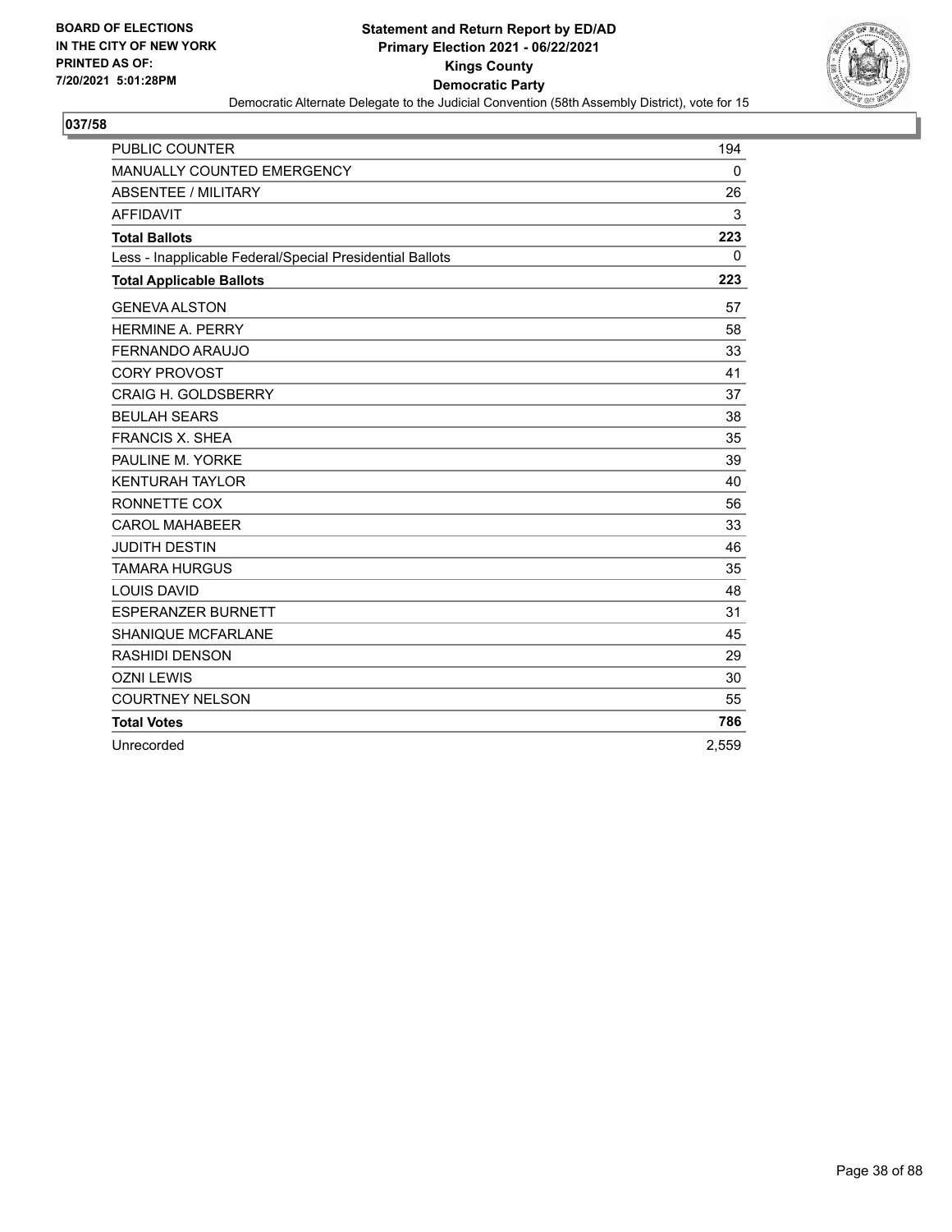**BOARD OF ELECTIONS IN THE CITY OF NEW YORK PRINTED AS OF: 7/20/2021 5:01:28PM**

# Statement and Return Report by ED/AD
## Primary Election 2021 - 06/22/2021
## Kings County
## Democratic Party
### Democratic Alternate Delegate to the Judicial Convention (58th Assembly District), vote for 15

**037/58**

| | |
|---|---|
| PUBLIC COUNTER | 194 |
| MANUALLY COUNTED EMERGENCY | 0 |
| ABSENTEE / MILITARY | 26 |
| AFFIDAVIT | 3 |
| **Total Ballots** | **223** |
| Less - Inapplicable Federal/Special Presidential Ballots | 0 |
| **Total Applicable Ballots** | **223** |
| GENEVA ALSTON | 57 |
| HERMINE A. PERRY | 58 |
| FERNANDO ARAUJO | 33 |
| CORY PROVOST | 41 |
| CRAIG H. GOLDSBERRY | 37 |
| BEULAH SEARS | 38 |
| FRANCIS X. SHEA | 35 |
| PAULINE M. YORKE | 39 |
| KENTURAH TAYLOR | 40 |
| RONNETTE COX | 56 |
| CAROL MAHABEER | 33 |
| JUDITH DESTIN | 46 |
| TAMARA HURGUS | 35 |
| LOUIS DAVID | 48 |
| ESPERANZER BURNETT | 31 |
| SHANIQUE MCFARLANE | 45 |
| RASHIDI DENSON | 29 |
| OZNI LEWIS | 30 |
| COURTNEY NELSON | 55 |
| **Total Votes** | **786** |
| Unrecorded | 2,559 |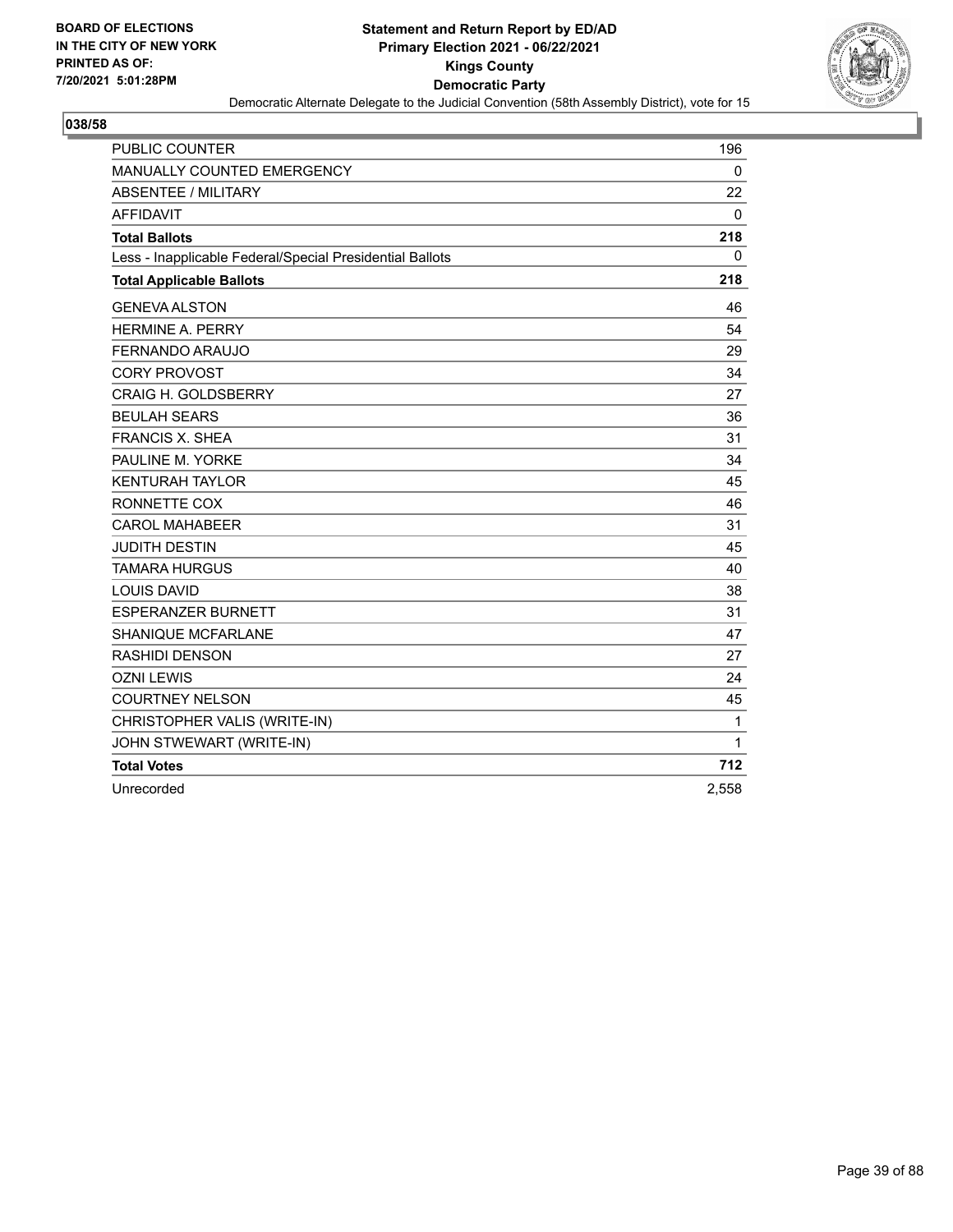BOARD OF ELECTIONS
IN THE CITY OF NEW YORK
PRINTED AS OF:
7/20/2021 5:01:28PM

**Statement and Return Report by ED/AD**
**Primary Election 2021 - 06/22/2021**
**Kings County**
**Democratic Party**
Democratic Alternate Delegate to the Judicial Convention (58th Assembly District), vote for 15

## 038/58

| | |
|---|---|
| PUBLIC COUNTER | 196 |
| MANUALLY COUNTED EMERGENCY | 0 |
| ABSENTEE / MILITARY | 22 |
| AFFIDAVIT | 0 |
| **Total Ballots** | **218** |
| Less - Inapplicable Federal/Special Presidential Ballots | 0 |
| **Total Applicable Ballots** | **218** |
| GENEVA ALSTON | 46 |
| HERMINE A. PERRY | 54 |
| FERNANDO ARAUJO | 29 |
| CORY PROVOST | 34 |
| CRAIG H. GOLDSBERRY | 27 |
| BEULAH SEARS | 36 |
| FRANCIS X. SHEA | 31 |
| PAULINE M. YORKE | 34 |
| KENTURAH TAYLOR | 45 |
| RONNETTE COX | 46 |
| CAROL MAHABEER | 31 |
| JUDITH DESTIN | 45 |
| TAMARA HURGUS | 40 |
| LOUIS DAVID | 38 |
| ESPERANZER BURNETT | 31 |
| SHANIQUE MCFARLANE | 47 |
| RASHIDI DENSON | 27 |
| OZNI LEWIS | 24 |
| COURTNEY NELSON | 45 |
| CHRISTOPHER VALIS (WRITE-IN) | 1 |
| JOHN STWEWART (WRITE-IN) | 1 |
| **Total Votes** | **712** |
| Unrecorded | 2,558 |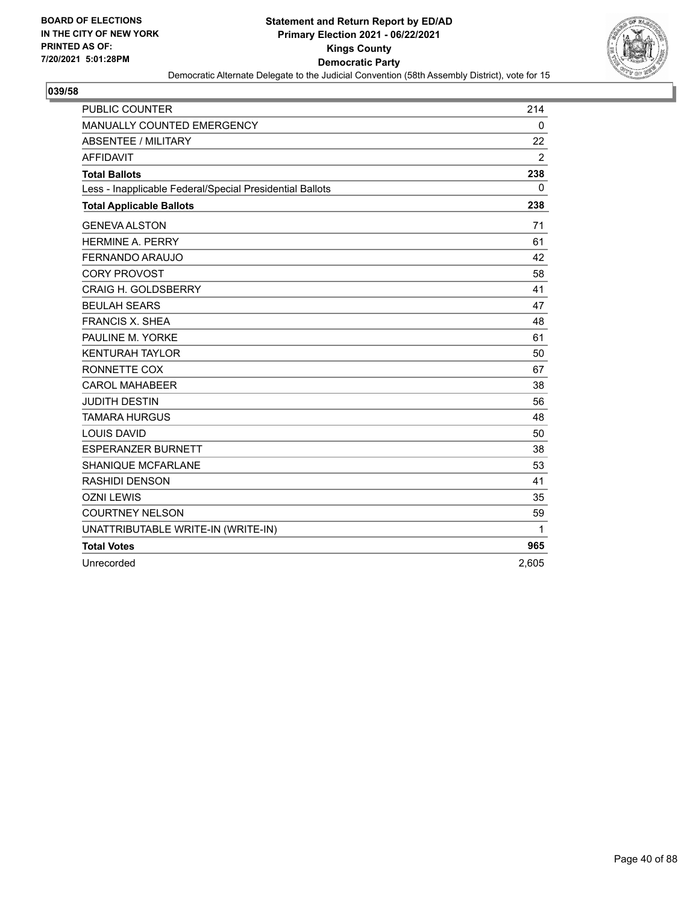**BOARD OF ELECTIONS IN THE CITY OF NEW YORK PRINTED AS OF: 7/20/2021 5:01:28PM**

**Statement and Return Report by ED/AD**
**Primary Election 2021 - 06/22/2021**
**Kings County**
**Democratic Party**
Democratic Alternate Delegate to the Judicial Convention (58th Assembly District), vote for 15

**039/58**

| | |
|---|---|
| PUBLIC COUNTER | 214 |
| MANUALLY COUNTED EMERGENCY | 0 |
| ABSENTEE / MILITARY | 22 |
| AFFIDAVIT | 2 |
| **Total Ballots** | **238** |
| Less - Inapplicable Federal/Special Presidential Ballots | 0 |
| **Total Applicable Ballots** | **238** |
| GENEVA ALSTON | 71 |
| HERMINE A. PERRY | 61 |
| FERNANDO ARAUJO | 42 |
| CORY PROVOST | 58 |
| CRAIG H. GOLDSBERRY | 41 |
| BEULAH SEARS | 47 |
| FRANCIS X. SHEA | 48 |
| PAULINE M. YORKE | 61 |
| KENTURAH TAYLOR | 50 |
| RONNETTE COX | 67 |
| CAROL MAHABEER | 38 |
| JUDITH DESTIN | 56 |
| TAMARA HURGUS | 48 |
| LOUIS DAVID | 50 |
| ESPERANZER BURNETT | 38 |
| SHANIQUE MCFARLANE | 53 |
| RASHIDI DENSON | 41 |
| OZNI LEWIS | 35 |
| COURTNEY NELSON | 59 |
| UNATTRIBUTABLE WRITE-IN (WRITE-IN) | 1 |
| **Total Votes** | **965** |
| Unrecorded | 2,605 |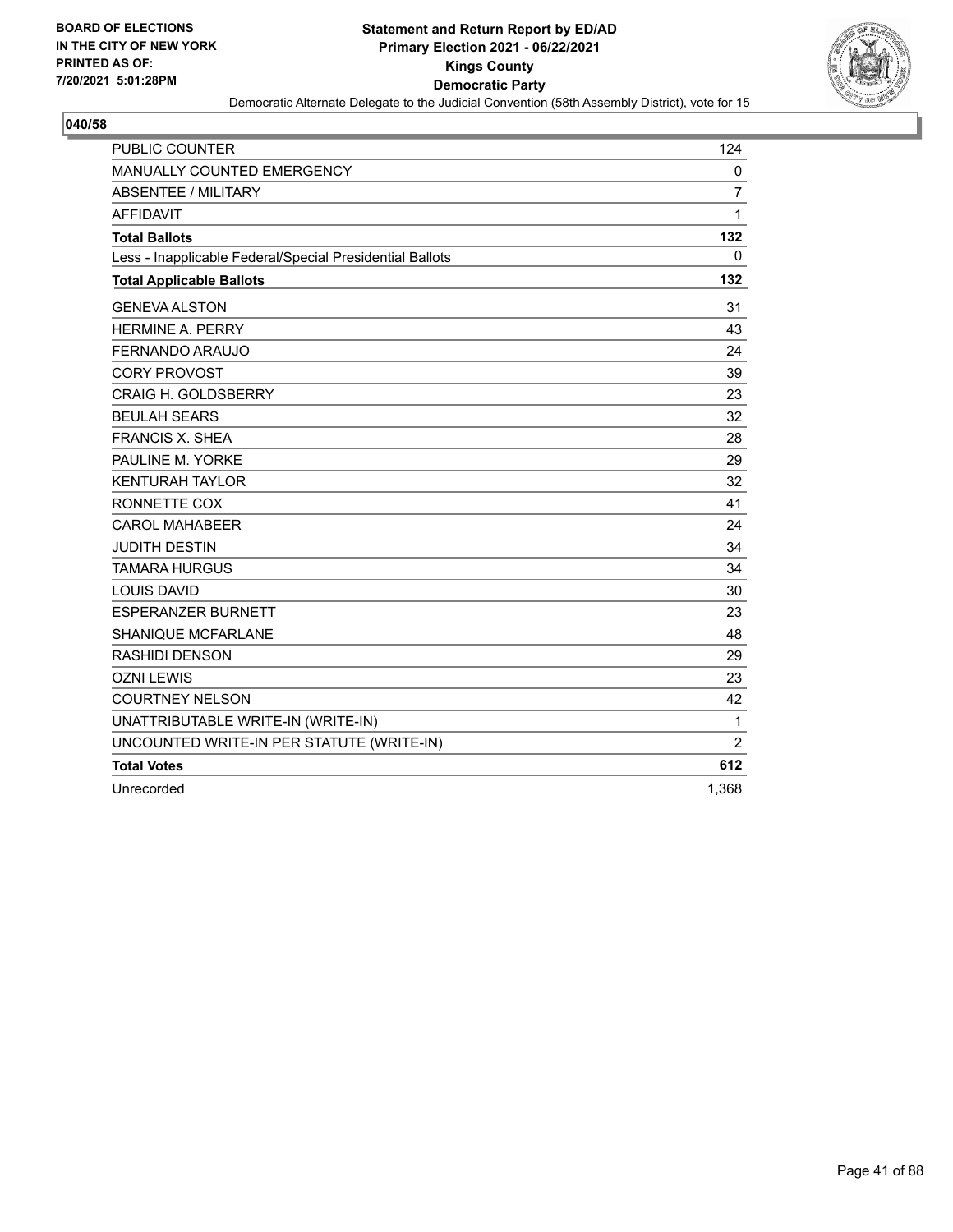**BOARD OF ELECTIONS IN THE CITY OF NEW YORK PRINTED AS OF: 7/20/2021 5:01:28PM**

# Statement and Return Report by ED/AD
## Primary Election 2021 - 06/22/2021
## Kings County
## Democratic Party

Democratic Alternate Delegate to the Judicial Convention (58th Assembly District), vote for 15

### 040/58

| | |
|---|---|
| PUBLIC COUNTER | 124 |
| MANUALLY COUNTED EMERGENCY | 0 |
| ABSENTEE / MILITARY | 7 |
| AFFIDAVIT | 1 |
| **Total Ballots** | **132** |
| Less - Inapplicable Federal/Special Presidential Ballots | 0 |
| **Total Applicable Ballots** | **132** |
| GENEVA ALSTON | 31 |
| HERMINE A. PERRY | 43 |
| FERNANDO ARAUJO | 24 |
| CORY PROVOST | 39 |
| CRAIG H. GOLDSBERRY | 23 |
| BEULAH SEARS | 32 |
| FRANCIS X. SHEA | 28 |
| PAULINE M. YORKE | 29 |
| KENTURAH TAYLOR | 32 |
| RONNETTE COX | 41 |
| CAROL MAHABEER | 24 |
| JUDITH DESTIN | 34 |
| TAMARA HURGUS | 34 |
| LOUIS DAVID | 30 |
| ESPERANZER BURNETT | 23 |
| SHANIQUE MCFARLANE | 48 |
| RASHIDI DENSON | 29 |
| OZNI LEWIS | 23 |
| COURTNEY NELSON | 42 |
| UNATTRIBUTABLE WRITE-IN (WRITE-IN) | 1 |
| UNCOUNTED WRITE-IN PER STATUTE (WRITE-IN) | 2 |
| **Total Votes** | **612** |
| Unrecorded | 1,368 |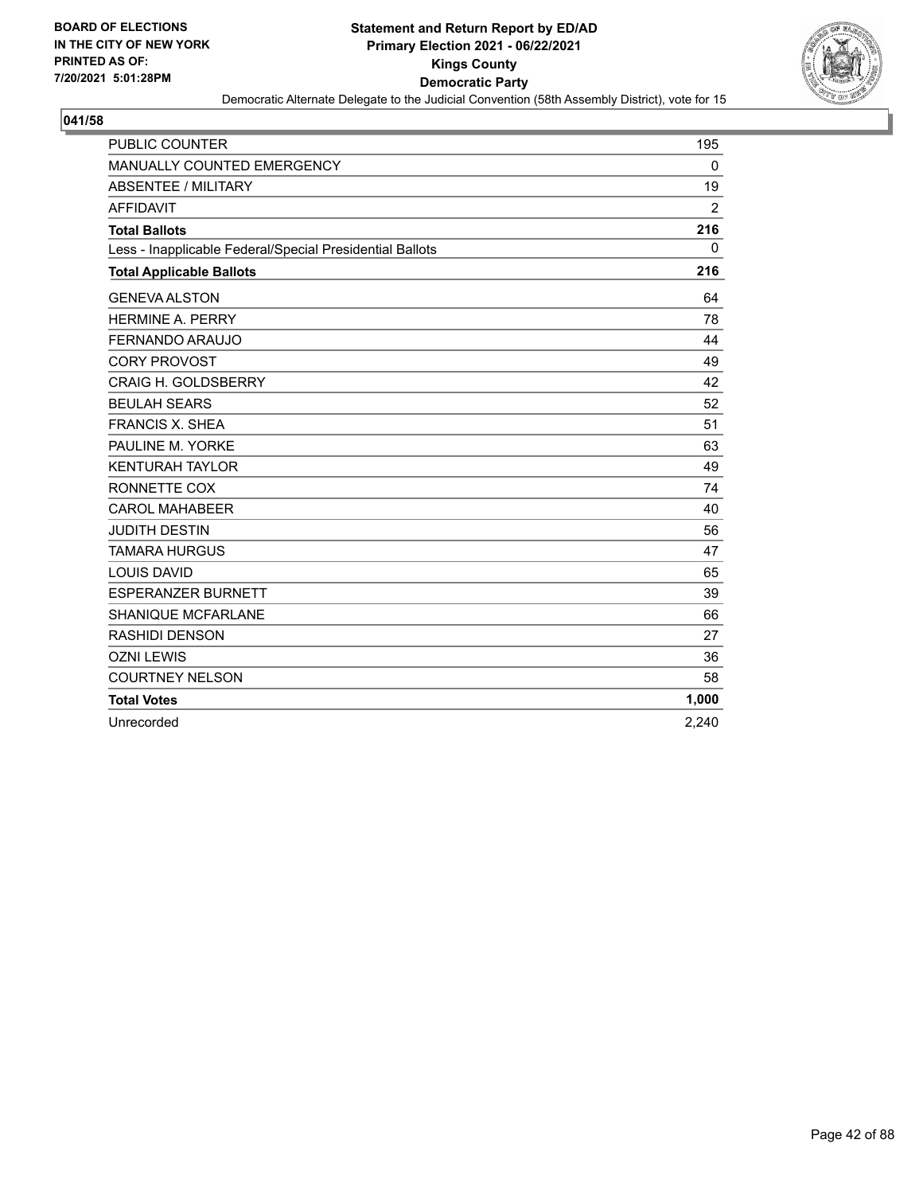BOARD OF ELECTIONS
IN THE CITY OF NEW YORK
PRINTED AS OF:
7/20/2021 5:01:28PM

**Statement and Return Report by ED/AD**
**Primary Election 2021 - 06/22/2021**
**Kings County**
**Democratic Party**
Democratic Alternate Delegate to the Judicial Convention (58th Assembly District), vote for 15

**041/58**

| | |
|---|---|
| PUBLIC COUNTER | 195 |
| MANUALLY COUNTED EMERGENCY | 0 |
| ABSENTEE / MILITARY | 19 |
| AFFIDAVIT | 2 |
| **Total Ballots** | **216** |
| Less - Inapplicable Federal/Special Presidential Ballots | 0 |
| **Total Applicable Ballots** | **216** |
| GENEVA ALSTON | 64 |
| HERMINE A. PERRY | 78 |
| FERNANDO ARAUJO | 44 |
| CORY PROVOST | 49 |
| CRAIG H. GOLDSBERRY | 42 |
| BEULAH SEARS | 52 |
| FRANCIS X. SHEA | 51 |
| PAULINE M. YORKE | 63 |
| KENTURAH TAYLOR | 49 |
| RONNETTE COX | 74 |
| CAROL MAHABEER | 40 |
| JUDITH DESTIN | 56 |
| TAMARA HURGUS | 47 |
| LOUIS DAVID | 65 |
| ESPERANZER BURNETT | 39 |
| SHANIQUE MCFARLANE | 66 |
| RASHIDI DENSON | 27 |
| OZNI LEWIS | 36 |
| COURTNEY NELSON | 58 |
| **Total Votes** | **1,000** |
| Unrecorded | 2,240 |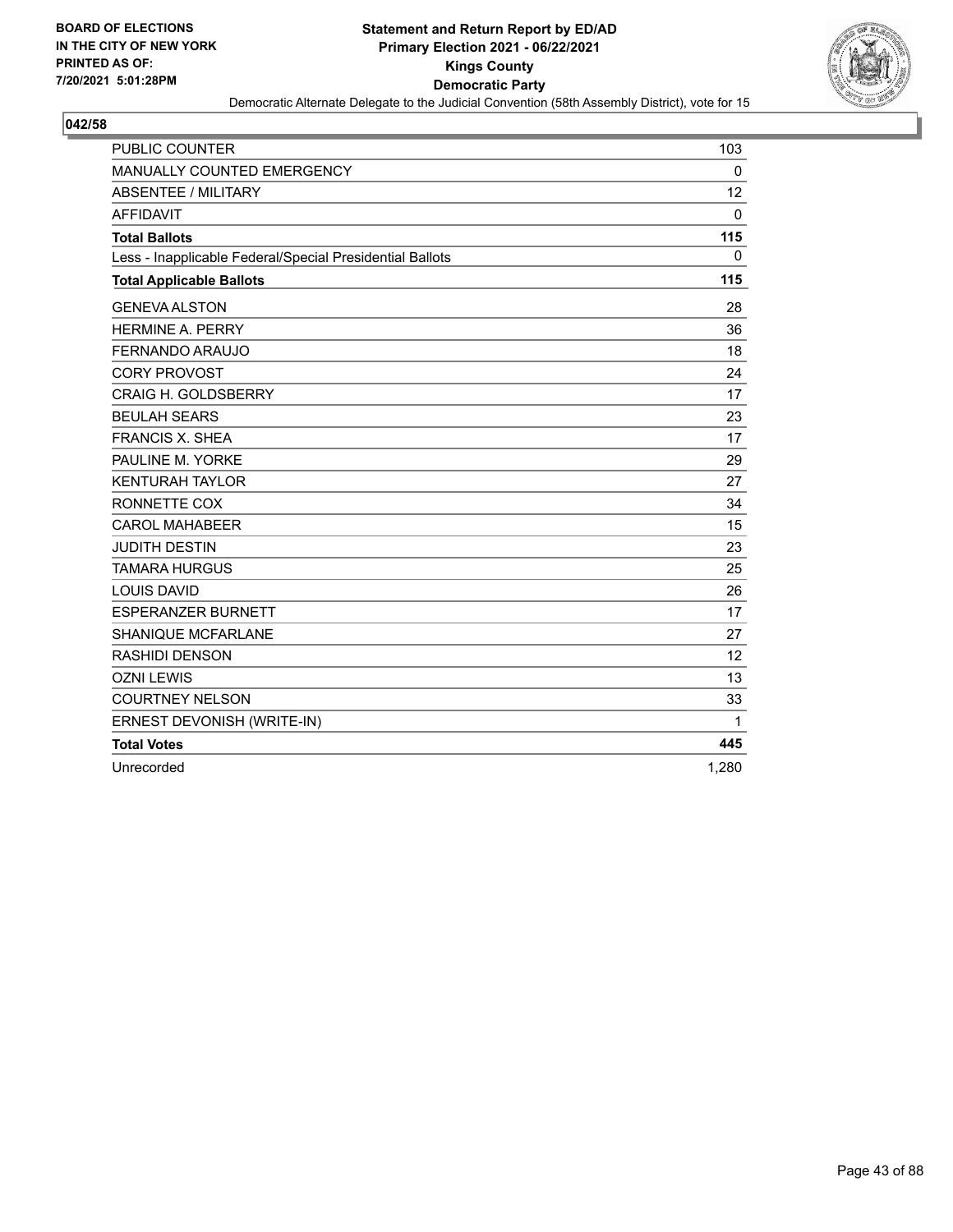BOARD OF ELECTIONS
IN THE CITY OF NEW YORK
PRINTED AS OF:
7/20/2021 5:01:28PM

**Statement and Return Report by ED/AD**
**Primary Election 2021 - 06/22/2021**
**Kings County**
**Democratic Party**
Democratic Alternate Delegate to the Judicial Convention (58th Assembly District), vote for 15

**042/58**

| | |
|---|---|
| PUBLIC COUNTER | 103 |
| MANUALLY COUNTED EMERGENCY | 0 |
| ABSENTEE / MILITARY | 12 |
| AFFIDAVIT | 0 |
| **Total Ballots** | **115** |
| Less - Inapplicable Federal/Special Presidential Ballots | 0 |
| **Total Applicable Ballots** | **115** |
| GENEVA ALSTON | 28 |
| HERMINE A. PERRY | 36 |
| FERNANDO ARAUJO | 18 |
| CORY PROVOST | 24 |
| CRAIG H. GOLDSBERRY | 17 |
| BEULAH SEARS | 23 |
| FRANCIS X. SHEA | 17 |
| PAULINE M. YORKE | 29 |
| KENTURAH TAYLOR | 27 |
| RONNETTE COX | 34 |
| CAROL MAHABEER | 15 |
| JUDITH DESTIN | 23 |
| TAMARA HURGUS | 25 |
| LOUIS DAVID | 26 |
| ESPERANZER BURNETT | 17 |
| SHANIQUE MCFARLANE | 27 |
| RASHIDI DENSON | 12 |
| OZNI LEWIS | 13 |
| COURTNEY NELSON | 33 |
| ERNEST DEVONISH (WRITE-IN) | 1 |
| **Total Votes** | **445** |
| Unrecorded | 1,280 |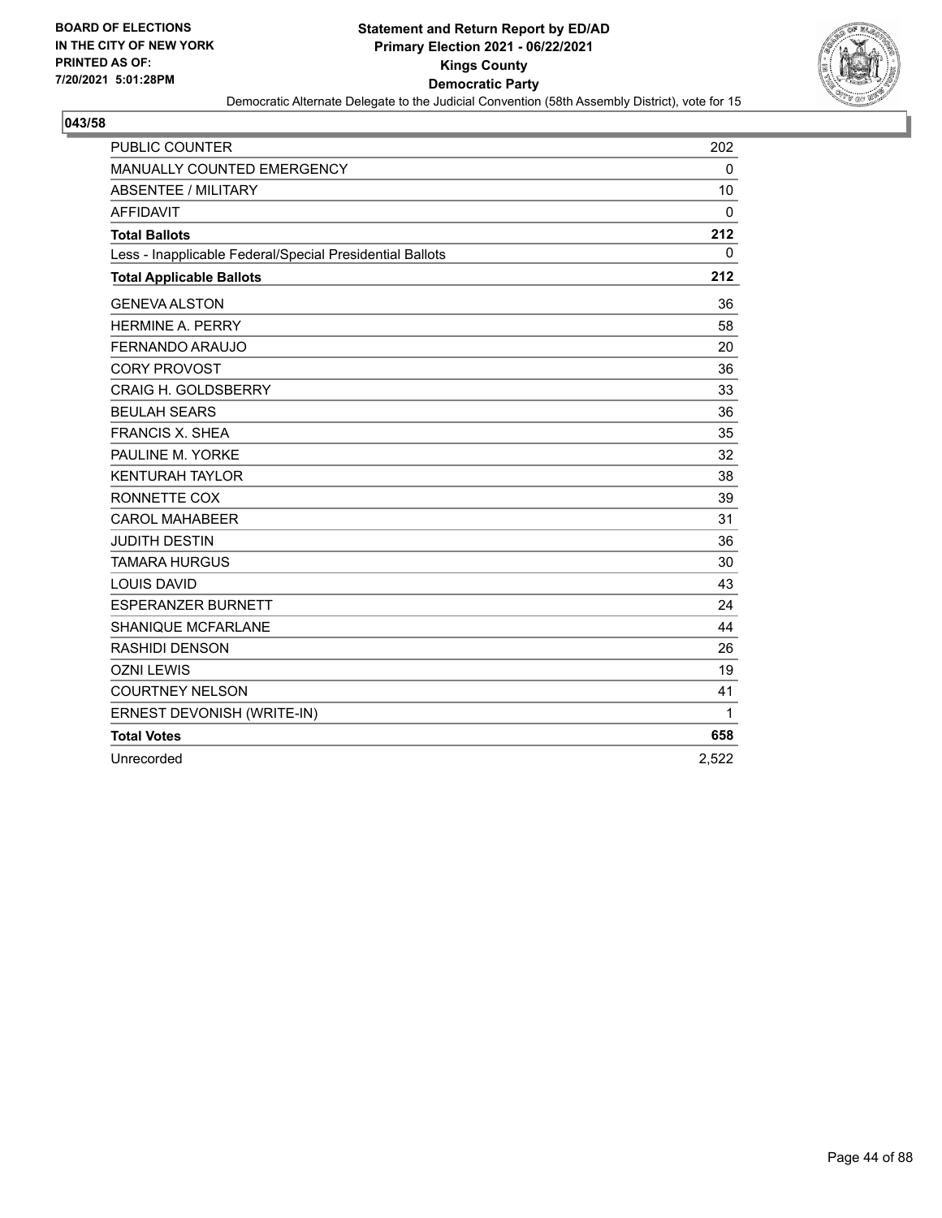BOARD OF ELECTIONS
IN THE CITY OF NEW YORK
PRINTED AS OF:
7/20/2021 5:01:28PM

# Statement and Return Report by ED/AD
## Primary Election 2021 - 06/22/2021
## Kings County
## Democratic Party
### Democratic Alternate Delegate to the Judicial Convention (58th Assembly District), vote for 15

**043/58**

| | |
|---|---|
| PUBLIC COUNTER | 202 |
| MANUALLY COUNTED EMERGENCY | 0 |
| ABSENTEE / MILITARY | 10 |
| AFFIDAVIT | 0 |
| **Total Ballots** | **212** |
| Less - Inapplicable Federal/Special Presidential Ballots | 0 |
| **Total Applicable Ballots** | **212** |
| GENEVA ALSTON | 36 |
| HERMINE A. PERRY | 58 |
| FERNANDO ARAUJO | 20 |
| CORY PROVOST | 36 |
| CRAIG H. GOLDSBERRY | 33 |
| BEULAH SEARS | 36 |
| FRANCIS X. SHEA | 35 |
| PAULINE M. YORKE | 32 |
| KENTURAH TAYLOR | 38 |
| RONNETTE COX | 39 |
| CAROL MAHABEER | 31 |
| JUDITH DESTIN | 36 |
| TAMARA HURGUS | 30 |
| LOUIS DAVID | 43 |
| ESPERANZER BURNETT | 24 |
| SHANIQUE MCFARLANE | 44 |
| RASHIDI DENSON | 26 |
| OZNI LEWIS | 19 |
| COURTNEY NELSON | 41 |
| ERNEST DEVONISH (WRITE-IN) | 1 |
| **Total Votes** | **658** |
| Unrecorded | 2,522 |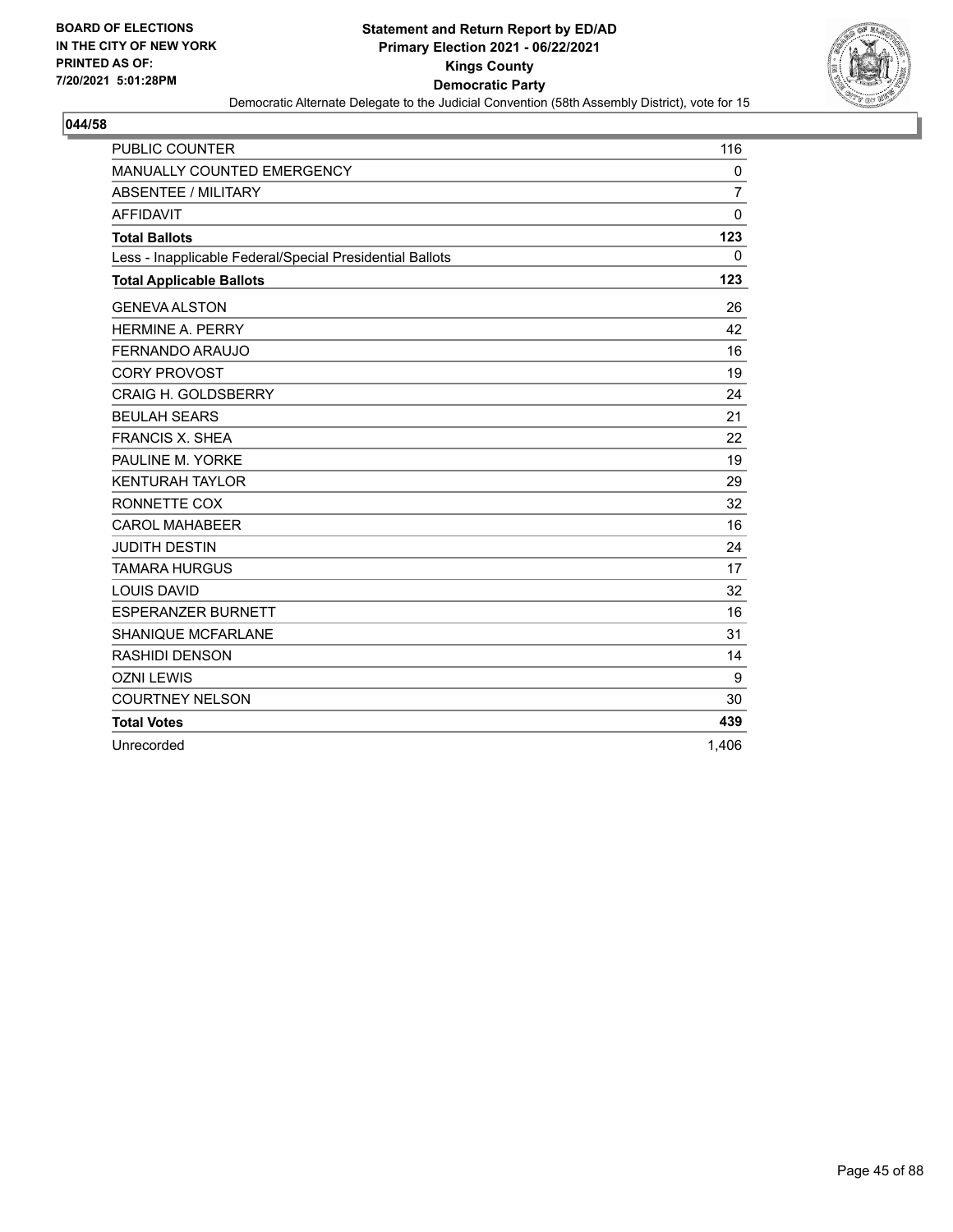**BOARD OF ELECTIONS IN THE CITY OF NEW YORK PRINTED AS OF: 7/20/2021 5:01:28PM**

**Statement and Return Report by ED/AD**
**Primary Election 2021 - 06/22/2021**
**Kings County**
**Democratic Party**
Democratic Alternate Delegate to the Judicial Convention (58th Assembly District), vote for 15

**044/58**

| | |
|---|---|
| PUBLIC COUNTER | 116 |
| MANUALLY COUNTED EMERGENCY | 0 |
| ABSENTEE / MILITARY | 7 |
| AFFIDAVIT | 0 |
| **Total Ballots** | **123** |
| Less - Inapplicable Federal/Special Presidential Ballots | 0 |
| **Total Applicable Ballots** | **123** |
| GENEVA ALSTON | 26 |
| HERMINE A. PERRY | 42 |
| FERNANDO ARAUJO | 16 |
| CORY PROVOST | 19 |
| CRAIG H. GOLDSBERRY | 24 |
| BEULAH SEARS | 21 |
| FRANCIS X. SHEA | 22 |
| PAULINE M. YORKE | 19 |
| KENTURAH TAYLOR | 29 |
| RONNETTE COX | 32 |
| CAROL MAHABEER | 16 |
| JUDITH DESTIN | 24 |
| TAMARA HURGUS | 17 |
| LOUIS DAVID | 32 |
| ESPERANZER BURNETT | 16 |
| SHANIQUE MCFARLANE | 31 |
| RASHIDI DENSON | 14 |
| OZNI LEWIS | 9 |
| COURTNEY NELSON | 30 |
| **Total Votes** | **439** |
| Unrecorded | 1,406 |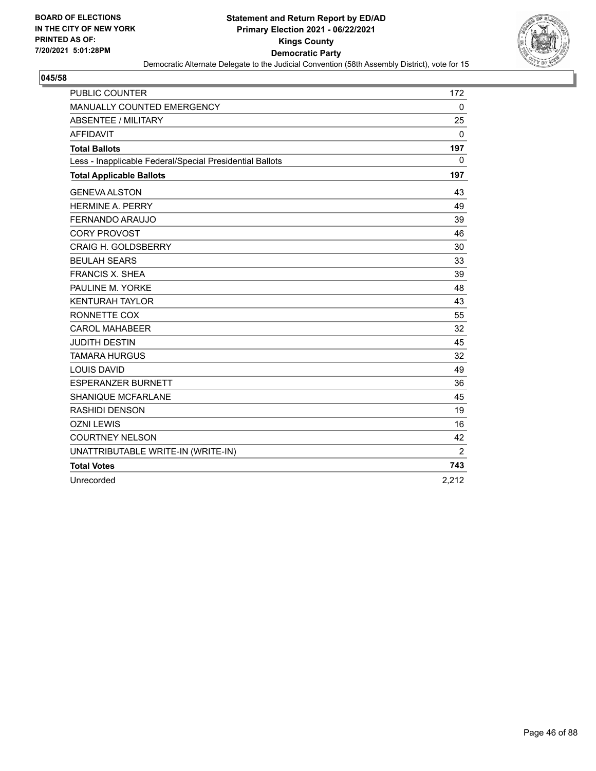BOARD OF ELECTIONS
IN THE CITY OF NEW YORK
PRINTED AS OF:
7/20/2021 5:01:28PM

**Statement and Return Report by ED/AD**
**Primary Election 2021 - 06/22/2021**
**Kings County**
**Democratic Party**
Democratic Alternate Delegate to the Judicial Convention (58th Assembly District), vote for 15

## 045/58

| | |
|---|---|
| PUBLIC COUNTER | 172 |
| MANUALLY COUNTED EMERGENCY | 0 |
| ABSENTEE / MILITARY | 25 |
| AFFIDAVIT | 0 |
| **Total Ballots** | **197** |
| Less - Inapplicable Federal/Special Presidential Ballots | 0 |
| **Total Applicable Ballots** | **197** |
| GENEVA ALSTON | 43 |
| HERMINE A. PERRY | 49 |
| FERNANDO ARAUJO | 39 |
| CORY PROVOST | 46 |
| CRAIG H. GOLDSBERRY | 30 |
| BEULAH SEARS | 33 |
| FRANCIS X. SHEA | 39 |
| PAULINE M. YORKE | 48 |
| KENTURAH TAYLOR | 43 |
| RONNETTE COX | 55 |
| CAROL MAHABEER | 32 |
| JUDITH DESTIN | 45 |
| TAMARA HURGUS | 32 |
| LOUIS DAVID | 49 |
| ESPERANZER BURNETT | 36 |
| SHANIQUE MCFARLANE | 45 |
| RASHIDI DENSON | 19 |
| OZNI LEWIS | 16 |
| COURTNEY NELSON | 42 |
| UNATTRIBUTABLE WRITE-IN (WRITE-IN) | 2 |
| **Total Votes** | **743** |
| Unrecorded | 2,212 |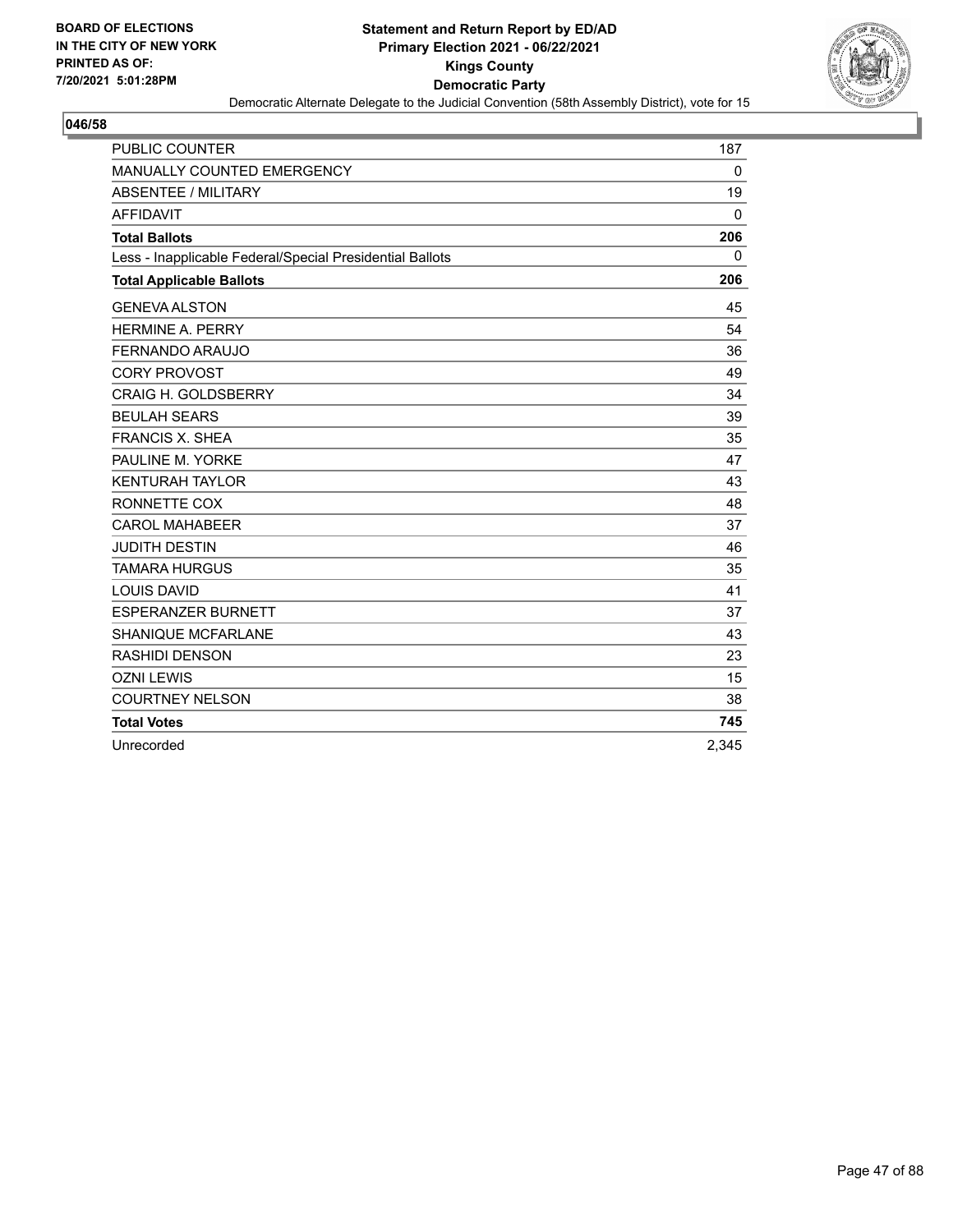**BOARD OF ELECTIONS IN THE CITY OF NEW YORK PRINTED AS OF: 7/20/2021 5:01:28PM**

**Statement and Return Report by ED/AD Primary Election 2021 - 06/22/2021 Kings County Democratic Party**

Democratic Alternate Delegate to the Judicial Convention (58th Assembly District), vote for 15

**046/58**

| | |
|---|---|
| PUBLIC COUNTER | 187 |
| MANUALLY COUNTED EMERGENCY | 0 |
| ABSENTEE / MILITARY | 19 |
| AFFIDAVIT | 0 |
| **Total Ballots** | **206** |
| Less - Inapplicable Federal/Special Presidential Ballots | 0 |
| **Total Applicable Ballots** | **206** |
| GENEVA ALSTON | 45 |
| HERMINE A. PERRY | 54 |
| FERNANDO ARAUJO | 36 |
| CORY PROVOST | 49 |
| CRAIG H. GOLDSBERRY | 34 |
| BEULAH SEARS | 39 |
| FRANCIS X. SHEA | 35 |
| PAULINE M. YORKE | 47 |
| KENTURAH TAYLOR | 43 |
| RONNETTE COX | 48 |
| CAROL MAHABEER | 37 |
| JUDITH DESTIN | 46 |
| TAMARA HURGUS | 35 |
| LOUIS DAVID | 41 |
| ESPERANZER BURNETT | 37 |
| SHANIQUE MCFARLANE | 43 |
| RASHIDI DENSON | 23 |
| OZNI LEWIS | 15 |
| COURTNEY NELSON | 38 |
| **Total Votes** | **745** |
| Unrecorded | 2,345 |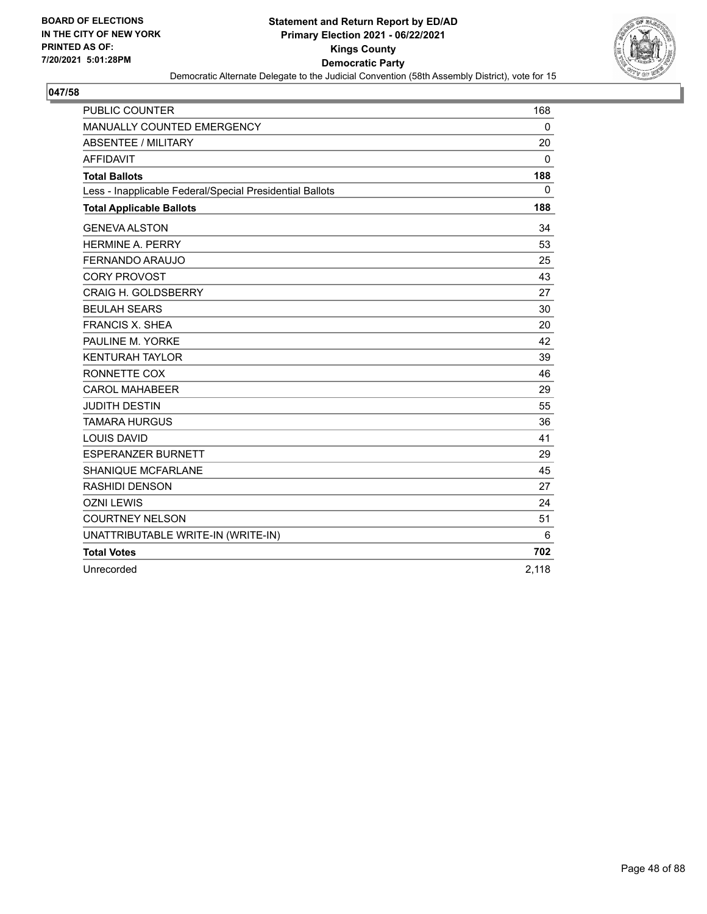**BOARD OF ELECTIONS IN THE CITY OF NEW YORK PRINTED AS OF: 7/20/2021 5:01:28PM**

# Statement and Return Report by ED/AD
## Primary Election 2021 - 06/22/2021
## Kings County
## Democratic Party

Democratic Alternate Delegate to the Judicial Convention (58th Assembly District), vote for 15

### 047/58

| | |
|---|---|
| PUBLIC COUNTER | 168 |
| MANUALLY COUNTED EMERGENCY | 0 |
| ABSENTEE / MILITARY | 20 |
| AFFIDAVIT | 0 |
| **Total Ballots** | **188** |
| Less - Inapplicable Federal/Special Presidential Ballots | 0 |
| **Total Applicable Ballots** | **188** |
| GENEVA ALSTON | 34 |
| HERMINE A. PERRY | 53 |
| FERNANDO ARAUJO | 25 |
| CORY PROVOST | 43 |
| CRAIG H. GOLDSBERRY | 27 |
| BEULAH SEARS | 30 |
| FRANCIS X. SHEA | 20 |
| PAULINE M. YORKE | 42 |
| KENTURAH TAYLOR | 39 |
| RONNETTE COX | 46 |
| CAROL MAHABEER | 29 |
| JUDITH DESTIN | 55 |
| TAMARA HURGUS | 36 |
| LOUIS DAVID | 41 |
| ESPERANZER BURNETT | 29 |
| SHANIQUE MCFARLANE | 45 |
| RASHIDI DENSON | 27 |
| OZNI LEWIS | 24 |
| COURTNEY NELSON | 51 |
| UNATTRIBUTABLE WRITE-IN (WRITE-IN) | 6 |
| **Total Votes** | **702** |
| Unrecorded | 2,118 |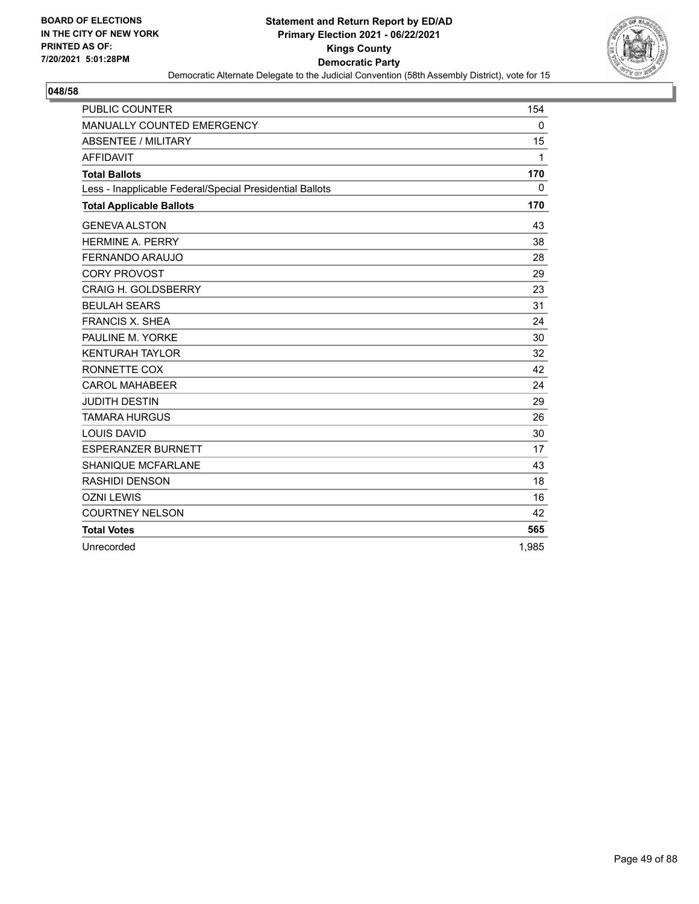BOARD OF ELECTIONS
IN THE CITY OF NEW YORK
PRINTED AS OF:
7/20/2021 5:01:28PM

**Statement and Return Report by ED/AD**
**Primary Election 2021 - 06/22/2021**
**Kings County**
**Democratic Party**
Democratic Alternate Delegate to the Judicial Convention (58th Assembly District), vote for 15

**048/58**

| | |
|---|---|
| PUBLIC COUNTER | 154 |
| MANUALLY COUNTED EMERGENCY | 0 |
| ABSENTEE / MILITARY | 15 |
| AFFIDAVIT | 1 |
| **Total Ballots** | **170** |
| Less - Inapplicable Federal/Special Presidential Ballots | 0 |
| **Total Applicable Ballots** | **170** |
| GENEVA ALSTON | 43 |
| HERMINE A. PERRY | 38 |
| FERNANDO ARAUJO | 28 |
| CORY PROVOST | 29 |
| CRAIG H. GOLDSBERRY | 23 |
| BEULAH SEARS | 31 |
| FRANCIS X. SHEA | 24 |
| PAULINE M. YORKE | 30 |
| KENTURAH TAYLOR | 32 |
| RONNETTE COX | 42 |
| CAROL MAHABEER | 24 |
| JUDITH DESTIN | 29 |
| TAMARA HURGUS | 26 |
| LOUIS DAVID | 30 |
| ESPERANZER BURNETT | 17 |
| SHANIQUE MCFARLANE | 43 |
| RASHIDI DENSON | 18 |
| OZNI LEWIS | 16 |
| COURTNEY NELSON | 42 |
| **Total Votes** | **565** |
| Unrecorded | 1,985 |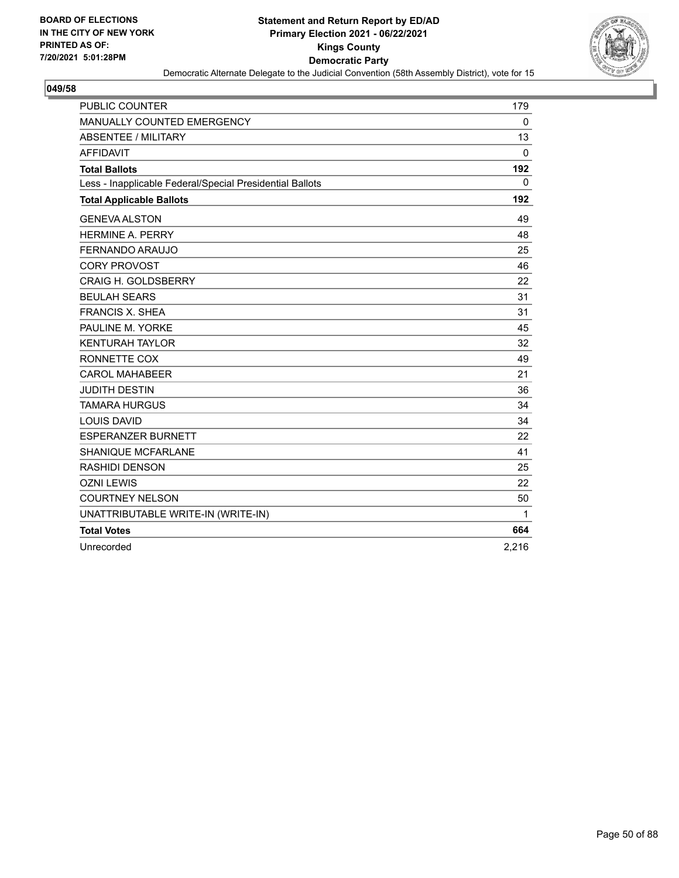BOARD OF ELECTIONS
IN THE CITY OF NEW YORK
PRINTED AS OF:
7/20/2021 5:01:28PM

**Statement and Return Report by ED/AD**
**Primary Election 2021 - 06/22/2021**
**Kings County**
**Democratic Party**
Democratic Alternate Delegate to the Judicial Convention (58th Assembly District), vote for 15

## 049/58

| | |
|---|---|
| PUBLIC COUNTER | 179 |
| MANUALLY COUNTED EMERGENCY | 0 |
| ABSENTEE / MILITARY | 13 |
| AFFIDAVIT | 0 |
| **Total Ballots** | **192** |
| Less - Inapplicable Federal/Special Presidential Ballots | 0 |
| **Total Applicable Ballots** | **192** |
| GENEVA ALSTON | 49 |
| HERMINE A. PERRY | 48 |
| FERNANDO ARAUJO | 25 |
| CORY PROVOST | 46 |
| CRAIG H. GOLDSBERRY | 22 |
| BEULAH SEARS | 31 |
| FRANCIS X. SHEA | 31 |
| PAULINE M. YORKE | 45 |
| KENTURAH TAYLOR | 32 |
| RONNETTE COX | 49 |
| CAROL MAHABEER | 21 |
| JUDITH DESTIN | 36 |
| TAMARA HURGUS | 34 |
| LOUIS DAVID | 34 |
| ESPERANZER BURNETT | 22 |
| SHANIQUE MCFARLANE | 41 |
| RASHIDI DENSON | 25 |
| OZNI LEWIS | 22 |
| COURTNEY NELSON | 50 |
| UNATTRIBUTABLE WRITE-IN (WRITE-IN) | 1 |
| **Total Votes** | **664** |
| Unrecorded | 2,216 |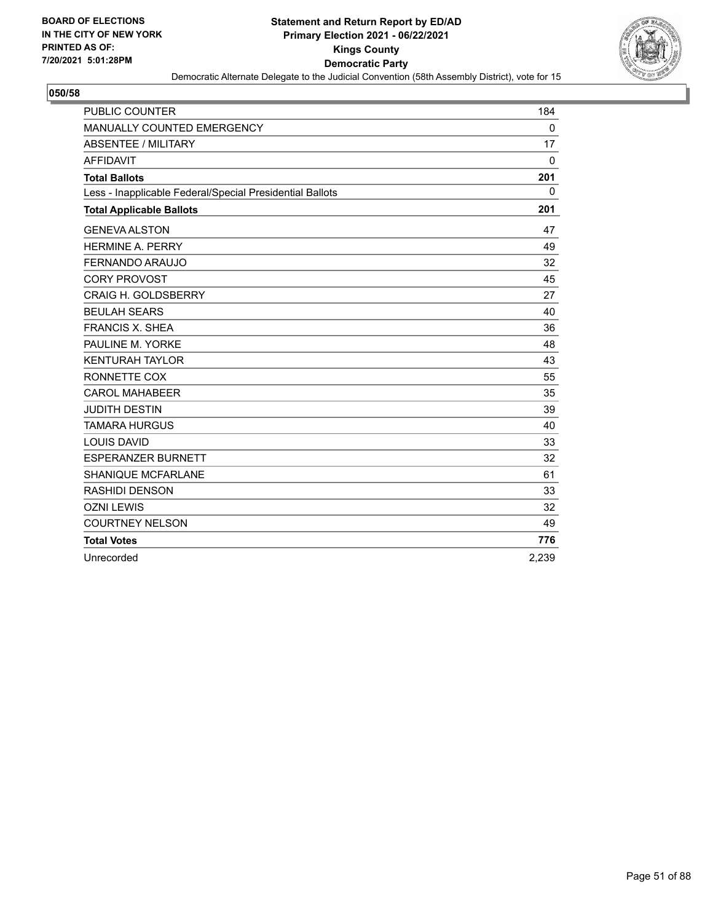BOARD OF ELECTIONS
IN THE CITY OF NEW YORK
PRINTED AS OF:
7/20/2021 5:01:28PM

**Statement and Return Report by ED/AD**
**Primary Election 2021 - 06/22/2021**
**Kings County**
**Democratic Party**
Democratic Alternate Delegate to the Judicial Convention (58th Assembly District), vote for 15

## 050/58

| | |
|---|---|
| PUBLIC COUNTER | 184 |
| MANUALLY COUNTED EMERGENCY | 0 |
| ABSENTEE / MILITARY | 17 |
| AFFIDAVIT | 0 |
| **Total Ballots** | **201** |
| Less - Inapplicable Federal/Special Presidential Ballots | 0 |
| **Total Applicable Ballots** | **201** |
| GENEVA ALSTON | 47 |
| HERMINE A. PERRY | 49 |
| FERNANDO ARAUJO | 32 |
| CORY PROVOST | 45 |
| CRAIG H. GOLDSBERRY | 27 |
| BEULAH SEARS | 40 |
| FRANCIS X. SHEA | 36 |
| PAULINE M. YORKE | 48 |
| KENTURAH TAYLOR | 43 |
| RONNETTE COX | 55 |
| CAROL MAHABEER | 35 |
| JUDITH DESTIN | 39 |
| TAMARA HURGUS | 40 |
| LOUIS DAVID | 33 |
| ESPERANZER BURNETT | 32 |
| SHANIQUE MCFARLANE | 61 |
| RASHIDI DENSON | 33 |
| OZNI LEWIS | 32 |
| COURTNEY NELSON | 49 |
| **Total Votes** | **776** |
| Unrecorded | 2,239 |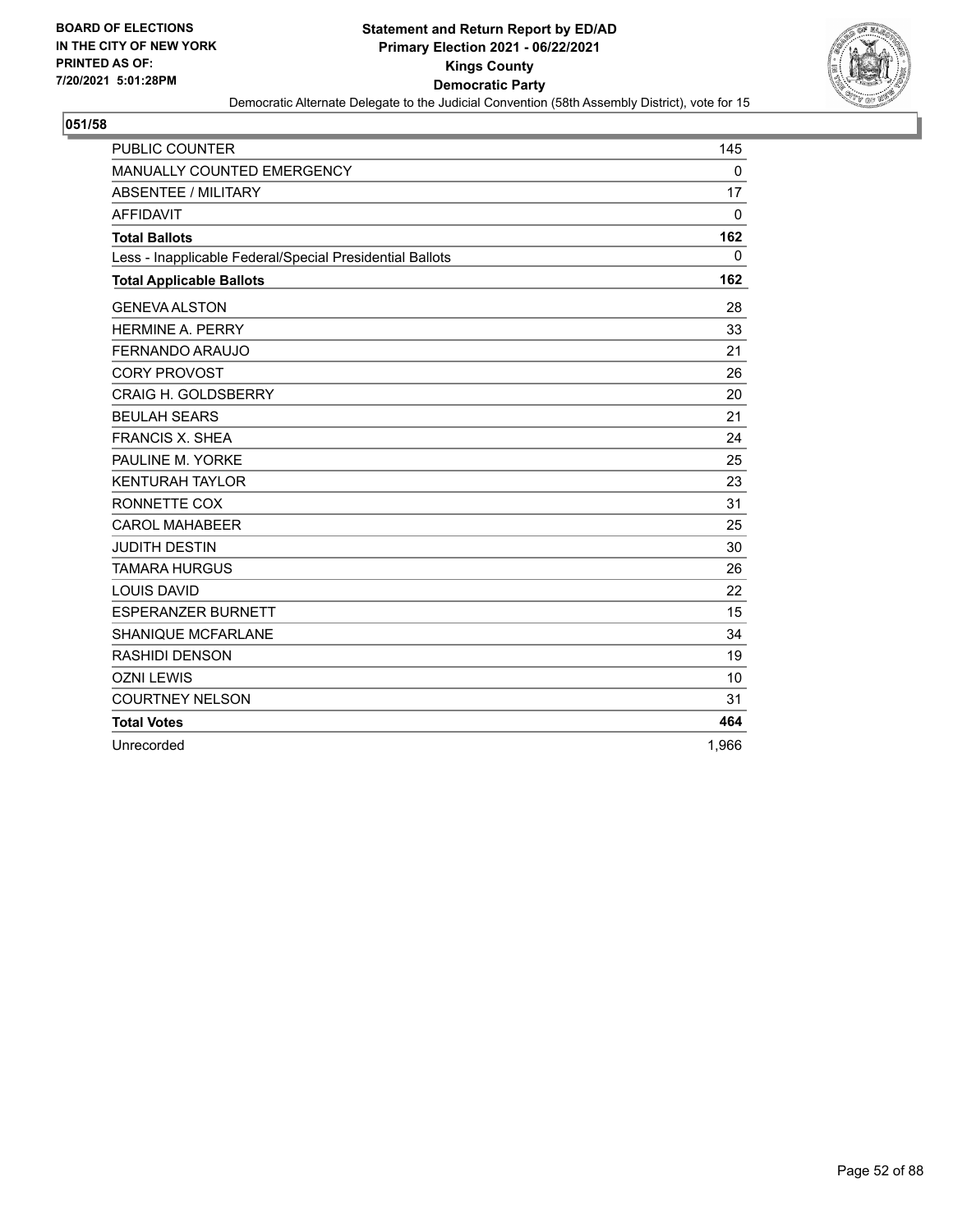BOARD OF ELECTIONS
IN THE CITY OF NEW YORK
PRINTED AS OF:
7/20/2021 5:01:28PM

**Statement and Return Report by ED/AD**
**Primary Election 2021 - 06/22/2021**
**Kings County**
**Democratic Party**
Democratic Alternate Delegate to the Judicial Convention (58th Assembly District), vote for 15

## 051/58

| | |
|---|---|
| PUBLIC COUNTER | 145 |
| MANUALLY COUNTED EMERGENCY | 0 |
| ABSENTEE / MILITARY | 17 |
| AFFIDAVIT | 0 |
| **Total Ballots** | **162** |
| Less - Inapplicable Federal/Special Presidential Ballots | 0 |
| **Total Applicable Ballots** | **162** |
| GENEVA ALSTON | 28 |
| HERMINE A. PERRY | 33 |
| FERNANDO ARAUJO | 21 |
| CORY PROVOST | 26 |
| CRAIG H. GOLDSBERRY | 20 |
| BEULAH SEARS | 21 |
| FRANCIS X. SHEA | 24 |
| PAULINE M. YORKE | 25 |
| KENTURAH TAYLOR | 23 |
| RONNETTE COX | 31 |
| CAROL MAHABEER | 25 |
| JUDITH DESTIN | 30 |
| TAMARA HURGUS | 26 |
| LOUIS DAVID | 22 |
| ESPERANZER BURNETT | 15 |
| SHANIQUE MCFARLANE | 34 |
| RASHIDI DENSON | 19 |
| OZNI LEWIS | 10 |
| COURTNEY NELSON | 31 |
| **Total Votes** | **464** |
| Unrecorded | 1,966 |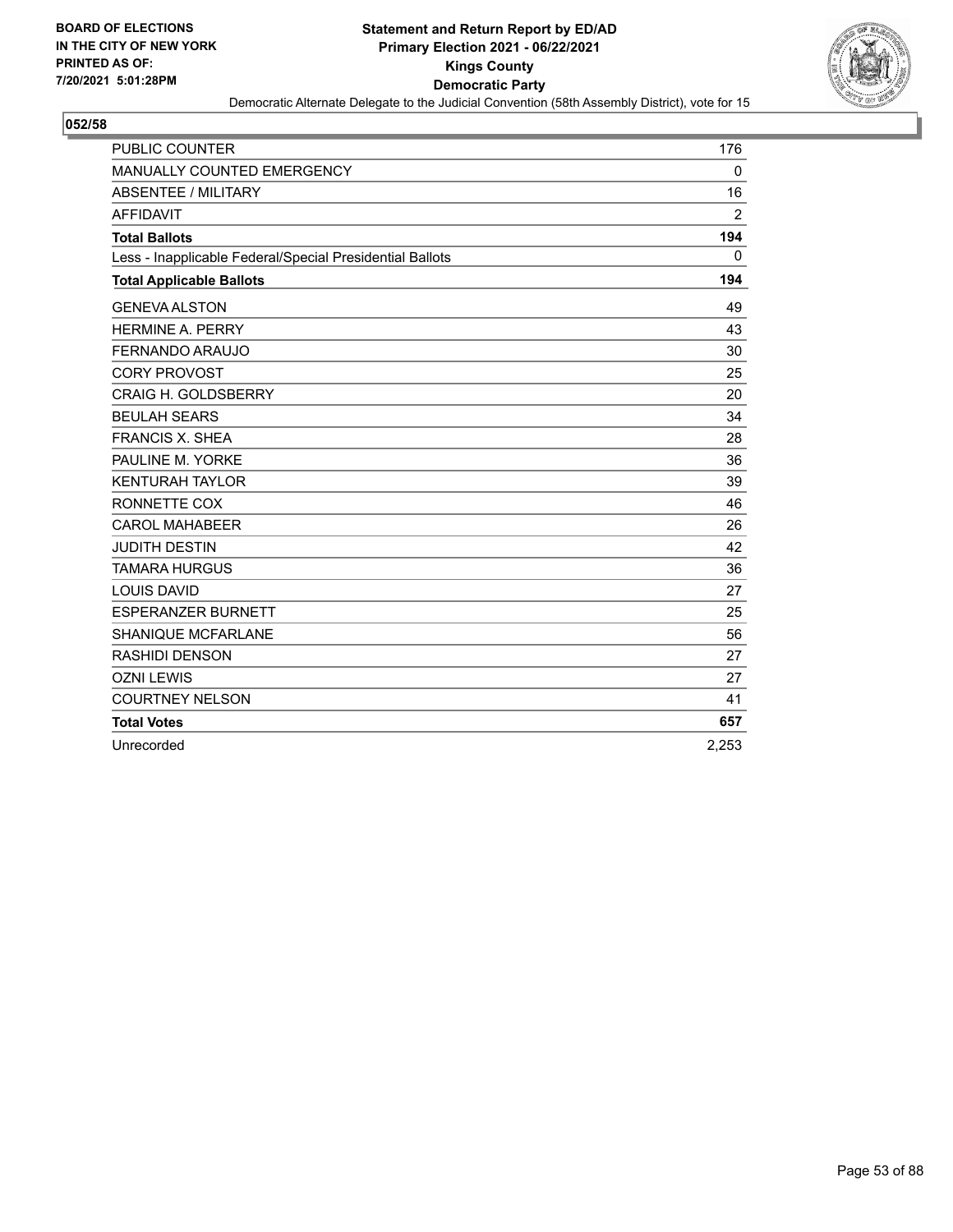BOARD OF ELECTIONS
IN THE CITY OF NEW YORK
PRINTED AS OF:
7/20/2021 5:01:28PM

# Statement and Return Report by ED/AD
## Primary Election 2021 - 06/22/2021
## Kings County
## Democratic Party

Democratic Alternate Delegate to the Judicial Convention (58th Assembly District), vote for 15

### 052/58

| | |
|---|---|
| PUBLIC COUNTER | 176 |
| MANUALLY COUNTED EMERGENCY | 0 |
| ABSENTEE / MILITARY | 16 |
| AFFIDAVIT | 2 |
| **Total Ballots** | **194** |
| Less - Inapplicable Federal/Special Presidential Ballots | 0 |
| **Total Applicable Ballots** | **194** |
| GENEVA ALSTON | 49 |
| HERMINE A. PERRY | 43 |
| FERNANDO ARAUJO | 30 |
| CORY PROVOST | 25 |
| CRAIG H. GOLDSBERRY | 20 |
| BEULAH SEARS | 34 |
| FRANCIS X. SHEA | 28 |
| PAULINE M. YORKE | 36 |
| KENTURAH TAYLOR | 39 |
| RONNETTE COX | 46 |
| CAROL MAHABEER | 26 |
| JUDITH DESTIN | 42 |
| TAMARA HURGUS | 36 |
| LOUIS DAVID | 27 |
| ESPERANZER BURNETT | 25 |
| SHANIQUE MCFARLANE | 56 |
| RASHIDI DENSON | 27 |
| OZNI LEWIS | 27 |
| COURTNEY NELSON | 41 |
| **Total Votes** | **657** |
| Unrecorded | 2,253 |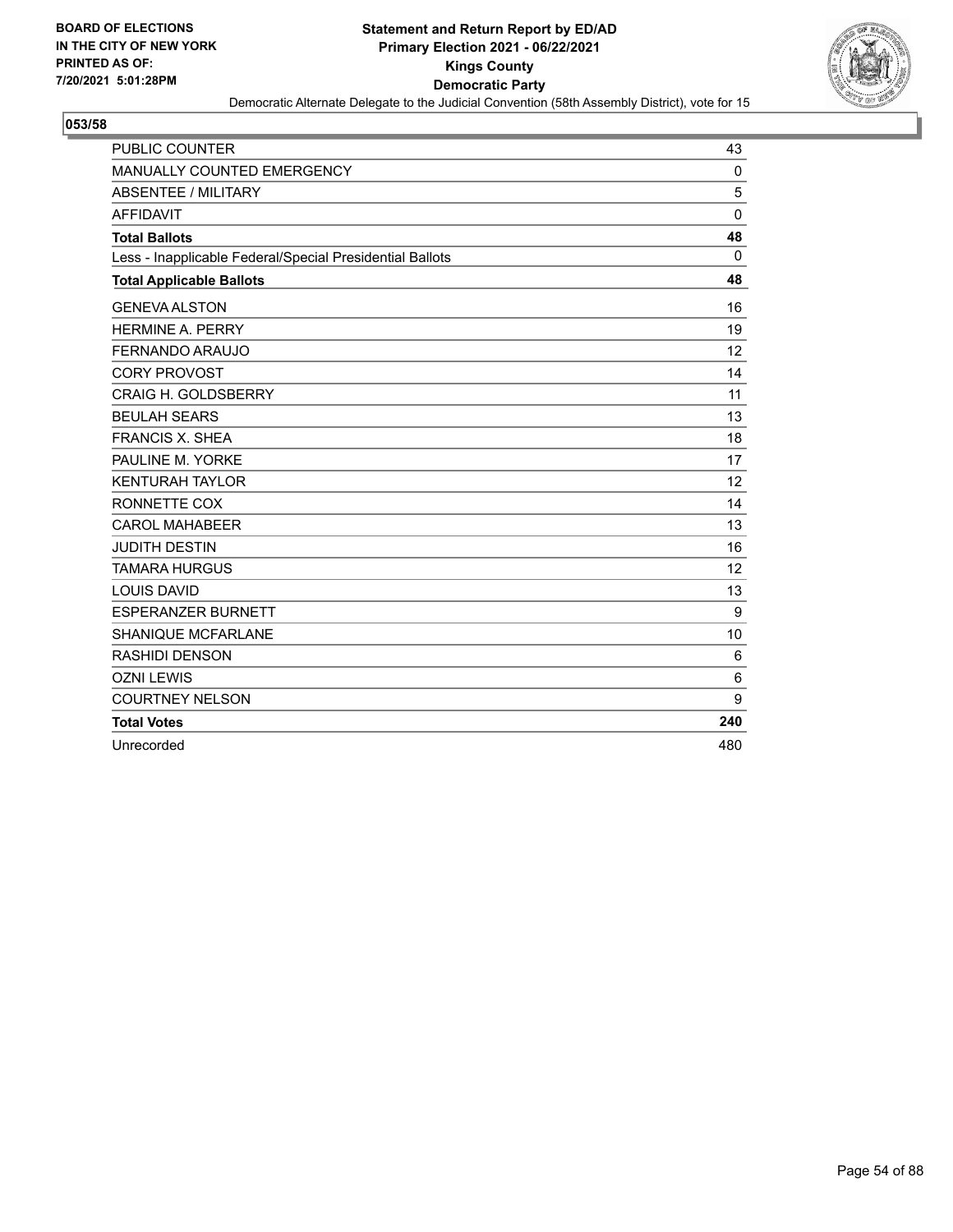BOARD OF ELECTIONS
IN THE CITY OF NEW YORK
PRINTED AS OF:
7/20/2021 5:01:28PM

**Statement and Return Report by ED/AD**
**Primary Election 2021 - 06/22/2021**
**Kings County**
**Democratic Party**
Democratic Alternate Delegate to the Judicial Convention (58th Assembly District), vote for 15

## 053/58

| | |
|---|---|
| PUBLIC COUNTER | 43 |
| MANUALLY COUNTED EMERGENCY | 0 |
| ABSENTEE / MILITARY | 5 |
| AFFIDAVIT | 0 |
| **Total Ballots** | **48** |
| Less - Inapplicable Federal/Special Presidential Ballots | 0 |
| **Total Applicable Ballots** | **48** |
| GENEVA ALSTON | 16 |
| HERMINE A. PERRY | 19 |
| FERNANDO ARAUJO | 12 |
| CORY PROVOST | 14 |
| CRAIG H. GOLDSBERRY | 11 |
| BEULAH SEARS | 13 |
| FRANCIS X. SHEA | 18 |
| PAULINE M. YORKE | 17 |
| KENTURAH TAYLOR | 12 |
| RONNETTE COX | 14 |
| CAROL MAHABEER | 13 |
| JUDITH DESTIN | 16 |
| TAMARA HURGUS | 12 |
| LOUIS DAVID | 13 |
| ESPERANZER BURNETT | 9 |
| SHANIQUE MCFARLANE | 10 |
| RASHIDI DENSON | 6 |
| OZNI LEWIS | 6 |
| COURTNEY NELSON | 9 |
| **Total Votes** | **240** |
| Unrecorded | 480 |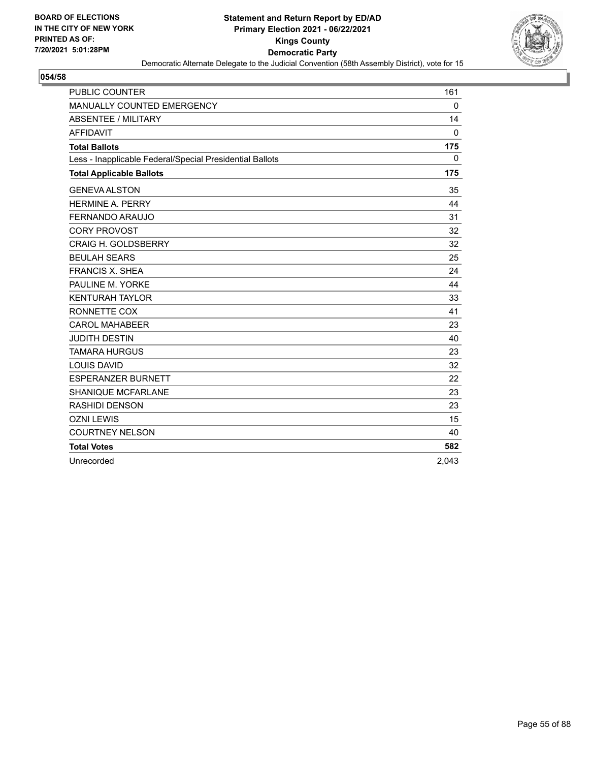BOARD OF ELECTIONS
IN THE CITY OF NEW YORK
PRINTED AS OF:
7/20/2021 5:01:28PM

**Statement and Return Report by ED/AD**
**Primary Election 2021 - 06/22/2021**
**Kings County**
**Democratic Party**
Democratic Alternate Delegate to the Judicial Convention (58th Assembly District), vote for 15

## 054/58

| | |
|---|---|
| PUBLIC COUNTER | 161 |
| MANUALLY COUNTED EMERGENCY | 0 |
| ABSENTEE / MILITARY | 14 |
| AFFIDAVIT | 0 |
| **Total Ballots** | **175** |
| Less - Inapplicable Federal/Special Presidential Ballots | 0 |
| **Total Applicable Ballots** | **175** |
| GENEVA ALSTON | 35 |
| HERMINE A. PERRY | 44 |
| FERNANDO ARAUJO | 31 |
| CORY PROVOST | 32 |
| CRAIG H. GOLDSBERRY | 32 |
| BEULAH SEARS | 25 |
| FRANCIS X. SHEA | 24 |
| PAULINE M. YORKE | 44 |
| KENTURAH TAYLOR | 33 |
| RONNETTE COX | 41 |
| CAROL MAHABEER | 23 |
| JUDITH DESTIN | 40 |
| TAMARA HURGUS | 23 |
| LOUIS DAVID | 32 |
| ESPERANZER BURNETT | 22 |
| SHANIQUE MCFARLANE | 23 |
| RASHIDI DENSON | 23 |
| OZNI LEWIS | 15 |
| COURTNEY NELSON | 40 |
| **Total Votes** | **582** |
| Unrecorded | 2,043 |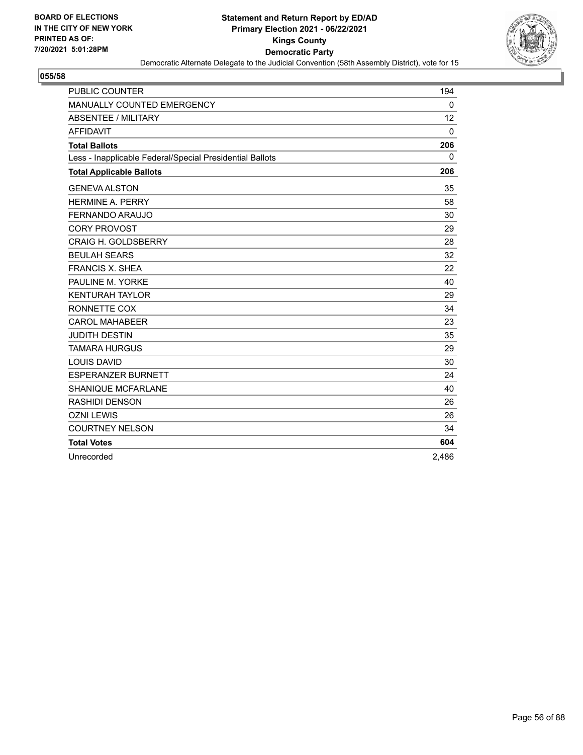BOARD OF ELECTIONS
IN THE CITY OF NEW YORK
PRINTED AS OF:
7/20/2021 5:01:28PM

**Statement and Return Report by ED/AD**
**Primary Election 2021 - 06/22/2021**
**Kings County**
**Democratic Party**
Democratic Alternate Delegate to the Judicial Convention (58th Assembly District), vote for 15

## 055/58

| | |
|---|---|
| PUBLIC COUNTER | 194 |
| MANUALLY COUNTED EMERGENCY | 0 |
| ABSENTEE / MILITARY | 12 |
| AFFIDAVIT | 0 |
| **Total Ballots** | **206** |
| Less - Inapplicable Federal/Special Presidential Ballots | 0 |
| **Total Applicable Ballots** | **206** |
| GENEVA ALSTON | 35 |
| HERMINE A. PERRY | 58 |
| FERNANDO ARAUJO | 30 |
| CORY PROVOST | 29 |
| CRAIG H. GOLDSBERRY | 28 |
| BEULAH SEARS | 32 |
| FRANCIS X. SHEA | 22 |
| PAULINE M. YORKE | 40 |
| KENTURAH TAYLOR | 29 |
| RONNETTE COX | 34 |
| CAROL MAHABEER | 23 |
| JUDITH DESTIN | 35 |
| TAMARA HURGUS | 29 |
| LOUIS DAVID | 30 |
| ESPERANZER BURNETT | 24 |
| SHANIQUE MCFARLANE | 40 |
| RASHIDI DENSON | 26 |
| OZNI LEWIS | 26 |
| COURTNEY NELSON | 34 |
| **Total Votes** | **604** |
| Unrecorded | 2,486 |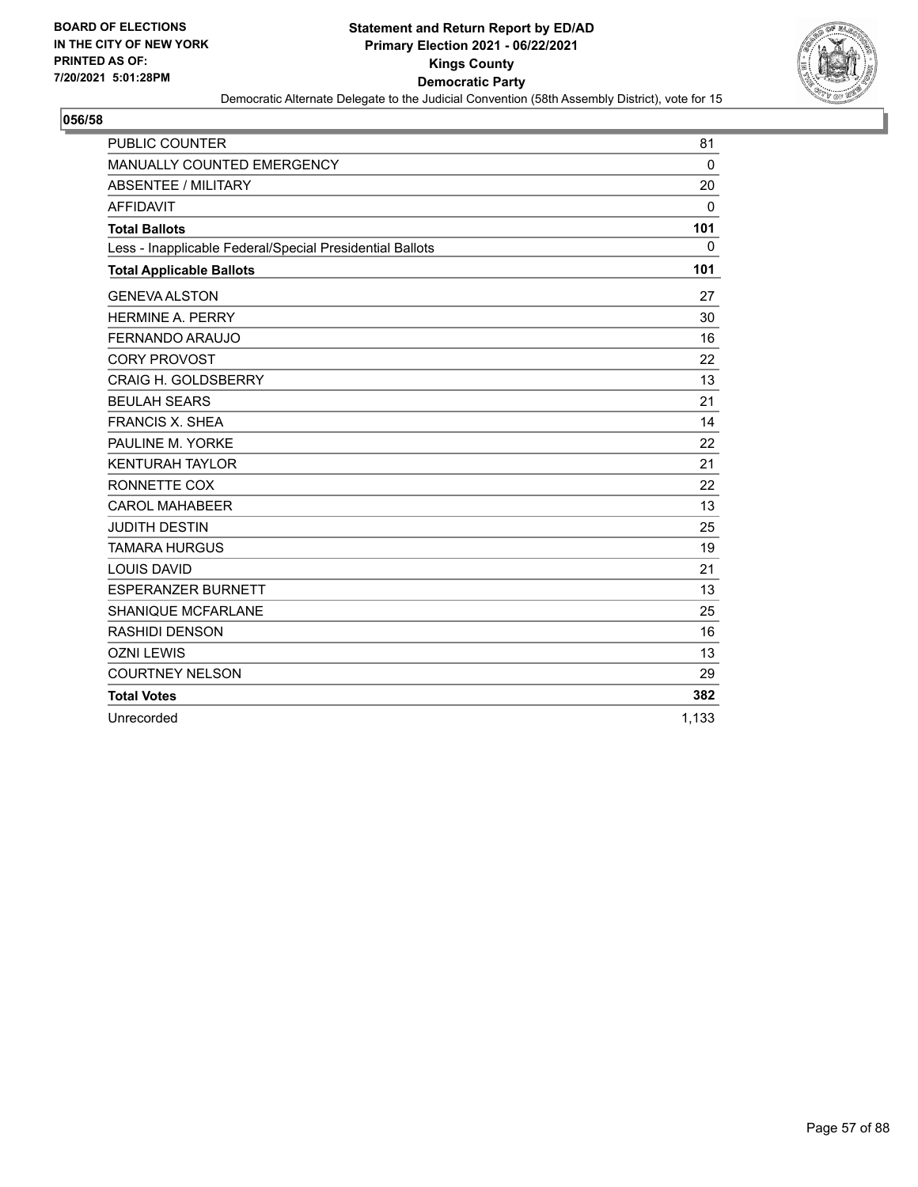**BOARD OF ELECTIONS IN THE CITY OF NEW YORK PRINTED AS OF: 7/20/2021 5:01:28PM**

# Statement and Return Report by ED/AD
## Primary Election 2021 - 06/22/2021
## Kings County
## Democratic Party

Democratic Alternate Delegate to the Judicial Convention (58th Assembly District), vote for 15

### 056/58

| | |
|---|---|
| PUBLIC COUNTER | 81 |
| MANUALLY COUNTED EMERGENCY | 0 |
| ABSENTEE / MILITARY | 20 |
| AFFIDAVIT | 0 |
| **Total Ballots** | **101** |
| Less - Inapplicable Federal/Special Presidential Ballots | 0 |
| **Total Applicable Ballots** | **101** |
| GENEVA ALSTON | 27 |
| HERMINE A. PERRY | 30 |
| FERNANDO ARAUJO | 16 |
| CORY PROVOST | 22 |
| CRAIG H. GOLDSBERRY | 13 |
| BEULAH SEARS | 21 |
| FRANCIS X. SHEA | 14 |
| PAULINE M. YORKE | 22 |
| KENTURAH TAYLOR | 21 |
| RONNETTE COX | 22 |
| CAROL MAHABEER | 13 |
| JUDITH DESTIN | 25 |
| TAMARA HURGUS | 19 |
| LOUIS DAVID | 21 |
| ESPERANZER BURNETT | 13 |
| SHANIQUE MCFARLANE | 25 |
| RASHIDI DENSON | 16 |
| OZNI LEWIS | 13 |
| COURTNEY NELSON | 29 |
| **Total Votes** | **382** |
| Unrecorded | 1,133 |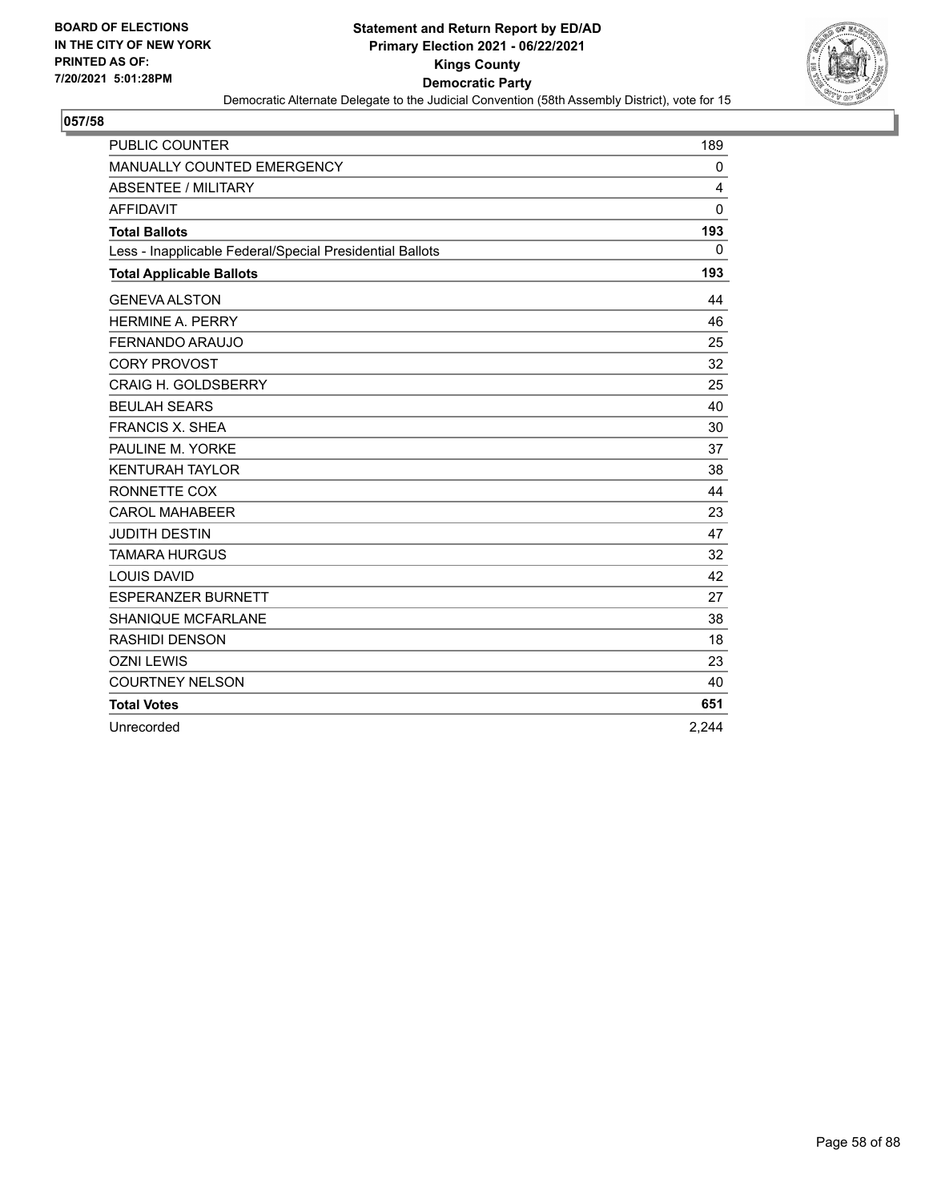BOARD OF ELECTIONS
IN THE CITY OF NEW YORK
PRINTED AS OF:
7/20/2021 5:01:28PM

**Statement and Return Report by ED/AD**
**Primary Election 2021 - 06/22/2021**
**Kings County**
**Democratic Party**
Democratic Alternate Delegate to the Judicial Convention (58th Assembly District), vote for 15

**057/58**

| | |
|---|---|
| PUBLIC COUNTER | 189 |
| MANUALLY COUNTED EMERGENCY | 0 |
| ABSENTEE / MILITARY | 4 |
| AFFIDAVIT | 0 |
| **Total Ballots** | **193** |
| Less - Inapplicable Federal/Special Presidential Ballots | 0 |
| **Total Applicable Ballots** | **193** |
| GENEVA ALSTON | 44 |
| HERMINE A. PERRY | 46 |
| FERNANDO ARAUJO | 25 |
| CORY PROVOST | 32 |
| CRAIG H. GOLDSBERRY | 25 |
| BEULAH SEARS | 40 |
| FRANCIS X. SHEA | 30 |
| PAULINE M. YORKE | 37 |
| KENTURAH TAYLOR | 38 |
| RONNETTE COX | 44 |
| CAROL MAHABEER | 23 |
| JUDITH DESTIN | 47 |
| TAMARA HURGUS | 32 |
| LOUIS DAVID | 42 |
| ESPERANZER BURNETT | 27 |
| SHANIQUE MCFARLANE | 38 |
| RASHIDI DENSON | 18 |
| OZNI LEWIS | 23 |
| COURTNEY NELSON | 40 |
| **Total Votes** | **651** |
| Unrecorded | 2,244 |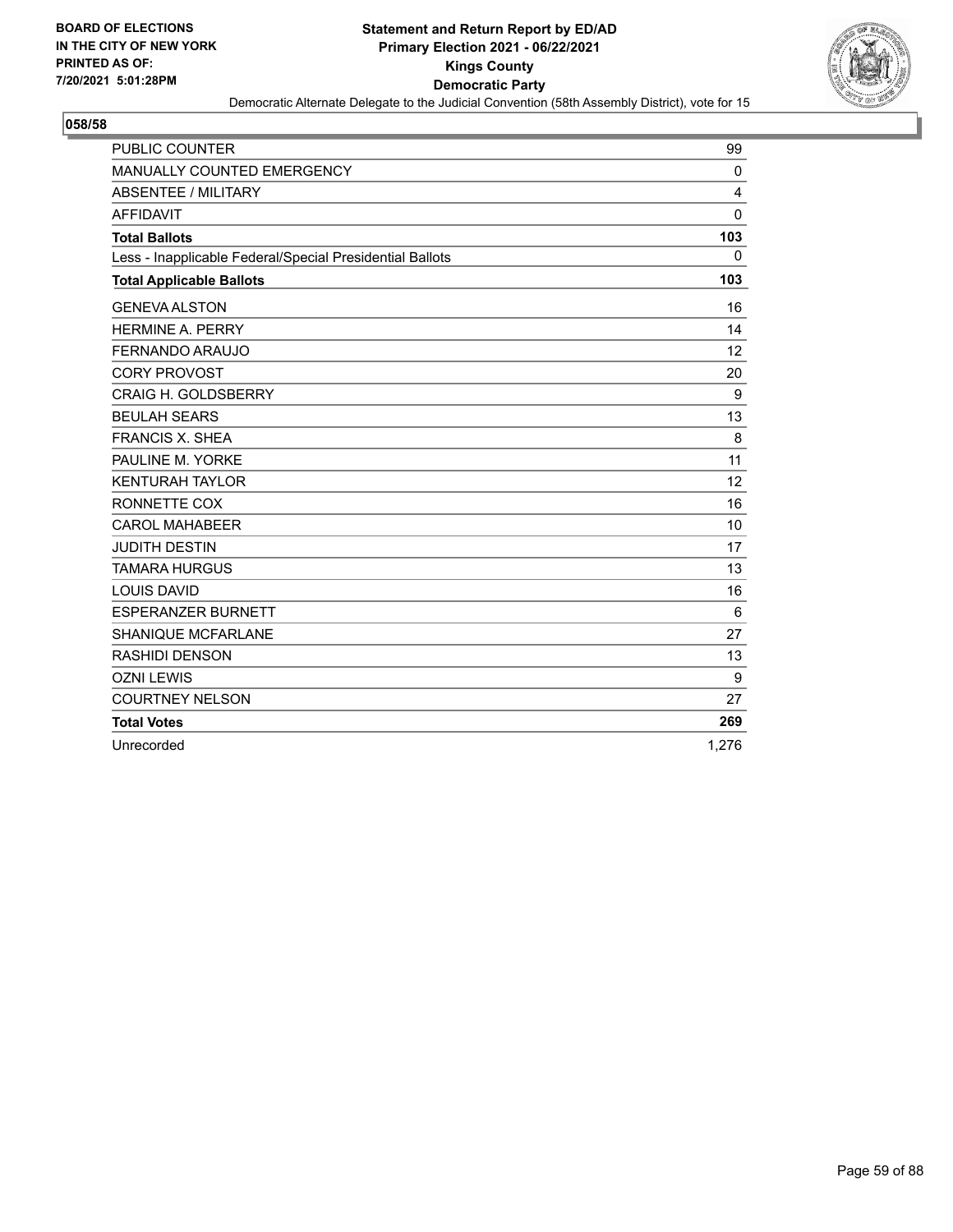BOARD OF ELECTIONS
IN THE CITY OF NEW YORK
PRINTED AS OF:
7/20/2021 5:01:28PM

# Statement and Return Report by ED/AD
## Primary Election 2021 - 06/22/2021
## Kings County
## Democratic Party

Democratic Alternate Delegate to the Judicial Convention (58th Assembly District), vote for 15

**058/58**

| | |
|---|---|
| PUBLIC COUNTER | 99 |
| MANUALLY COUNTED EMERGENCY | 0 |
| ABSENTEE / MILITARY | 4 |
| AFFIDAVIT | 0 |
| **Total Ballots** | **103** |
| Less - Inapplicable Federal/Special Presidential Ballots | 0 |
| **Total Applicable Ballots** | **103** |
| GENEVA ALSTON | 16 |
| HERMINE A. PERRY | 14 |
| FERNANDO ARAUJO | 12 |
| CORY PROVOST | 20 |
| CRAIG H. GOLDSBERRY | 9 |
| BEULAH SEARS | 13 |
| FRANCIS X. SHEA | 8 |
| PAULINE M. YORKE | 11 |
| KENTURAH TAYLOR | 12 |
| RONNETTE COX | 16 |
| CAROL MAHABEER | 10 |
| JUDITH DESTIN | 17 |
| TAMARA HURGUS | 13 |
| LOUIS DAVID | 16 |
| ESPERANZER BURNETT | 6 |
| SHANIQUE MCFARLANE | 27 |
| RASHIDI DENSON | 13 |
| OZNI LEWIS | 9 |
| COURTNEY NELSON | 27 |
| **Total Votes** | **269** |
| Unrecorded | 1,276 |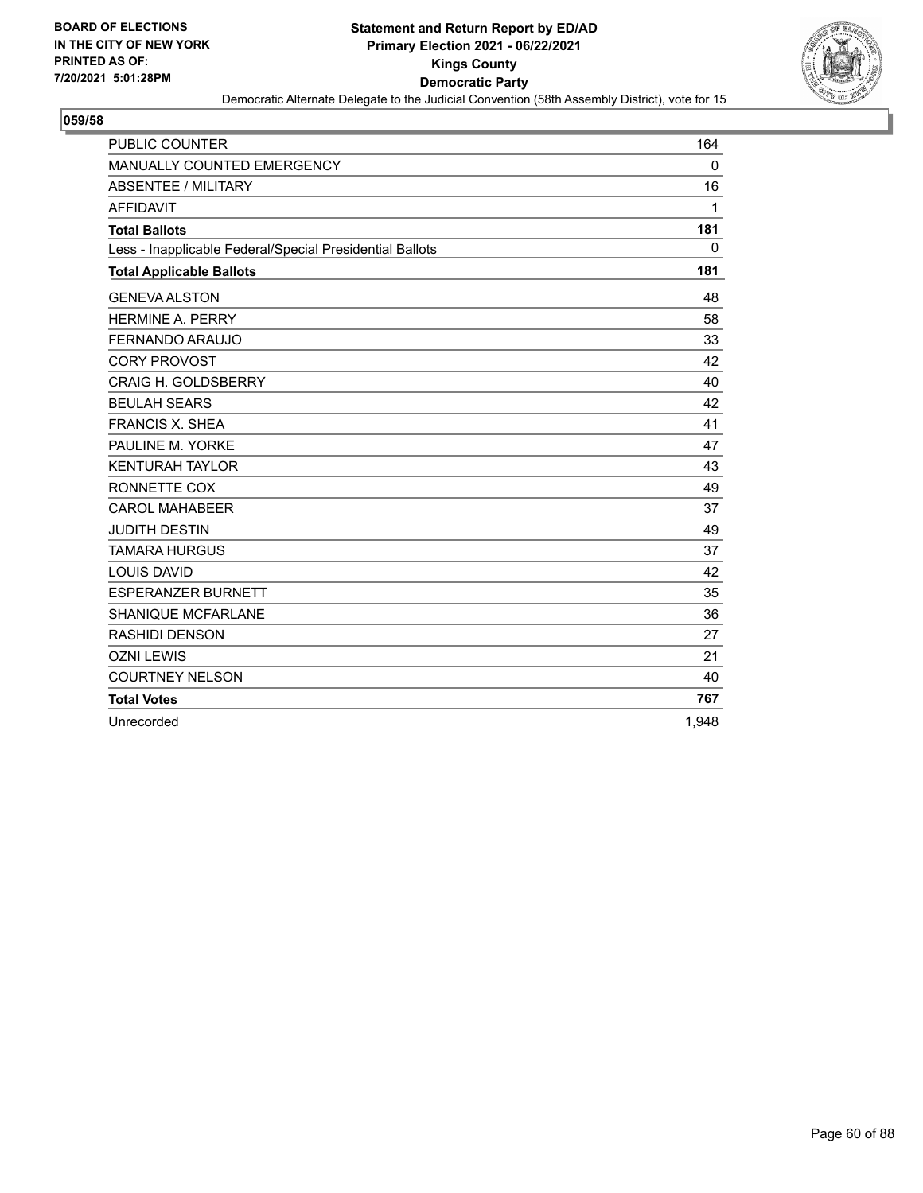**BOARD OF ELECTIONS IN THE CITY OF NEW YORK PRINTED AS OF: 7/20/2021 5:01:28PM**

# Statement and Return Report by ED/AD
## Primary Election 2021 - 06/22/2021
## Kings County
## Democratic Party

Democratic Alternate Delegate to the Judicial Convention (58th Assembly District), vote for 15

### 059/58

| | |
|---|---|
| PUBLIC COUNTER | 164 |
| MANUALLY COUNTED EMERGENCY | 0 |
| ABSENTEE / MILITARY | 16 |
| AFFIDAVIT | 1 |
| **Total Ballots** | **181** |
| Less - Inapplicable Federal/Special Presidential Ballots | 0 |
| **Total Applicable Ballots** | **181** |
| GENEVA ALSTON | 48 |
| HERMINE A. PERRY | 58 |
| FERNANDO ARAUJO | 33 |
| CORY PROVOST | 42 |
| CRAIG H. GOLDSBERRY | 40 |
| BEULAH SEARS | 42 |
| FRANCIS X. SHEA | 41 |
| PAULINE M. YORKE | 47 |
| KENTURAH TAYLOR | 43 |
| RONNETTE COX | 49 |
| CAROL MAHABEER | 37 |
| JUDITH DESTIN | 49 |
| TAMARA HURGUS | 37 |
| LOUIS DAVID | 42 |
| ESPERANZER BURNETT | 35 |
| SHANIQUE MCFARLANE | 36 |
| RASHIDI DENSON | 27 |
| OZNI LEWIS | 21 |
| COURTNEY NELSON | 40 |
| **Total Votes** | **767** |
| Unrecorded | 1,948 |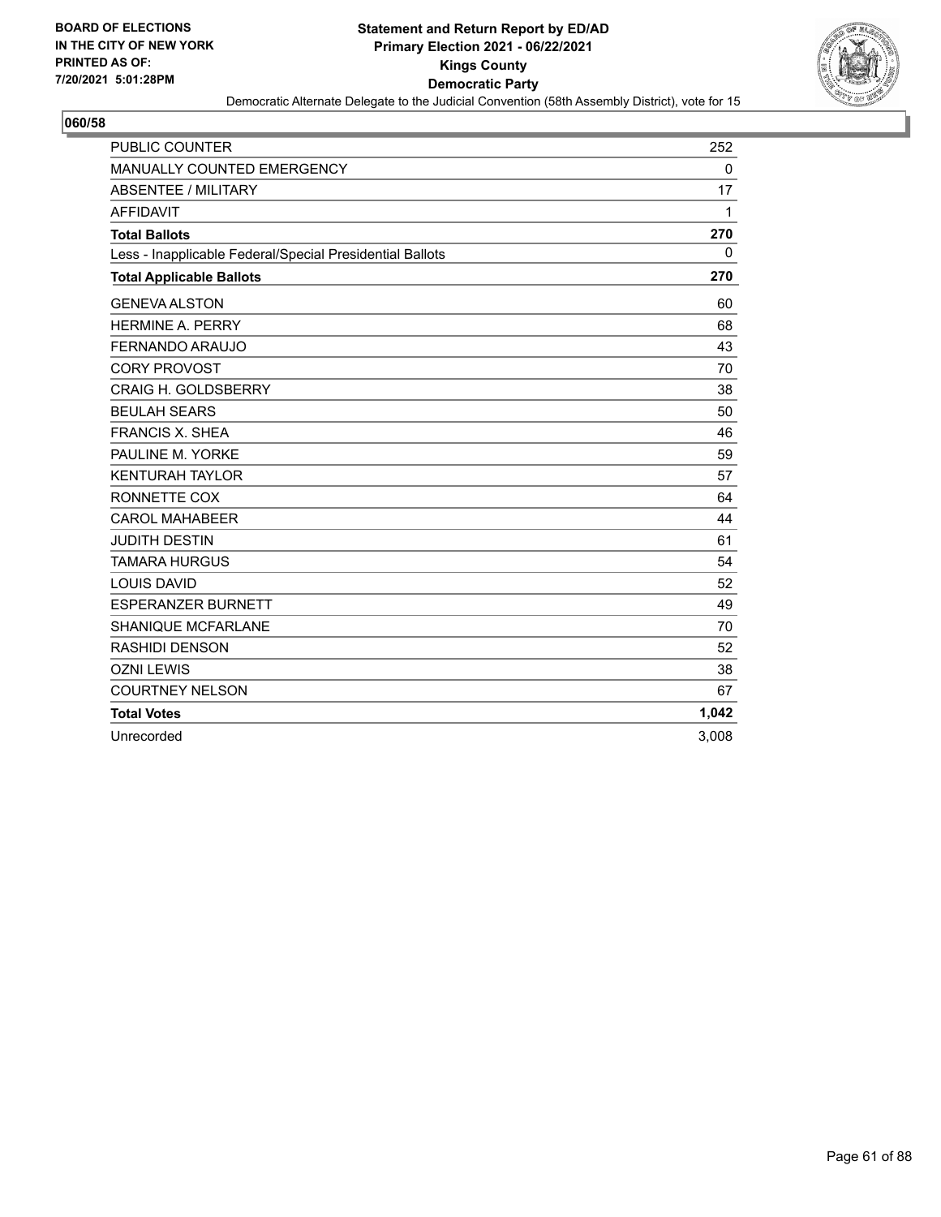BOARD OF ELECTIONS
IN THE CITY OF NEW YORK
PRINTED AS OF:
7/20/2021 5:01:28PM

**Statement and Return Report by ED/AD**
**Primary Election 2021 - 06/22/2021**
**Kings County**
**Democratic Party**
Democratic Alternate Delegate to the Judicial Convention (58th Assembly District), vote for 15

## 060/58

| | |
|---|---|
| PUBLIC COUNTER | 252 |
| MANUALLY COUNTED EMERGENCY | 0 |
| ABSENTEE / MILITARY | 17 |
| AFFIDAVIT | 1 |
| **Total Ballots** | **270** |
| Less - Inapplicable Federal/Special Presidential Ballots | 0 |
| **Total Applicable Ballots** | **270** |
| GENEVA ALSTON | 60 |
| HERMINE A. PERRY | 68 |
| FERNANDO ARAUJO | 43 |
| CORY PROVOST | 70 |
| CRAIG H. GOLDSBERRY | 38 |
| BEULAH SEARS | 50 |
| FRANCIS X. SHEA | 46 |
| PAULINE M. YORKE | 59 |
| KENTURAH TAYLOR | 57 |
| RONNETTE COX | 64 |
| CAROL MAHABEER | 44 |
| JUDITH DESTIN | 61 |
| TAMARA HURGUS | 54 |
| LOUIS DAVID | 52 |
| ESPERANZER BURNETT | 49 |
| SHANIQUE MCFARLANE | 70 |
| RASHIDI DENSON | 52 |
| OZNI LEWIS | 38 |
| COURTNEY NELSON | 67 |
| **Total Votes** | **1,042** |
| Unrecorded | 3,008 |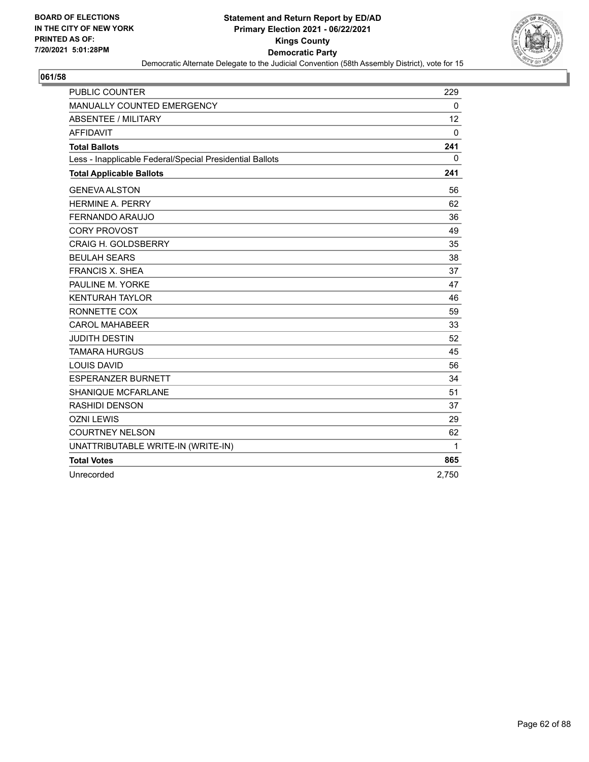BOARD OF ELECTIONS
IN THE CITY OF NEW YORK
PRINTED AS OF:
7/20/2021 5:01:28PM

**Statement and Return Report by ED/AD**
**Primary Election 2021 - 06/22/2021**
**Kings County**
**Democratic Party**
Democratic Alternate Delegate to the Judicial Convention (58th Assembly District), vote for 15

## 061/58

| | |
|---|---|
| PUBLIC COUNTER | 229 |
| MANUALLY COUNTED EMERGENCY | 0 |
| ABSENTEE / MILITARY | 12 |
| AFFIDAVIT | 0 |
| **Total Ballots** | **241** |
| Less - Inapplicable Federal/Special Presidential Ballots | 0 |
| **Total Applicable Ballots** | **241** |
| GENEVA ALSTON | 56 |
| HERMINE A. PERRY | 62 |
| FERNANDO ARAUJO | 36 |
| CORY PROVOST | 49 |
| CRAIG H. GOLDSBERRY | 35 |
| BEULAH SEARS | 38 |
| FRANCIS X. SHEA | 37 |
| PAULINE M. YORKE | 47 |
| KENTURAH TAYLOR | 46 |
| RONNETTE COX | 59 |
| CAROL MAHABEER | 33 |
| JUDITH DESTIN | 52 |
| TAMARA HURGUS | 45 |
| LOUIS DAVID | 56 |
| ESPERANZER BURNETT | 34 |
| SHANIQUE MCFARLANE | 51 |
| RASHIDI DENSON | 37 |
| OZNI LEWIS | 29 |
| COURTNEY NELSON | 62 |
| UNATTRIBUTABLE WRITE-IN (WRITE-IN) | 1 |
| **Total Votes** | **865** |
| Unrecorded | 2,750 |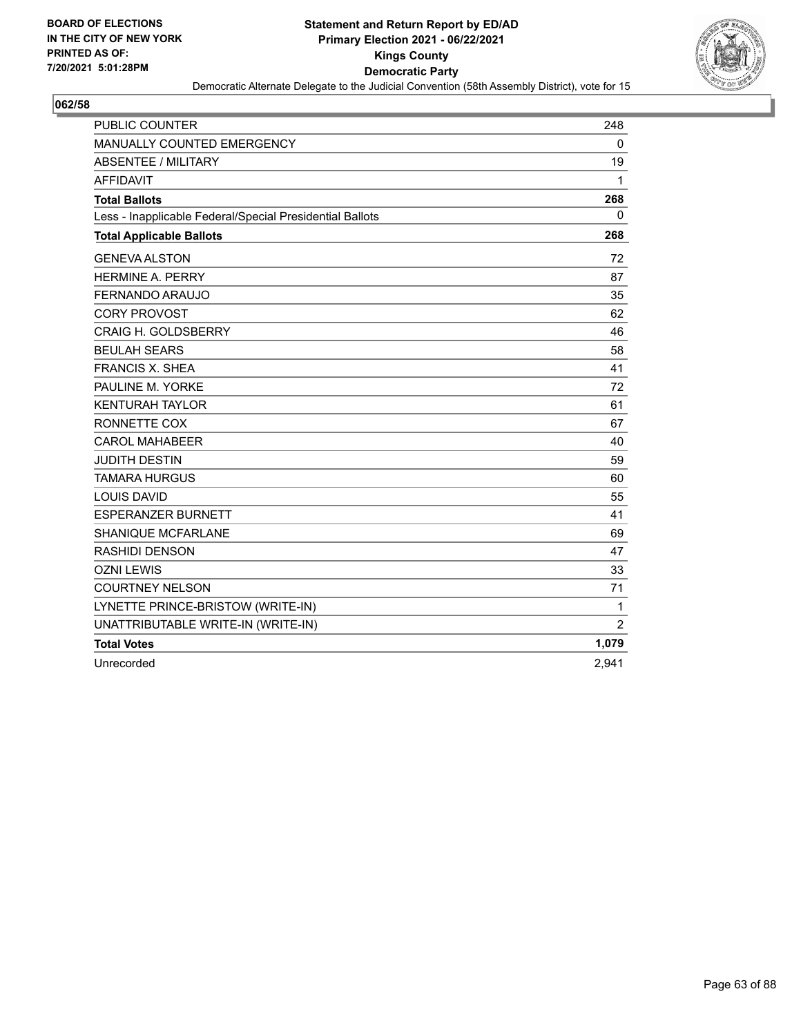BOARD OF ELECTIONS
IN THE CITY OF NEW YORK
PRINTED AS OF:
7/20/2021 5:01:28PM

**Statement and Return Report by ED/AD**
**Primary Election 2021 - 06/22/2021**
**Kings County**
**Democratic Party**
Democratic Alternate Delegate to the Judicial Convention (58th Assembly District), vote for 15

## 062/58

| | |
|---|---|
| PUBLIC COUNTER | 248 |
| MANUALLY COUNTED EMERGENCY | 0 |
| ABSENTEE / MILITARY | 19 |
| AFFIDAVIT | 1 |
| **Total Ballots** | **268** |
| Less - Inapplicable Federal/Special Presidential Ballots | 0 |
| **Total Applicable Ballots** | **268** |
| GENEVA ALSTON | 72 |
| HERMINE A. PERRY | 87 |
| FERNANDO ARAUJO | 35 |
| CORY PROVOST | 62 |
| CRAIG H. GOLDSBERRY | 46 |
| BEULAH SEARS | 58 |
| FRANCIS X. SHEA | 41 |
| PAULINE M. YORKE | 72 |
| KENTURAH TAYLOR | 61 |
| RONNETTE COX | 67 |
| CAROL MAHABEER | 40 |
| JUDITH DESTIN | 59 |
| TAMARA HURGUS | 60 |
| LOUIS DAVID | 55 |
| ESPERANZER BURNETT | 41 |
| SHANIQUE MCFARLANE | 69 |
| RASHIDI DENSON | 47 |
| OZNI LEWIS | 33 |
| COURTNEY NELSON | 71 |
| LYNETTE PRINCE-BRISTOW (WRITE-IN) | 1 |
| UNATTRIBUTABLE WRITE-IN (WRITE-IN) | 2 |
| **Total Votes** | **1,079** |
| Unrecorded | 2,941 |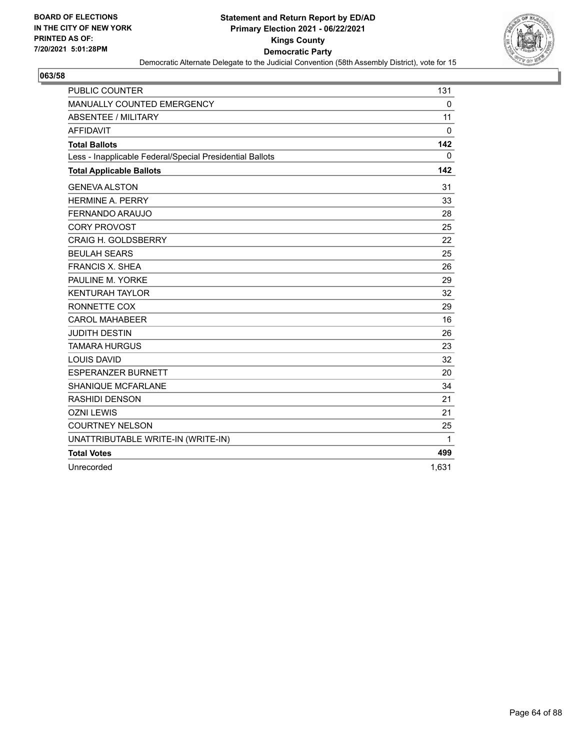BOARD OF ELECTIONS
IN THE CITY OF NEW YORK
PRINTED AS OF:
7/20/2021 5:01:28PM

**Statement and Return Report by ED/AD**
**Primary Election 2021 - 06/22/2021**
**Kings County**
**Democratic Party**
Democratic Alternate Delegate to the Judicial Convention (58th Assembly District), vote for 15

## 063/58

| | |
|---|---|
| PUBLIC COUNTER | 131 |
| MANUALLY COUNTED EMERGENCY | 0 |
| ABSENTEE / MILITARY | 11 |
| AFFIDAVIT | 0 |
| **Total Ballots** | **142** |
| Less - Inapplicable Federal/Special Presidential Ballots | 0 |
| **Total Applicable Ballots** | **142** |
| GENEVA ALSTON | 31 |
| HERMINE A. PERRY | 33 |
| FERNANDO ARAUJO | 28 |
| CORY PROVOST | 25 |
| CRAIG H. GOLDSBERRY | 22 |
| BEULAH SEARS | 25 |
| FRANCIS X. SHEA | 26 |
| PAULINE M. YORKE | 29 |
| KENTURAH TAYLOR | 32 |
| RONNETTE COX | 29 |
| CAROL MAHABEER | 16 |
| JUDITH DESTIN | 26 |
| TAMARA HURGUS | 23 |
| LOUIS DAVID | 32 |
| ESPERANZER BURNETT | 20 |
| SHANIQUE MCFARLANE | 34 |
| RASHIDI DENSON | 21 |
| OZNI LEWIS | 21 |
| COURTNEY NELSON | 25 |
| UNATTRIBUTABLE WRITE-IN (WRITE-IN) | 1 |
| **Total Votes** | **499** |
| Unrecorded | 1,631 |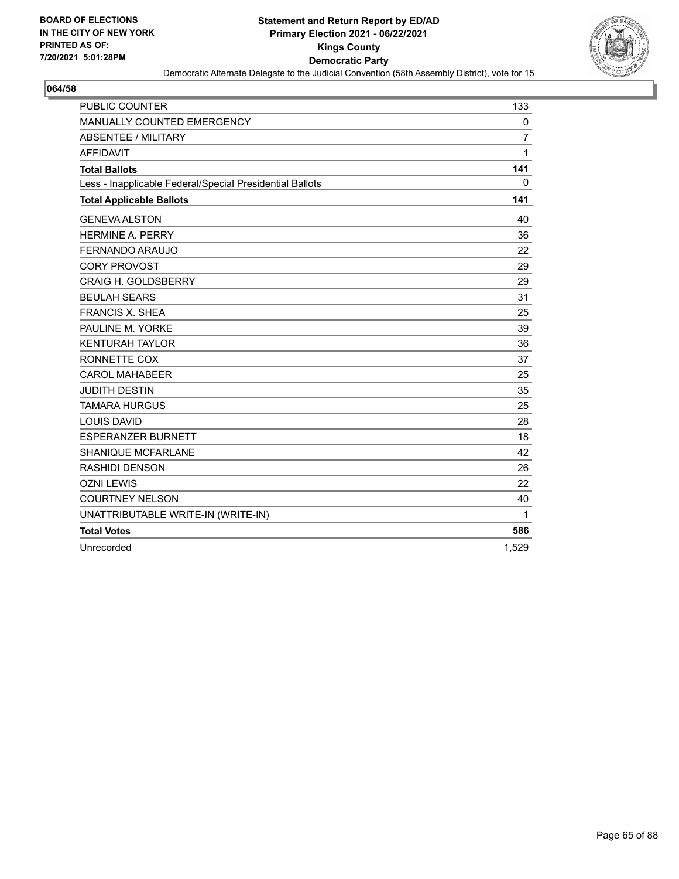BOARD OF ELECTIONS
IN THE CITY OF NEW YORK
PRINTED AS OF:
7/20/2021 5:01:28PM

**Statement and Return Report by ED/AD**
**Primary Election 2021 - 06/22/2021**
**Kings County**
**Democratic Party**
Democratic Alternate Delegate to the Judicial Convention (58th Assembly District), vote for 15

## 064/58

| | |
|---|---|
| PUBLIC COUNTER | 133 |
| MANUALLY COUNTED EMERGENCY | 0 |
| ABSENTEE / MILITARY | 7 |
| AFFIDAVIT | 1 |
| **Total Ballots** | **141** |
| Less - Inapplicable Federal/Special Presidential Ballots | 0 |
| **Total Applicable Ballots** | **141** |
| GENEVA ALSTON | 40 |
| HERMINE A. PERRY | 36 |
| FERNANDO ARAUJO | 22 |
| CORY PROVOST | 29 |
| CRAIG H. GOLDSBERRY | 29 |
| BEULAH SEARS | 31 |
| FRANCIS X. SHEA | 25 |
| PAULINE M. YORKE | 39 |
| KENTURAH TAYLOR | 36 |
| RONNETTE COX | 37 |
| CAROL MAHABEER | 25 |
| JUDITH DESTIN | 35 |
| TAMARA HURGUS | 25 |
| LOUIS DAVID | 28 |
| ESPERANZER BURNETT | 18 |
| SHANIQUE MCFARLANE | 42 |
| RASHIDI DENSON | 26 |
| OZNI LEWIS | 22 |
| COURTNEY NELSON | 40 |
| UNATTRIBUTABLE WRITE-IN (WRITE-IN) | 1 |
| **Total Votes** | **586** |
| Unrecorded | 1,529 |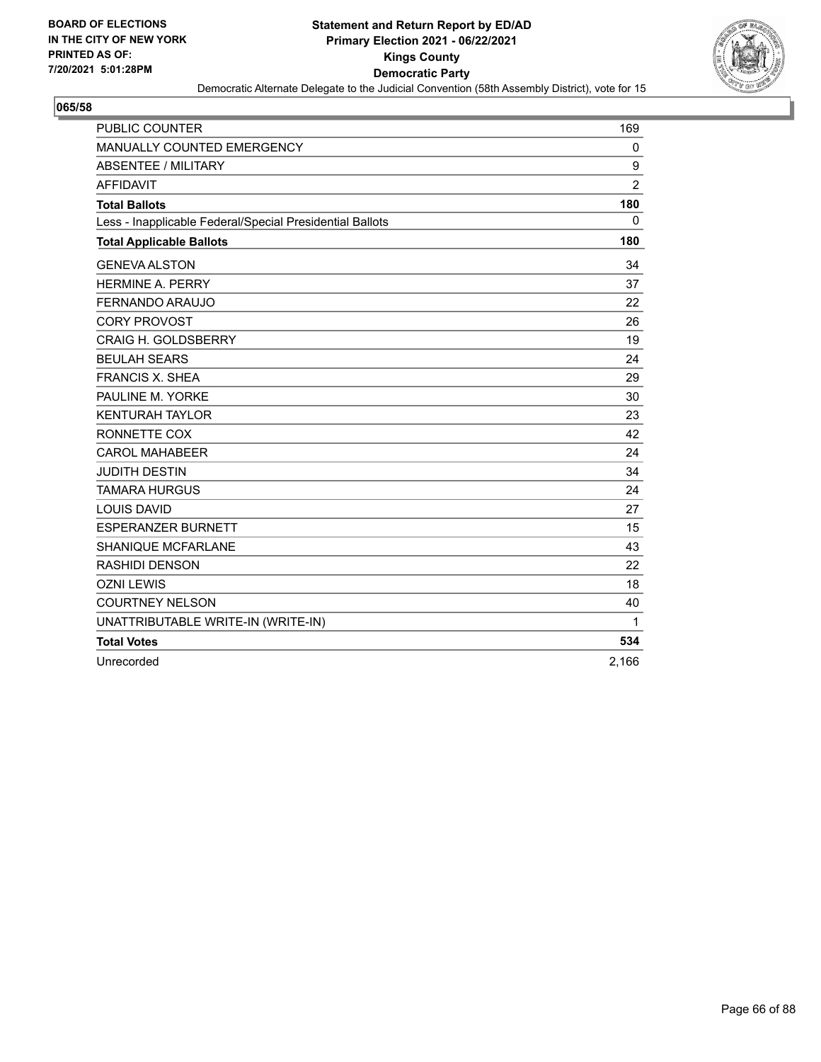BOARD OF ELECTIONS
IN THE CITY OF NEW YORK
PRINTED AS OF:
7/20/2021 5:01:28PM

**Statement and Return Report by ED/AD**
**Primary Election 2021 - 06/22/2021**
**Kings County**
**Democratic Party**
Democratic Alternate Delegate to the Judicial Convention (58th Assembly District), vote for 15

## 065/58

| | |
|---|---|
| PUBLIC COUNTER | 169 |
| MANUALLY COUNTED EMERGENCY | 0 |
| ABSENTEE / MILITARY | 9 |
| AFFIDAVIT | 2 |
| **Total Ballots** | **180** |
| Less - Inapplicable Federal/Special Presidential Ballots | 0 |
| **Total Applicable Ballots** | **180** |
| GENEVA ALSTON | 34 |
| HERMINE A. PERRY | 37 |
| FERNANDO ARAUJO | 22 |
| CORY PROVOST | 26 |
| CRAIG H. GOLDSBERRY | 19 |
| BEULAH SEARS | 24 |
| FRANCIS X. SHEA | 29 |
| PAULINE M. YORKE | 30 |
| KENTURAH TAYLOR | 23 |
| RONNETTE COX | 42 |
| CAROL MAHABEER | 24 |
| JUDITH DESTIN | 34 |
| TAMARA HURGUS | 24 |
| LOUIS DAVID | 27 |
| ESPERANZER BURNETT | 15 |
| SHANIQUE MCFARLANE | 43 |
| RASHIDI DENSON | 22 |
| OZNI LEWIS | 18 |
| COURTNEY NELSON | 40 |
| UNATTRIBUTABLE WRITE-IN (WRITE-IN) | 1 |
| **Total Votes** | **534** |
| Unrecorded | 2,166 |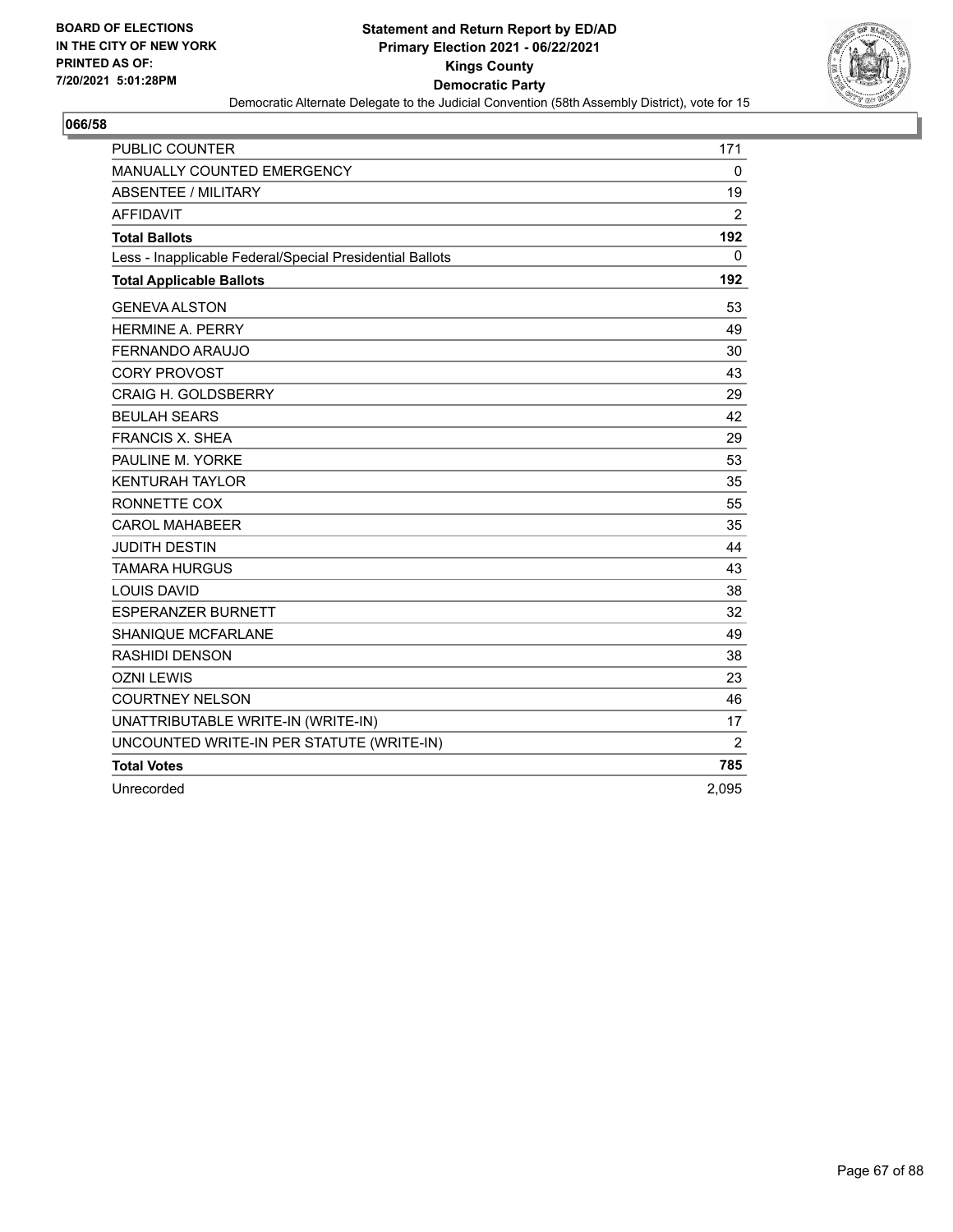BOARD OF ELECTIONS
IN THE CITY OF NEW YORK
PRINTED AS OF:
7/20/2021 5:01:28PM

**Statement and Return Report by ED/AD**
**Primary Election 2021 - 06/22/2021**
**Kings County**
**Democratic Party**
Democratic Alternate Delegate to the Judicial Convention (58th Assembly District), vote for 15

## 066/58

| | |
|---|---|
| PUBLIC COUNTER | 171 |
| MANUALLY COUNTED EMERGENCY | 0 |
| ABSENTEE / MILITARY | 19 |
| AFFIDAVIT | 2 |
| **Total Ballots** | **192** |
| Less - Inapplicable Federal/Special Presidential Ballots | 0 |
| **Total Applicable Ballots** | **192** |
| GENEVA ALSTON | 53 |
| HERMINE A. PERRY | 49 |
| FERNANDO ARAUJO | 30 |
| CORY PROVOST | 43 |
| CRAIG H. GOLDSBERRY | 29 |
| BEULAH SEARS | 42 |
| FRANCIS X. SHEA | 29 |
| PAULINE M. YORKE | 53 |
| KENTURAH TAYLOR | 35 |
| RONNETTE COX | 55 |
| CAROL MAHABEER | 35 |
| JUDITH DESTIN | 44 |
| TAMARA HURGUS | 43 |
| LOUIS DAVID | 38 |
| ESPERANZER BURNETT | 32 |
| SHANIQUE MCFARLANE | 49 |
| RASHIDI DENSON | 38 |
| OZNI LEWIS | 23 |
| COURTNEY NELSON | 46 |
| UNATTRIBUTABLE WRITE-IN (WRITE-IN) | 17 |
| UNCOUNTED WRITE-IN PER STATUTE (WRITE-IN) | 2 |
| **Total Votes** | **785** |
| Unrecorded | 2,095 |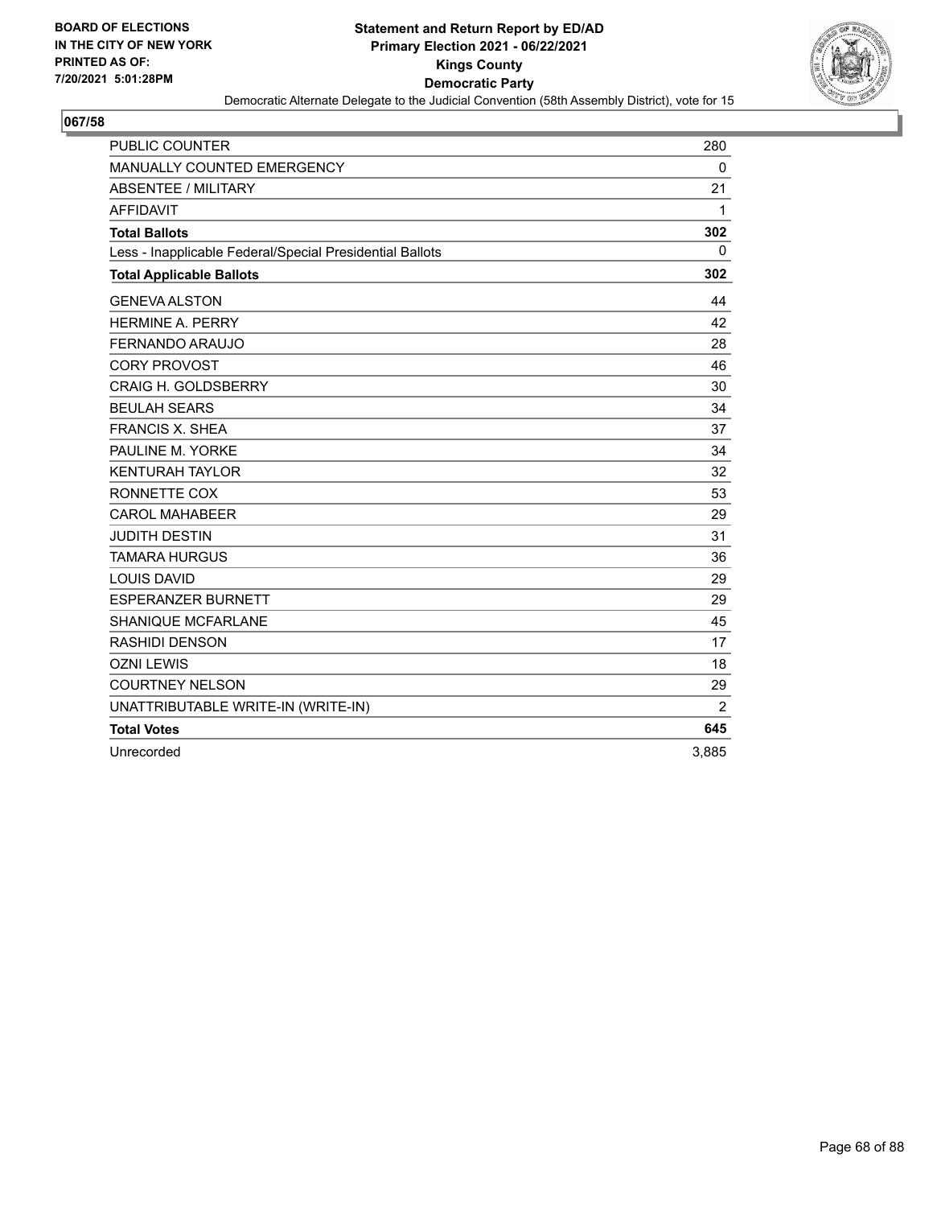BOARD OF ELECTIONS
IN THE CITY OF NEW YORK
PRINTED AS OF:
7/20/2021 5:01:28PM

**Statement and Return Report by ED/AD**
**Primary Election 2021 - 06/22/2021**
**Kings County**
**Democratic Party**
Democratic Alternate Delegate to the Judicial Convention (58th Assembly District), vote for 15

## 067/58

| | |
|---|---|
| PUBLIC COUNTER | 280 |
| MANUALLY COUNTED EMERGENCY | 0 |
| ABSENTEE / MILITARY | 21 |
| AFFIDAVIT | 1 |
| **Total Ballots** | **302** |
| Less - Inapplicable Federal/Special Presidential Ballots | 0 |
| **Total Applicable Ballots** | **302** |
| GENEVA ALSTON | 44 |
| HERMINE A. PERRY | 42 |
| FERNANDO ARAUJO | 28 |
| CORY PROVOST | 46 |
| CRAIG H. GOLDSBERRY | 30 |
| BEULAH SEARS | 34 |
| FRANCIS X. SHEA | 37 |
| PAULINE M. YORKE | 34 |
| KENTURAH TAYLOR | 32 |
| RONNETTE COX | 53 |
| CAROL MAHABEER | 29 |
| JUDITH DESTIN | 31 |
| TAMARA HURGUS | 36 |
| LOUIS DAVID | 29 |
| ESPERANZER BURNETT | 29 |
| SHANIQUE MCFARLANE | 45 |
| RASHIDI DENSON | 17 |
| OZNI LEWIS | 18 |
| COURTNEY NELSON | 29 |
| UNATTRIBUTABLE WRITE-IN (WRITE-IN) | 2 |
| **Total Votes** | **645** |
| Unrecorded | 3,885 |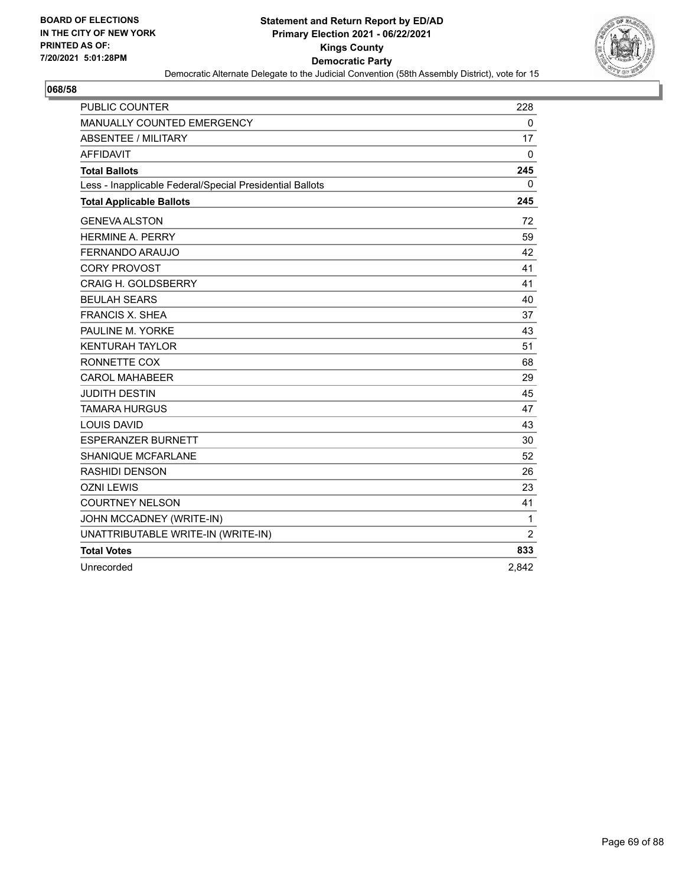**BOARD OF ELECTIONS IN THE CITY OF NEW YORK PRINTED AS OF: 7/20/2021 5:01:28PM**

# Statement and Return Report by ED/AD
## Primary Election 2021 - 06/22/2021
## Kings County
## Democratic Party
### Democratic Alternate Delegate to the Judicial Convention (58th Assembly District), vote for 15

**068/58**

| | |
|---|---|
| PUBLIC COUNTER | 228 |
| MANUALLY COUNTED EMERGENCY | 0 |
| ABSENTEE / MILITARY | 17 |
| AFFIDAVIT | 0 |
| **Total Ballots** | **245** |
| Less - Inapplicable Federal/Special Presidential Ballots | 0 |
| **Total Applicable Ballots** | **245** |
| GENEVA ALSTON | 72 |
| HERMINE A. PERRY | 59 |
| FERNANDO ARAUJO | 42 |
| CORY PROVOST | 41 |
| CRAIG H. GOLDSBERRY | 41 |
| BEULAH SEARS | 40 |
| FRANCIS X. SHEA | 37 |
| PAULINE M. YORKE | 43 |
| KENTURAH TAYLOR | 51 |
| RONNETTE COX | 68 |
| CAROL MAHABEER | 29 |
| JUDITH DESTIN | 45 |
| TAMARA HURGUS | 47 |
| LOUIS DAVID | 43 |
| ESPERANZER BURNETT | 30 |
| SHANIQUE MCFARLANE | 52 |
| RASHIDI DENSON | 26 |
| OZNI LEWIS | 23 |
| COURTNEY NELSON | 41 |
| JOHN MCCADNEY (WRITE-IN) | 1 |
| UNATTRIBUTABLE WRITE-IN (WRITE-IN) | 2 |
| **Total Votes** | **833** |
| Unrecorded | 2,842 |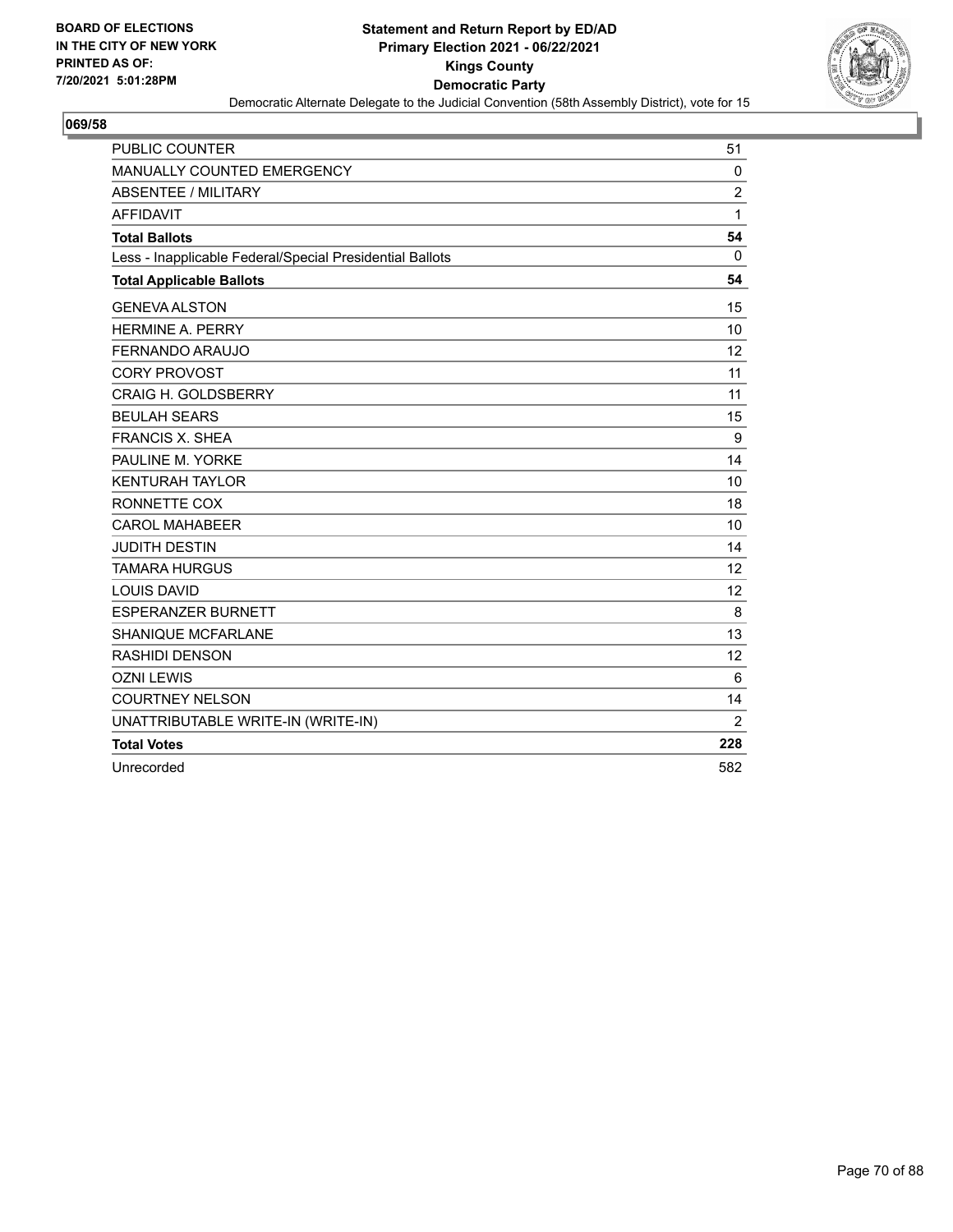BOARD OF ELECTIONS
IN THE CITY OF NEW YORK
PRINTED AS OF:
7/20/2021 5:01:28PM

**Statement and Return Report by ED/AD**
**Primary Election 2021 - 06/22/2021**
**Kings County**
**Democratic Party**
Democratic Alternate Delegate to the Judicial Convention (58th Assembly District), vote for 15

## 069/58

| | |
|---|---|
| PUBLIC COUNTER | 51 |
| MANUALLY COUNTED EMERGENCY | 0 |
| ABSENTEE / MILITARY | 2 |
| AFFIDAVIT | 1 |
| **Total Ballots** | **54** |
| Less - Inapplicable Federal/Special Presidential Ballots | 0 |
| **Total Applicable Ballots** | **54** |
| GENEVA ALSTON | 15 |
| HERMINE A. PERRY | 10 |
| FERNANDO ARAUJO | 12 |
| CORY PROVOST | 11 |
| CRAIG H. GOLDSBERRY | 11 |
| BEULAH SEARS | 15 |
| FRANCIS X. SHEA | 9 |
| PAULINE M. YORKE | 14 |
| KENTURAH TAYLOR | 10 |
| RONNETTE COX | 18 |
| CAROL MAHABEER | 10 |
| JUDITH DESTIN | 14 |
| TAMARA HURGUS | 12 |
| LOUIS DAVID | 12 |
| ESPERANZER BURNETT | 8 |
| SHANIQUE MCFARLANE | 13 |
| RASHIDI DENSON | 12 |
| OZNI LEWIS | 6 |
| COURTNEY NELSON | 14 |
| UNATTRIBUTABLE WRITE-IN (WRITE-IN) | 2 |
| **Total Votes** | **228** |
| Unrecorded | 582 |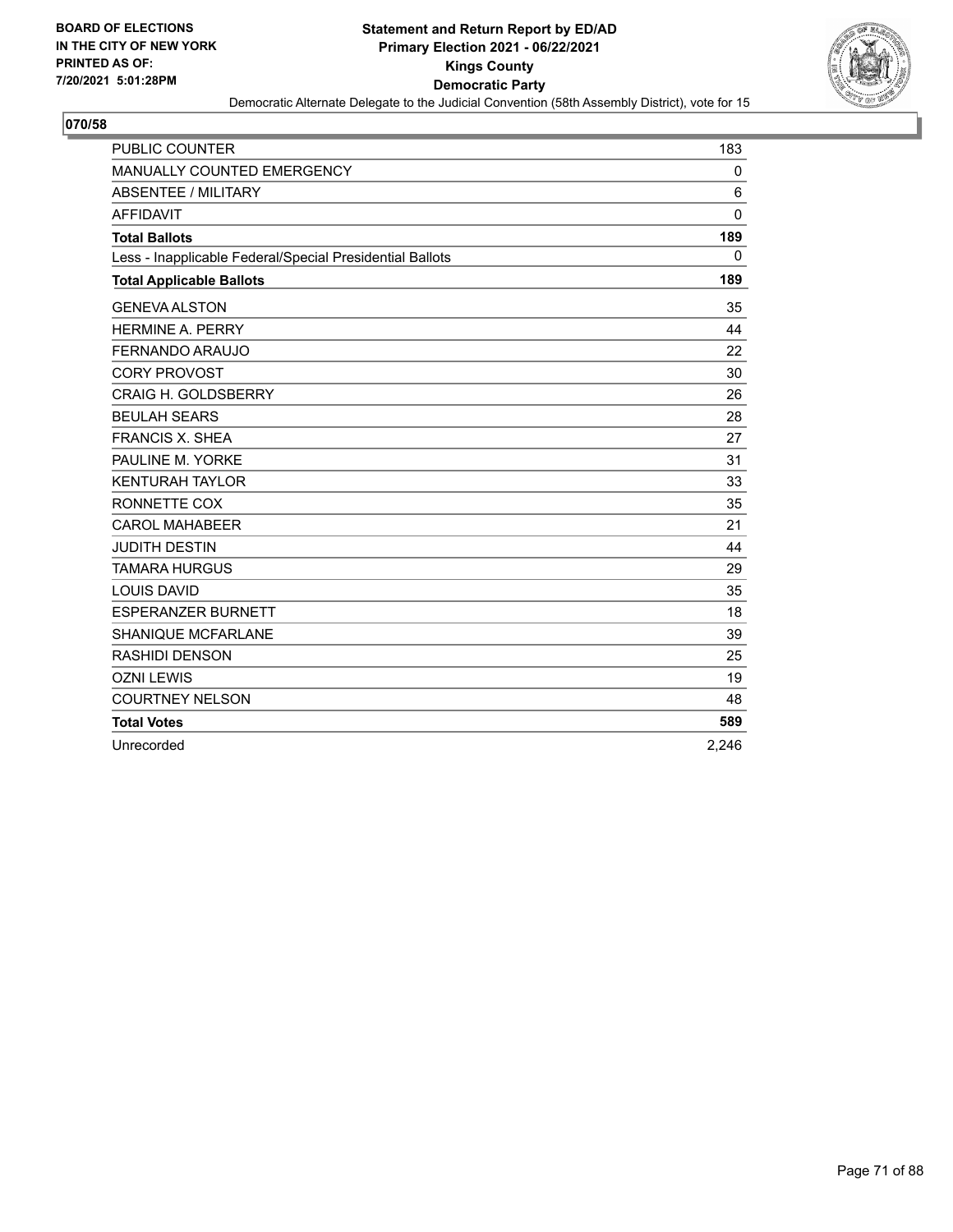**BOARD OF ELECTIONS IN THE CITY OF NEW YORK PRINTED AS OF: 7/20/2021 5:01:28PM**

**Statement and Return Report by ED/AD**
**Primary Election 2021 - 06/22/2021**
**Kings County**
**Democratic Party**
Democratic Alternate Delegate to the Judicial Convention (58th Assembly District), vote for 15

## 070/58

| | |
|---|---|
| PUBLIC COUNTER | 183 |
| MANUALLY COUNTED EMERGENCY | 0 |
| ABSENTEE / MILITARY | 6 |
| AFFIDAVIT | 0 |
| **Total Ballots** | **189** |
| Less - Inapplicable Federal/Special Presidential Ballots | 0 |
| **Total Applicable Ballots** | **189** |
| GENEVA ALSTON | 35 |
| HERMINE A. PERRY | 44 |
| FERNANDO ARAUJO | 22 |
| CORY PROVOST | 30 |
| CRAIG H. GOLDSBERRY | 26 |
| BEULAH SEARS | 28 |
| FRANCIS X. SHEA | 27 |
| PAULINE M. YORKE | 31 |
| KENTURAH TAYLOR | 33 |
| RONNETTE COX | 35 |
| CAROL MAHABEER | 21 |
| JUDITH DESTIN | 44 |
| TAMARA HURGUS | 29 |
| LOUIS DAVID | 35 |
| ESPERANZER BURNETT | 18 |
| SHANIQUE MCFARLANE | 39 |
| RASHIDI DENSON | 25 |
| OZNI LEWIS | 19 |
| COURTNEY NELSON | 48 |
| **Total Votes** | **589** |
| Unrecorded | 2,246 |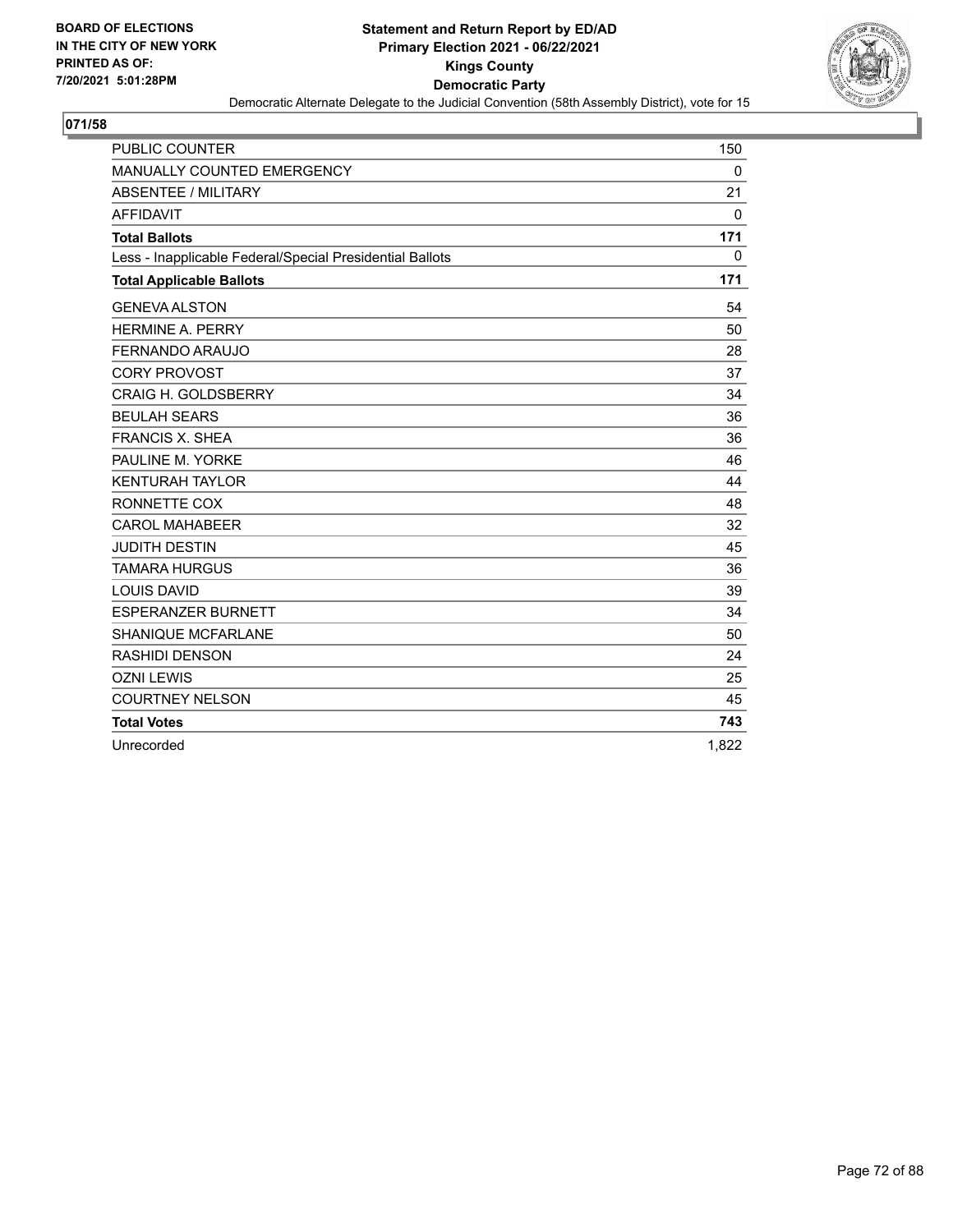**BOARD OF ELECTIONS IN THE CITY OF NEW YORK PRINTED AS OF: 7/20/2021 5:01:28PM**

# Statement and Return Report by ED/AD
## Primary Election 2021 - 06/22/2021
## Kings County
## Democratic Party

Democratic Alternate Delegate to the Judicial Convention (58th Assembly District), vote for 15

**071/58**

| | |
|---|---|
| PUBLIC COUNTER | 150 |
| MANUALLY COUNTED EMERGENCY | 0 |
| ABSENTEE / MILITARY | 21 |
| AFFIDAVIT | 0 |
| **Total Ballots** | **171** |
| Less - Inapplicable Federal/Special Presidential Ballots | 0 |
| **Total Applicable Ballots** | **171** |
| GENEVA ALSTON | 54 |
| HERMINE A. PERRY | 50 |
| FERNANDO ARAUJO | 28 |
| CORY PROVOST | 37 |
| CRAIG H. GOLDSBERRY | 34 |
| BEULAH SEARS | 36 |
| FRANCIS X. SHEA | 36 |
| PAULINE M. YORKE | 46 |
| KENTURAH TAYLOR | 44 |
| RONNETTE COX | 48 |
| CAROL MAHABEER | 32 |
| JUDITH DESTIN | 45 |
| TAMARA HURGUS | 36 |
| LOUIS DAVID | 39 |
| ESPERANZER BURNETT | 34 |
| SHANIQUE MCFARLANE | 50 |
| RASHIDI DENSON | 24 |
| OZNI LEWIS | 25 |
| COURTNEY NELSON | 45 |
| **Total Votes** | **743** |
| Unrecorded | 1,822 |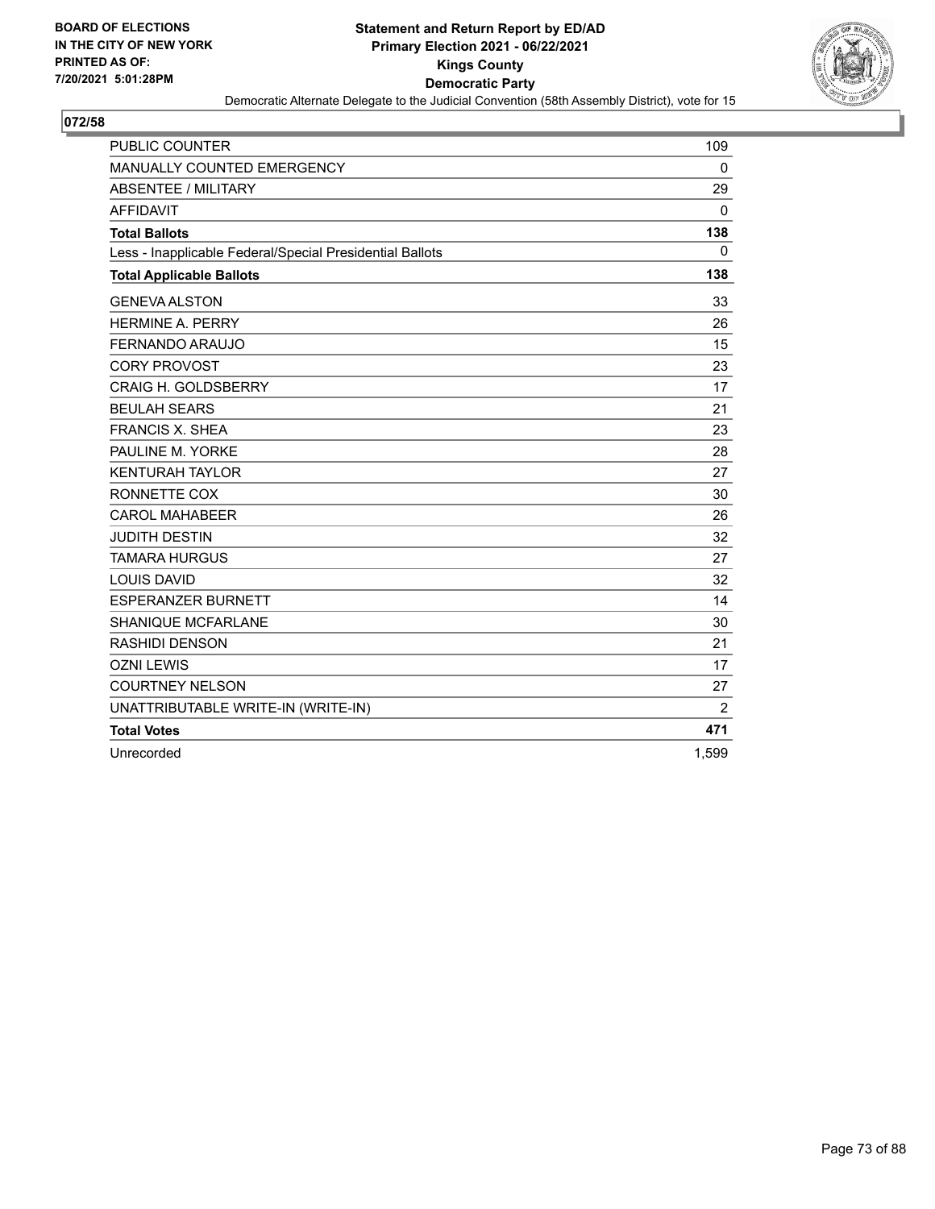BOARD OF ELECTIONS
IN THE CITY OF NEW YORK
PRINTED AS OF:
7/20/2021 5:01:28PM

# Statement and Return Report by ED/AD
## Primary Election 2021 - 06/22/2021
## Kings County
## Democratic Party

Democratic Alternate Delegate to the Judicial Convention (58th Assembly District), vote for 15

### 072/58

| | |
|---|---|
| PUBLIC COUNTER | 109 |
| MANUALLY COUNTED EMERGENCY | 0 |
| ABSENTEE / MILITARY | 29 |
| AFFIDAVIT | 0 |
| **Total Ballots** | **138** |
| Less - Inapplicable Federal/Special Presidential Ballots | 0 |
| **Total Applicable Ballots** | **138** |
| GENEVA ALSTON | 33 |
| HERMINE A. PERRY | 26 |
| FERNANDO ARAUJO | 15 |
| CORY PROVOST | 23 |
| CRAIG H. GOLDSBERRY | 17 |
| BEULAH SEARS | 21 |
| FRANCIS X. SHEA | 23 |
| PAULINE M. YORKE | 28 |
| KENTURAH TAYLOR | 27 |
| RONNETTE COX | 30 |
| CAROL MAHABEER | 26 |
| JUDITH DESTIN | 32 |
| TAMARA HURGUS | 27 |
| LOUIS DAVID | 32 |
| ESPERANZER BURNETT | 14 |
| SHANIQUE MCFARLANE | 30 |
| RASHIDI DENSON | 21 |
| OZNI LEWIS | 17 |
| COURTNEY NELSON | 27 |
| UNATTRIBUTABLE WRITE-IN (WRITE-IN) | 2 |
| **Total Votes** | **471** |
| Unrecorded | 1,599 |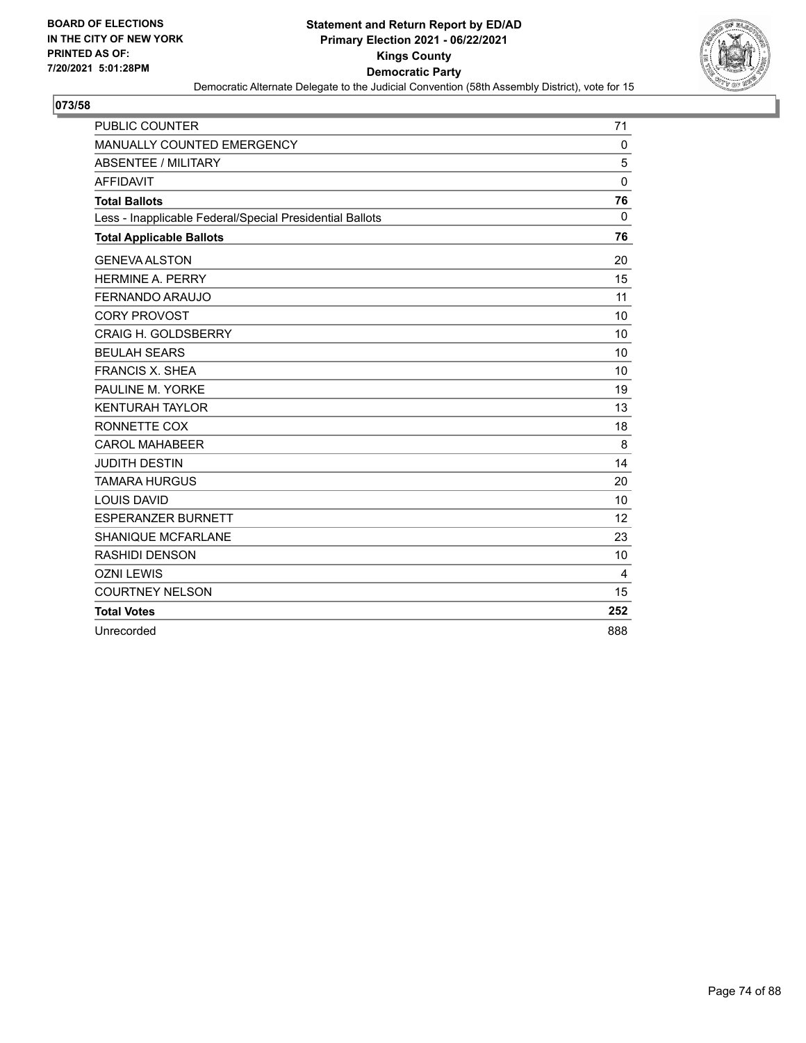BOARD OF ELECTIONS
IN THE CITY OF NEW YORK
PRINTED AS OF:
7/20/2021 5:01:28PM

**Statement and Return Report by ED/AD**
**Primary Election 2021 - 06/22/2021**
**Kings County**
**Democratic Party**
Democratic Alternate Delegate to the Judicial Convention (58th Assembly District), vote for 15

## 073/58

| | |
|---|---|
| PUBLIC COUNTER | 71 |
| MANUALLY COUNTED EMERGENCY | 0 |
| ABSENTEE / MILITARY | 5 |
| AFFIDAVIT | 0 |
| **Total Ballots** | **76** |
| Less - Inapplicable Federal/Special Presidential Ballots | 0 |
| **Total Applicable Ballots** | **76** |
| GENEVA ALSTON | 20 |
| HERMINE A. PERRY | 15 |
| FERNANDO ARAUJO | 11 |
| CORY PROVOST | 10 |
| CRAIG H. GOLDSBERRY | 10 |
| BEULAH SEARS | 10 |
| FRANCIS X. SHEA | 10 |
| PAULINE M. YORKE | 19 |
| KENTURAH TAYLOR | 13 |
| RONNETTE COX | 18 |
| CAROL MAHABEER | 8 |
| JUDITH DESTIN | 14 |
| TAMARA HURGUS | 20 |
| LOUIS DAVID | 10 |
| ESPERANZER BURNETT | 12 |
| SHANIQUE MCFARLANE | 23 |
| RASHIDI DENSON | 10 |
| OZNI LEWIS | 4 |
| COURTNEY NELSON | 15 |
| **Total Votes** | **252** |
| Unrecorded | 888 |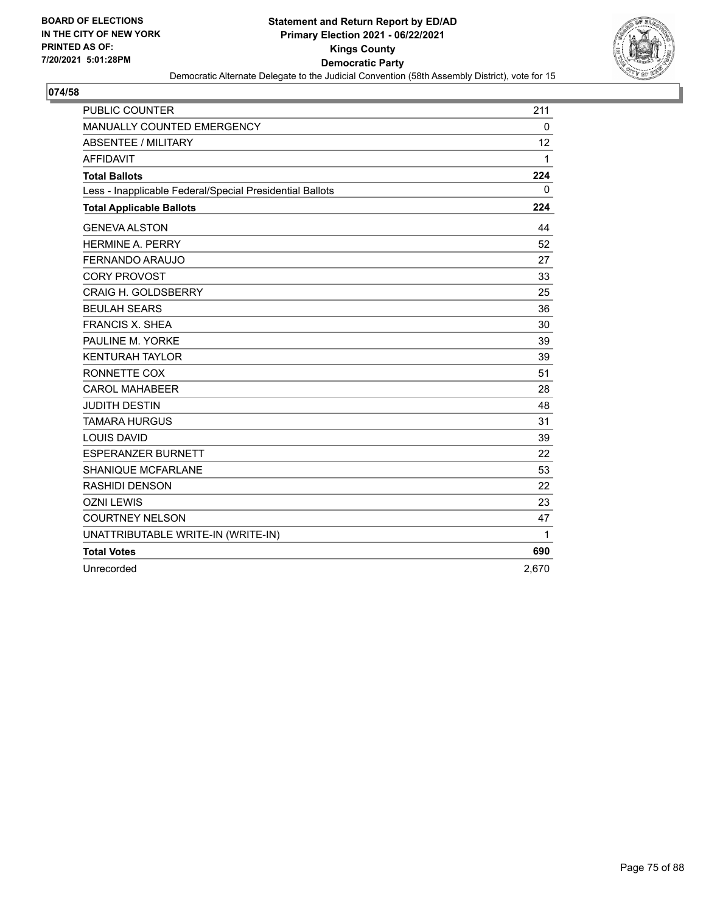BOARD OF ELECTIONS
IN THE CITY OF NEW YORK
PRINTED AS OF:
7/20/2021 5:01:28PM

**Statement and Return Report by ED/AD**
**Primary Election 2021 - 06/22/2021**
**Kings County**
**Democratic Party**
Democratic Alternate Delegate to the Judicial Convention (58th Assembly District), vote for 15

## 074/58

| | |
|---|---|
| PUBLIC COUNTER | 211 |
| MANUALLY COUNTED EMERGENCY | 0 |
| ABSENTEE / MILITARY | 12 |
| AFFIDAVIT | 1 |
| **Total Ballots** | **224** |
| Less - Inapplicable Federal/Special Presidential Ballots | 0 |
| **Total Applicable Ballots** | **224** |
| GENEVA ALSTON | 44 |
| HERMINE A. PERRY | 52 |
| FERNANDO ARAUJO | 27 |
| CORY PROVOST | 33 |
| CRAIG H. GOLDSBERRY | 25 |
| BEULAH SEARS | 36 |
| FRANCIS X. SHEA | 30 |
| PAULINE M. YORKE | 39 |
| KENTURAH TAYLOR | 39 |
| RONNETTE COX | 51 |
| CAROL MAHABEER | 28 |
| JUDITH DESTIN | 48 |
| TAMARA HURGUS | 31 |
| LOUIS DAVID | 39 |
| ESPERANZER BURNETT | 22 |
| SHANIQUE MCFARLANE | 53 |
| RASHIDI DENSON | 22 |
| OZNI LEWIS | 23 |
| COURTNEY NELSON | 47 |
| UNATTRIBUTABLE WRITE-IN (WRITE-IN) | 1 |
| **Total Votes** | **690** |
| Unrecorded | 2,670 |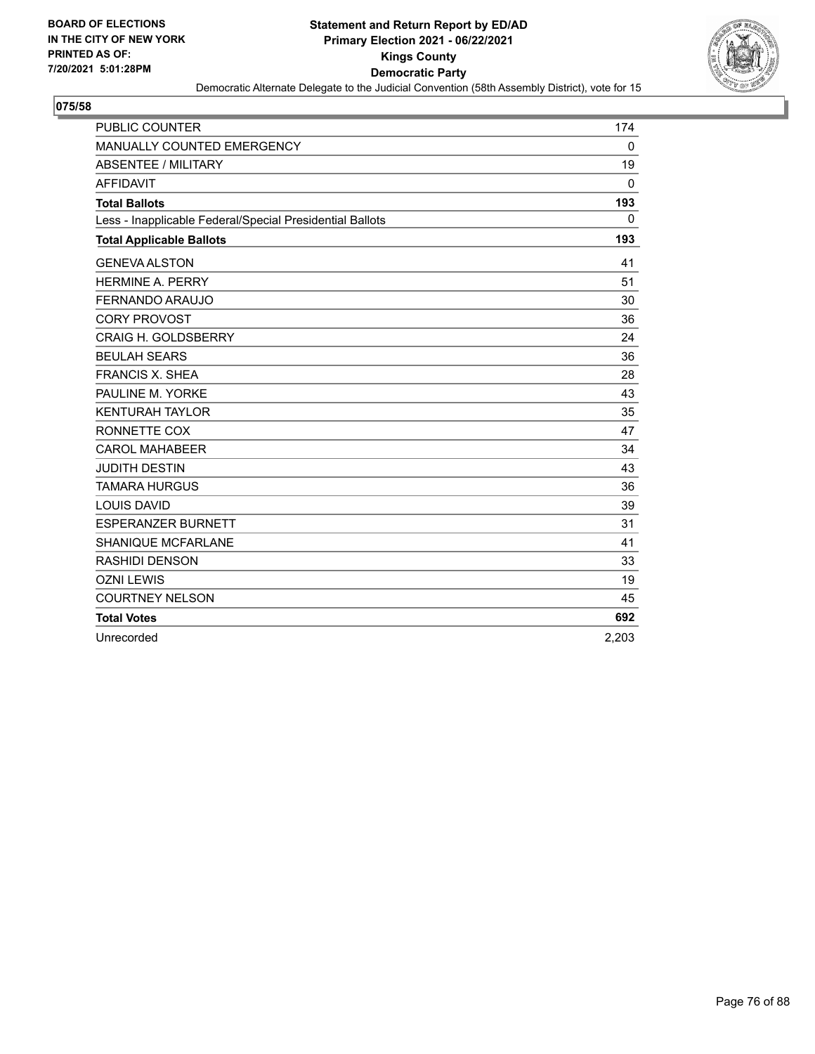**BOARD OF ELECTIONS IN THE CITY OF NEW YORK PRINTED AS OF: 7/20/2021 5:01:28PM**

**Statement and Return Report by ED/AD**
**Primary Election 2021 - 06/22/2021**
**Kings County**
**Democratic Party**
Democratic Alternate Delegate to the Judicial Convention (58th Assembly District), vote for 15

## 075/58

| | |
|---|---|
| PUBLIC COUNTER | 174 |
| MANUALLY COUNTED EMERGENCY | 0 |
| ABSENTEE / MILITARY | 19 |
| AFFIDAVIT | 0 |
| **Total Ballots** | **193** |
| Less - Inapplicable Federal/Special Presidential Ballots | 0 |
| **Total Applicable Ballots** | **193** |
| GENEVA ALSTON | 41 |
| HERMINE A. PERRY | 51 |
| FERNANDO ARAUJO | 30 |
| CORY PROVOST | 36 |
| CRAIG H. GOLDSBERRY | 24 |
| BEULAH SEARS | 36 |
| FRANCIS X. SHEA | 28 |
| PAULINE M. YORKE | 43 |
| KENTURAH TAYLOR | 35 |
| RONNETTE COX | 47 |
| CAROL MAHABEER | 34 |
| JUDITH DESTIN | 43 |
| TAMARA HURGUS | 36 |
| LOUIS DAVID | 39 |
| ESPERANZER BURNETT | 31 |
| SHANIQUE MCFARLANE | 41 |
| RASHIDI DENSON | 33 |
| OZNI LEWIS | 19 |
| COURTNEY NELSON | 45 |
| **Total Votes** | **692** |
| Unrecorded | 2,203 |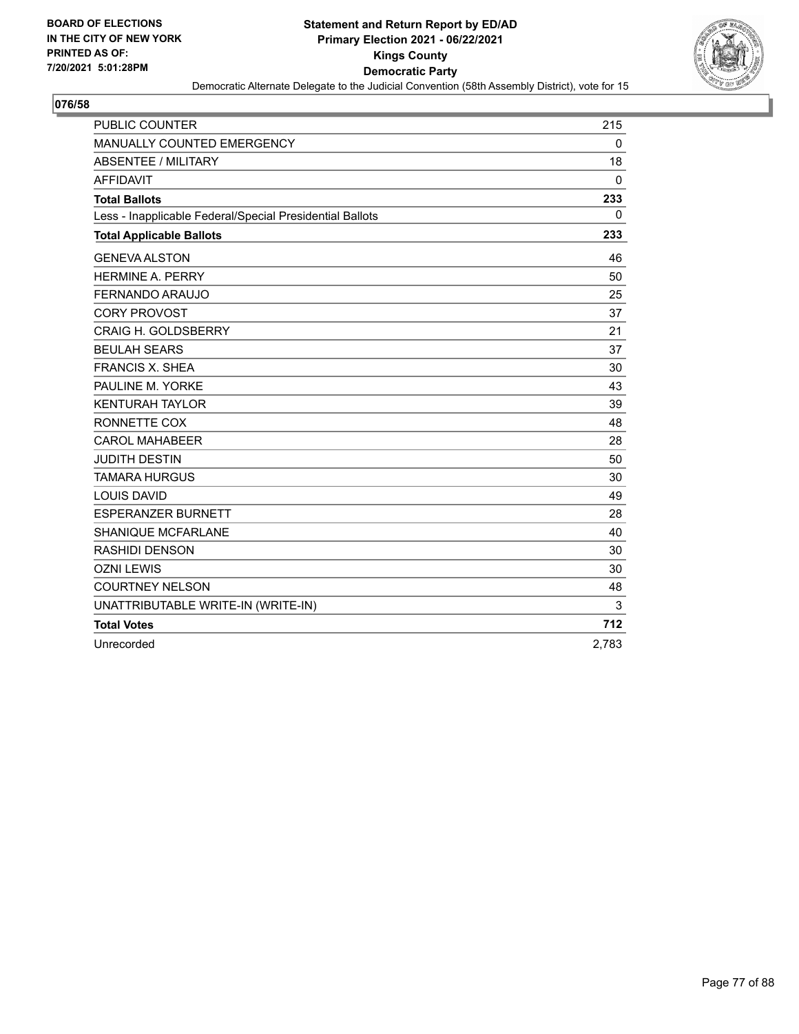BOARD OF ELECTIONS
IN THE CITY OF NEW YORK
PRINTED AS OF:
7/20/2021 5:01:28PM

**Statement and Return Report by ED/AD**
**Primary Election 2021 - 06/22/2021**
**Kings County**
**Democratic Party**
Democratic Alternate Delegate to the Judicial Convention (58th Assembly District), vote for 15

## 076/58

| | |
|---|---|
| PUBLIC COUNTER | 215 |
| MANUALLY COUNTED EMERGENCY | 0 |
| ABSENTEE / MILITARY | 18 |
| AFFIDAVIT | 0 |
| **Total Ballots** | **233** |
| Less - Inapplicable Federal/Special Presidential Ballots | 0 |
| **Total Applicable Ballots** | **233** |
| GENEVA ALSTON | 46 |
| HERMINE A. PERRY | 50 |
| FERNANDO ARAUJO | 25 |
| CORY PROVOST | 37 |
| CRAIG H. GOLDSBERRY | 21 |
| BEULAH SEARS | 37 |
| FRANCIS X. SHEA | 30 |
| PAULINE M. YORKE | 43 |
| KENTURAH TAYLOR | 39 |
| RONNETTE COX | 48 |
| CAROL MAHABEER | 28 |
| JUDITH DESTIN | 50 |
| TAMARA HURGUS | 30 |
| LOUIS DAVID | 49 |
| ESPERANZER BURNETT | 28 |
| SHANIQUE MCFARLANE | 40 |
| RASHIDI DENSON | 30 |
| OZNI LEWIS | 30 |
| COURTNEY NELSON | 48 |
| UNATTRIBUTABLE WRITE-IN (WRITE-IN) | 3 |
| **Total Votes** | **712** |
| Unrecorded | 2,783 |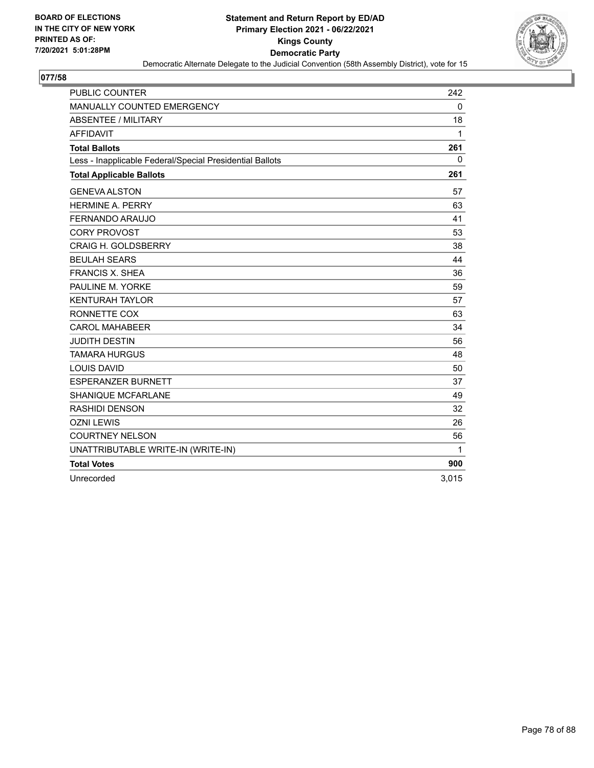BOARD OF ELECTIONS
IN THE CITY OF NEW YORK
PRINTED AS OF:
7/20/2021 5:01:28PM

**Statement and Return Report by ED/AD**
**Primary Election 2021 - 06/22/2021**
**Kings County**
**Democratic Party**
Democratic Alternate Delegate to the Judicial Convention (58th Assembly District), vote for 15

## 077/58

| | |
|---|---|
| PUBLIC COUNTER | 242 |
| MANUALLY COUNTED EMERGENCY | 0 |
| ABSENTEE / MILITARY | 18 |
| AFFIDAVIT | 1 |
| **Total Ballots** | **261** |
| Less - Inapplicable Federal/Special Presidential Ballots | 0 |
| **Total Applicable Ballots** | **261** |
| GENEVA ALSTON | 57 |
| HERMINE A. PERRY | 63 |
| FERNANDO ARAUJO | 41 |
| CORY PROVOST | 53 |
| CRAIG H. GOLDSBERRY | 38 |
| BEULAH SEARS | 44 |
| FRANCIS X. SHEA | 36 |
| PAULINE M. YORKE | 59 |
| KENTURAH TAYLOR | 57 |
| RONNETTE COX | 63 |
| CAROL MAHABEER | 34 |
| JUDITH DESTIN | 56 |
| TAMARA HURGUS | 48 |
| LOUIS DAVID | 50 |
| ESPERANZER BURNETT | 37 |
| SHANIQUE MCFARLANE | 49 |
| RASHIDI DENSON | 32 |
| OZNI LEWIS | 26 |
| COURTNEY NELSON | 56 |
| UNATTRIBUTABLE WRITE-IN (WRITE-IN) | 1 |
| **Total Votes** | **900** |
| Unrecorded | 3,015 |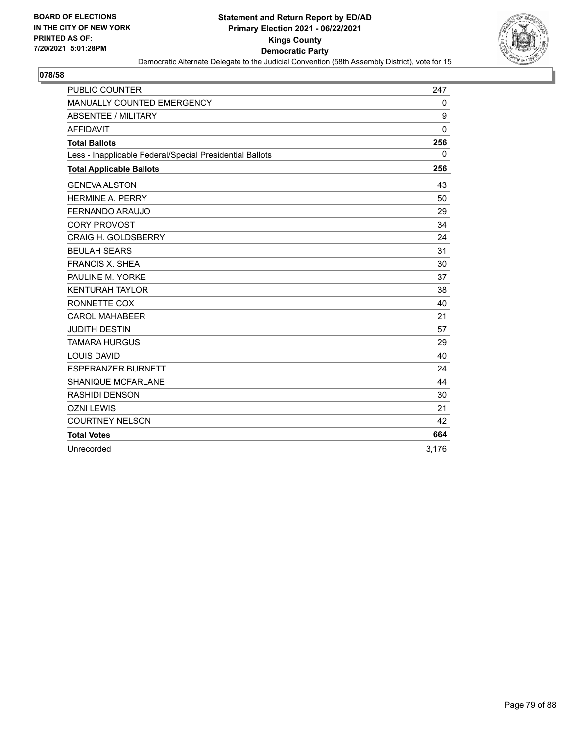BOARD OF ELECTIONS
IN THE CITY OF NEW YORK
PRINTED AS OF:
7/20/2021 5:01:28PM

**Statement and Return Report by ED/AD**
**Primary Election 2021 - 06/22/2021**
**Kings County**
**Democratic Party**
Democratic Alternate Delegate to the Judicial Convention (58th Assembly District), vote for 15

## 078/58

| | |
|---|---|
| PUBLIC COUNTER | 247 |
| MANUALLY COUNTED EMERGENCY | 0 |
| ABSENTEE / MILITARY | 9 |
| AFFIDAVIT | 0 |
| **Total Ballots** | **256** |
| Less - Inapplicable Federal/Special Presidential Ballots | 0 |
| **Total Applicable Ballots** | **256** |
| GENEVA ALSTON | 43 |
| HERMINE A. PERRY | 50 |
| FERNANDO ARAUJO | 29 |
| CORY PROVOST | 34 |
| CRAIG H. GOLDSBERRY | 24 |
| BEULAH SEARS | 31 |
| FRANCIS X. SHEA | 30 |
| PAULINE M. YORKE | 37 |
| KENTURAH TAYLOR | 38 |
| RONNETTE COX | 40 |
| CAROL MAHABEER | 21 |
| JUDITH DESTIN | 57 |
| TAMARA HURGUS | 29 |
| LOUIS DAVID | 40 |
| ESPERANZER BURNETT | 24 |
| SHANIQUE MCFARLANE | 44 |
| RASHIDI DENSON | 30 |
| OZNI LEWIS | 21 |
| COURTNEY NELSON | 42 |
| **Total Votes** | **664** |
| Unrecorded | 3,176 |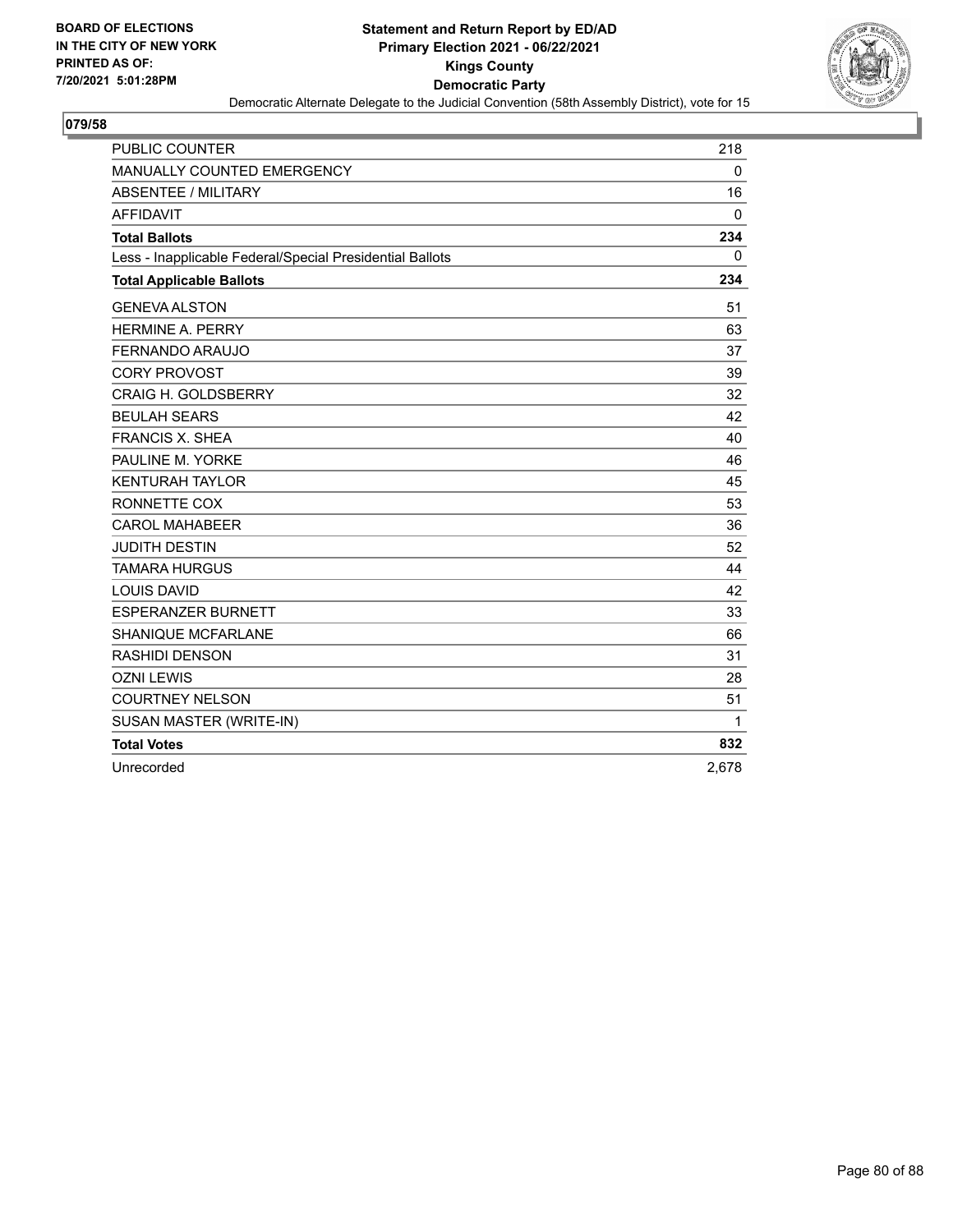BOARD OF ELECTIONS
IN THE CITY OF NEW YORK
PRINTED AS OF:
7/20/2021 5:01:28PM

**Statement and Return Report by ED/AD**
**Primary Election 2021 - 06/22/2021**
**Kings County**
**Democratic Party**
Democratic Alternate Delegate to the Judicial Convention (58th Assembly District), vote for 15

## 079/58

| | |
|---|---|
| PUBLIC COUNTER | 218 |
| MANUALLY COUNTED EMERGENCY | 0 |
| ABSENTEE / MILITARY | 16 |
| AFFIDAVIT | 0 |
| **Total Ballots** | **234** |
| Less - Inapplicable Federal/Special Presidential Ballots | 0 |
| **Total Applicable Ballots** | **234** |
| GENEVA ALSTON | 51 |
| HERMINE A. PERRY | 63 |
| FERNANDO ARAUJO | 37 |
| CORY PROVOST | 39 |
| CRAIG H. GOLDSBERRY | 32 |
| BEULAH SEARS | 42 |
| FRANCIS X. SHEA | 40 |
| PAULINE M. YORKE | 46 |
| KENTURAH TAYLOR | 45 |
| RONNETTE COX | 53 |
| CAROL MAHABEER | 36 |
| JUDITH DESTIN | 52 |
| TAMARA HURGUS | 44 |
| LOUIS DAVID | 42 |
| ESPERANZER BURNETT | 33 |
| SHANIQUE MCFARLANE | 66 |
| RASHIDI DENSON | 31 |
| OZNI LEWIS | 28 |
| COURTNEY NELSON | 51 |
| SUSAN MASTER (WRITE-IN) | 1 |
| **Total Votes** | **832** |
| Unrecorded | 2,678 |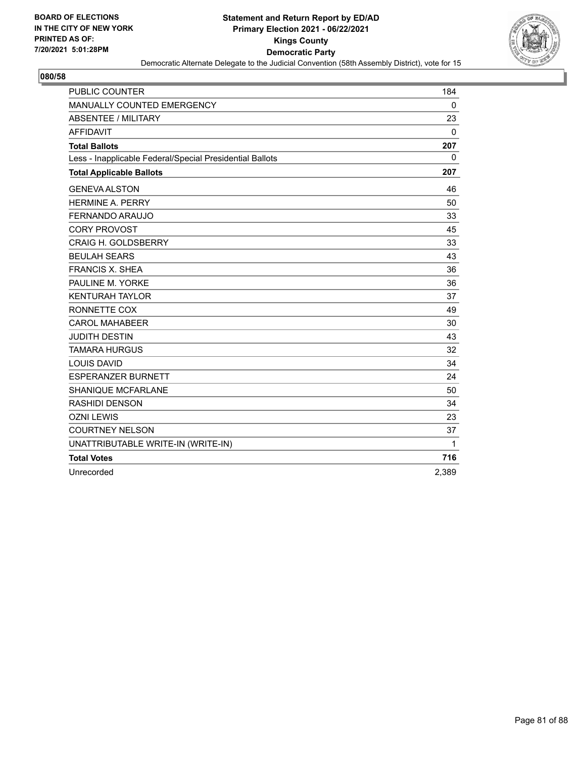BOARD OF ELECTIONS
IN THE CITY OF NEW YORK
PRINTED AS OF:
7/20/2021 5:01:28PM

**Statement and Return Report by ED/AD**
**Primary Election 2021 - 06/22/2021**
**Kings County**
**Democratic Party**
Democratic Alternate Delegate to the Judicial Convention (58th Assembly District), vote for 15

## 080/58

| | |
|---|---|
| PUBLIC COUNTER | 184 |
| MANUALLY COUNTED EMERGENCY | 0 |
| ABSENTEE / MILITARY | 23 |
| AFFIDAVIT | 0 |
| **Total Ballots** | **207** |
| Less - Inapplicable Federal/Special Presidential Ballots | 0 |
| **Total Applicable Ballots** | **207** |
| GENEVA ALSTON | 46 |
| HERMINE A. PERRY | 50 |
| FERNANDO ARAUJO | 33 |
| CORY PROVOST | 45 |
| CRAIG H. GOLDSBERRY | 33 |
| BEULAH SEARS | 43 |
| FRANCIS X. SHEA | 36 |
| PAULINE M. YORKE | 36 |
| KENTURAH TAYLOR | 37 |
| RONNETTE COX | 49 |
| CAROL MAHABEER | 30 |
| JUDITH DESTIN | 43 |
| TAMARA HURGUS | 32 |
| LOUIS DAVID | 34 |
| ESPERANZER BURNETT | 24 |
| SHANIQUE MCFARLANE | 50 |
| RASHIDI DENSON | 34 |
| OZNI LEWIS | 23 |
| COURTNEY NELSON | 37 |
| UNATTRIBUTABLE WRITE-IN (WRITE-IN) | 1 |
| **Total Votes** | **716** |
| Unrecorded | 2,389 |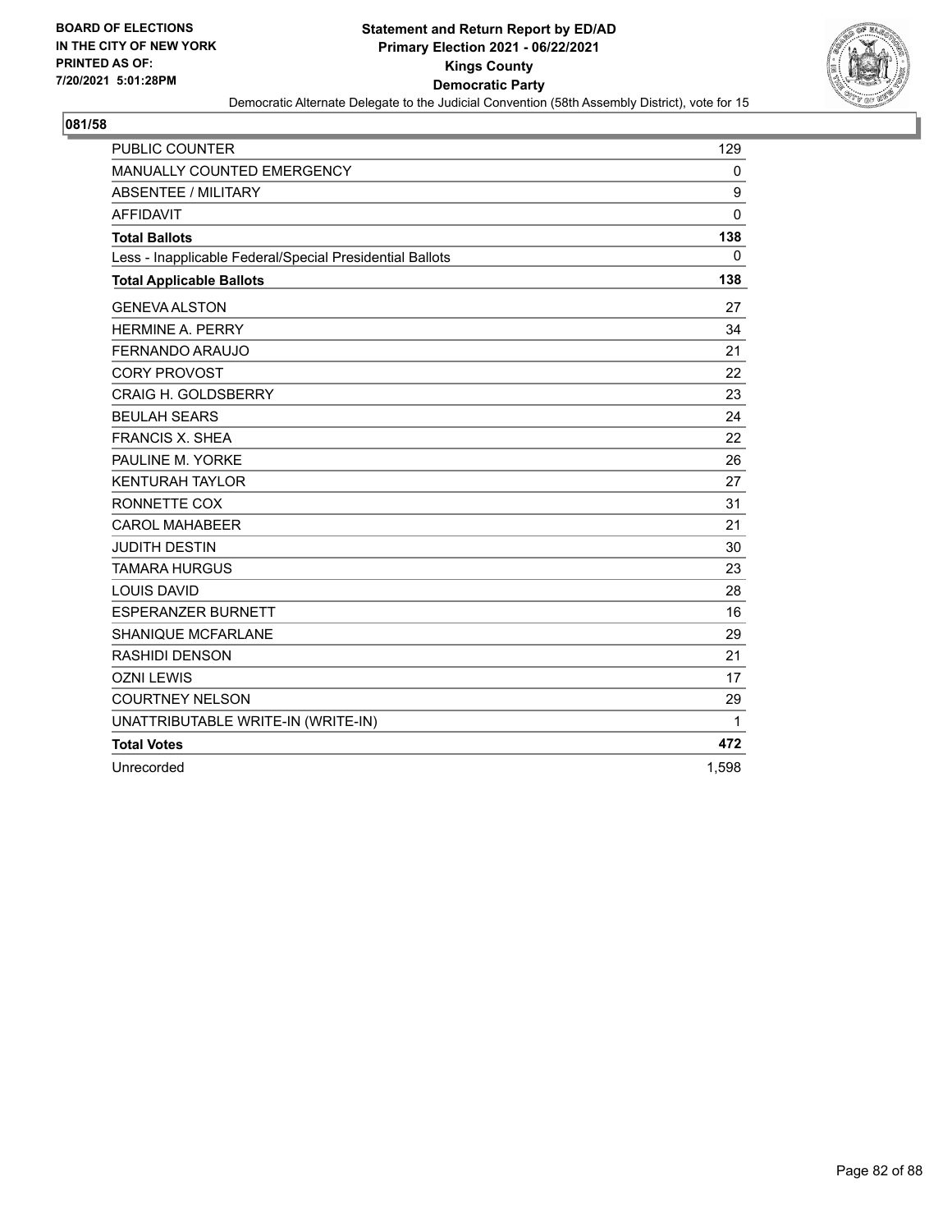BOARD OF ELECTIONS
IN THE CITY OF NEW YORK
PRINTED AS OF:
7/20/2021 5:01:28PM

**Statement and Return Report by ED/AD**
**Primary Election 2021 - 06/22/2021**
**Kings County**
**Democratic Party**
Democratic Alternate Delegate to the Judicial Convention (58th Assembly District), vote for 15

## 081/58

| | |
|---|---|
| PUBLIC COUNTER | 129 |
| MANUALLY COUNTED EMERGENCY | 0 |
| ABSENTEE / MILITARY | 9 |
| AFFIDAVIT | 0 |
| **Total Ballots** | **138** |
| Less - Inapplicable Federal/Special Presidential Ballots | 0 |
| **Total Applicable Ballots** | **138** |
| GENEVA ALSTON | 27 |
| HERMINE A. PERRY | 34 |
| FERNANDO ARAUJO | 21 |
| CORY PROVOST | 22 |
| CRAIG H. GOLDSBERRY | 23 |
| BEULAH SEARS | 24 |
| FRANCIS X. SHEA | 22 |
| PAULINE M. YORKE | 26 |
| KENTURAH TAYLOR | 27 |
| RONNETTE COX | 31 |
| CAROL MAHABEER | 21 |
| JUDITH DESTIN | 30 |
| TAMARA HURGUS | 23 |
| LOUIS DAVID | 28 |
| ESPERANZER BURNETT | 16 |
| SHANIQUE MCFARLANE | 29 |
| RASHIDI DENSON | 21 |
| OZNI LEWIS | 17 |
| COURTNEY NELSON | 29 |
| UNATTRIBUTABLE WRITE-IN (WRITE-IN) | 1 |
| **Total Votes** | **472** |
| Unrecorded | 1,598 |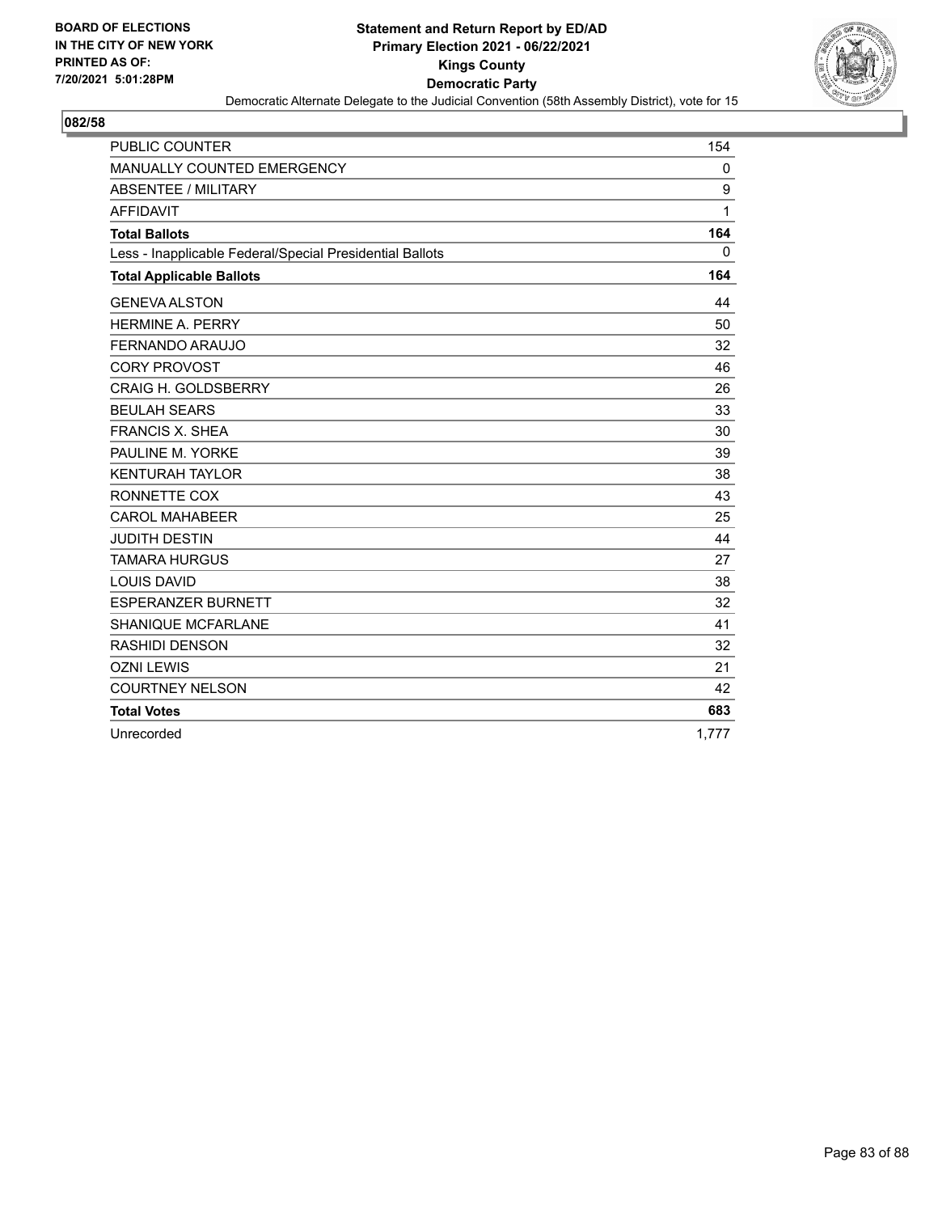**BOARD OF ELECTIONS IN THE CITY OF NEW YORK PRINTED AS OF: 7/20/2021 5:01:28PM**

**Statement and Return Report by ED/AD**
**Primary Election 2021 - 06/22/2021**
**Kings County**
**Democratic Party**
Democratic Alternate Delegate to the Judicial Convention (58th Assembly District), vote for 15

## 082/58

| | |
|---|---|
| PUBLIC COUNTER | 154 |
| MANUALLY COUNTED EMERGENCY | 0 |
| ABSENTEE / MILITARY | 9 |
| AFFIDAVIT | 1 |
| **Total Ballots** | **164** |
| Less - Inapplicable Federal/Special Presidential Ballots | 0 |
| **Total Applicable Ballots** | **164** |
| GENEVA ALSTON | 44 |
| HERMINE A. PERRY | 50 |
| FERNANDO ARAUJO | 32 |
| CORY PROVOST | 46 |
| CRAIG H. GOLDSBERRY | 26 |
| BEULAH SEARS | 33 |
| FRANCIS X. SHEA | 30 |
| PAULINE M. YORKE | 39 |
| KENTURAH TAYLOR | 38 |
| RONNETTE COX | 43 |
| CAROL MAHABEER | 25 |
| JUDITH DESTIN | 44 |
| TAMARA HURGUS | 27 |
| LOUIS DAVID | 38 |
| ESPERANZER BURNETT | 32 |
| SHANIQUE MCFARLANE | 41 |
| RASHIDI DENSON | 32 |
| OZNI LEWIS | 21 |
| COURTNEY NELSON | 42 |
| **Total Votes** | **683** |
| Unrecorded | 1,777 |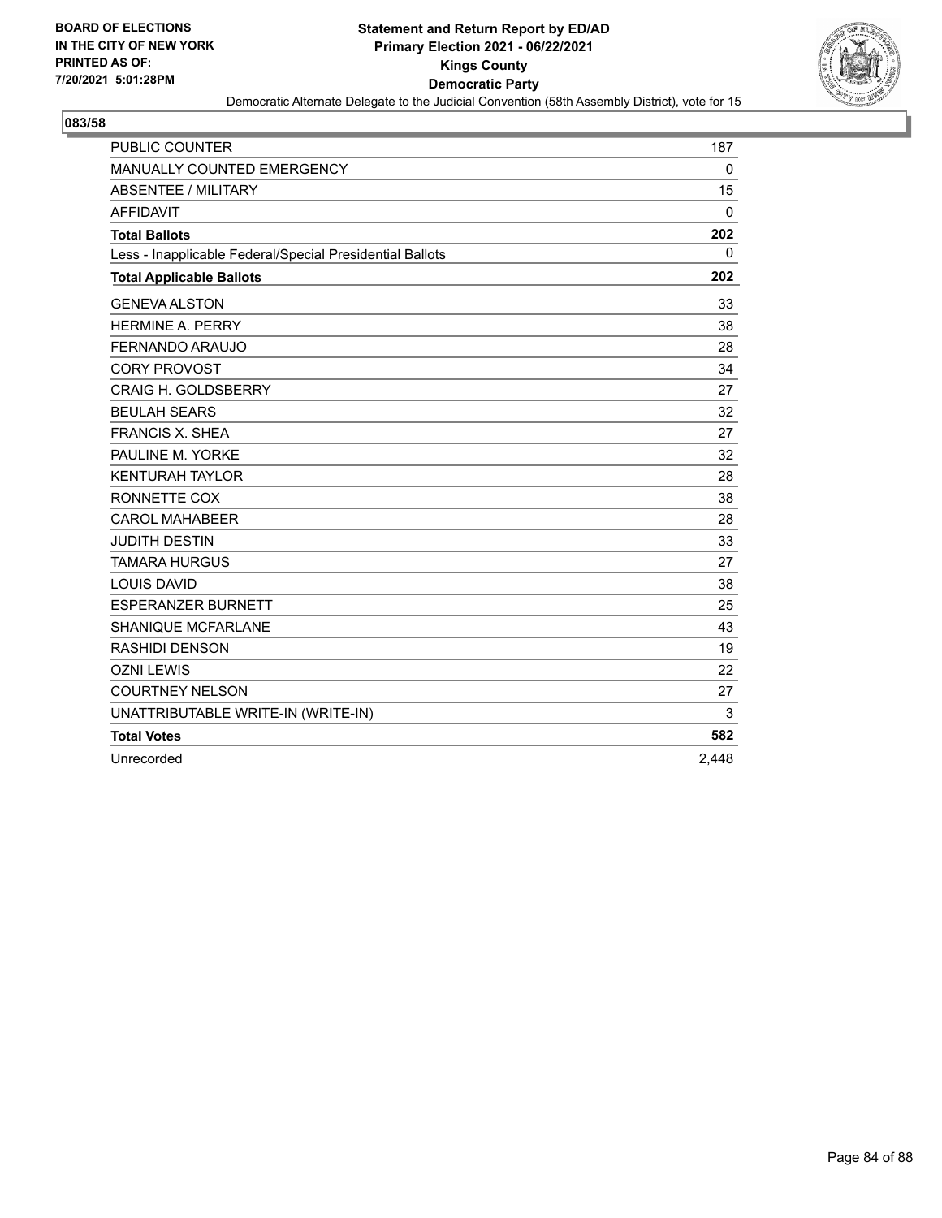BOARD OF ELECTIONS
IN THE CITY OF NEW YORK
PRINTED AS OF:
7/20/2021 5:01:28PM

# Statement and Return Report by ED/AD
## Primary Election 2021 - 06/22/2021
## Kings County
## Democratic Party
### Democratic Alternate Delegate to the Judicial Convention (58th Assembly District), vote for 15

**083/58**

| | |
|---|---|
| PUBLIC COUNTER | 187 |
| MANUALLY COUNTED EMERGENCY | 0 |
| ABSENTEE / MILITARY | 15 |
| AFFIDAVIT | 0 |
| **Total Ballots** | **202** |
| Less - Inapplicable Federal/Special Presidential Ballots | 0 |
| **Total Applicable Ballots** | **202** |
| GENEVA ALSTON | 33 |
| HERMINE A. PERRY | 38 |
| FERNANDO ARAUJO | 28 |
| CORY PROVOST | 34 |
| CRAIG H. GOLDSBERRY | 27 |
| BEULAH SEARS | 32 |
| FRANCIS X. SHEA | 27 |
| PAULINE M. YORKE | 32 |
| KENTURAH TAYLOR | 28 |
| RONNETTE COX | 38 |
| CAROL MAHABEER | 28 |
| JUDITH DESTIN | 33 |
| TAMARA HURGUS | 27 |
| LOUIS DAVID | 38 |
| ESPERANZER BURNETT | 25 |
| SHANIQUE MCFARLANE | 43 |
| RASHIDI DENSON | 19 |
| OZNI LEWIS | 22 |
| COURTNEY NELSON | 27 |
| UNATTRIBUTABLE WRITE-IN (WRITE-IN) | 3 |
| **Total Votes** | **582** |
| Unrecorded | 2,448 |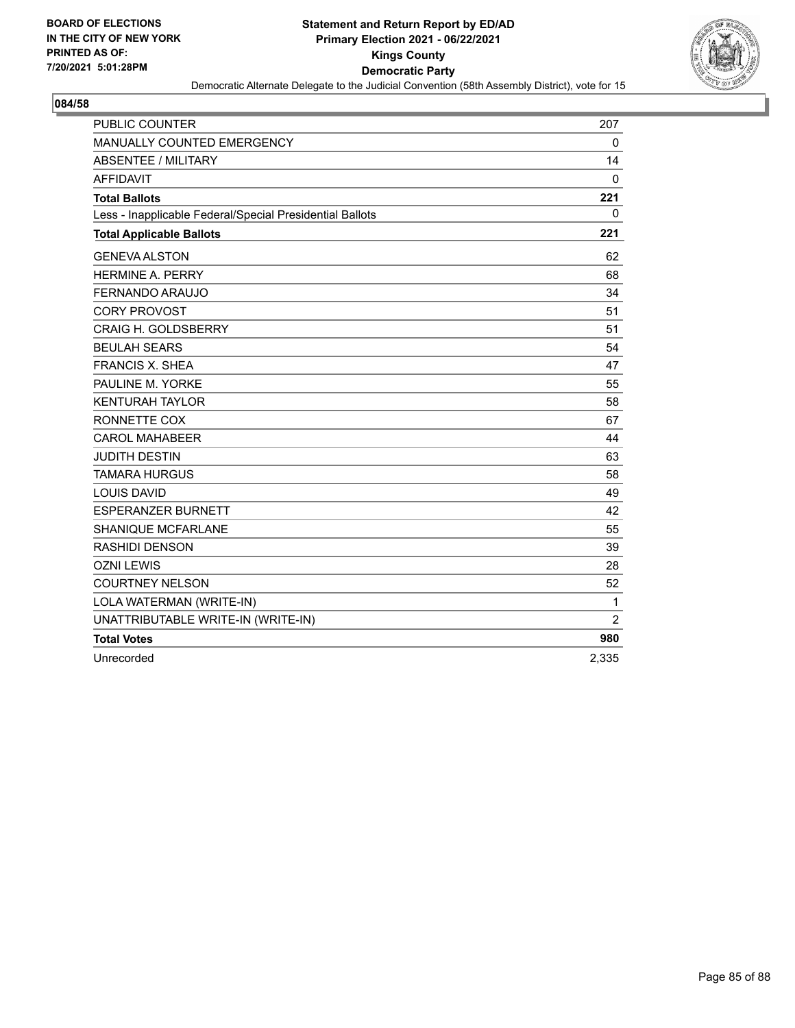BOARD OF ELECTIONS
IN THE CITY OF NEW YORK
PRINTED AS OF:
7/20/2021 5:01:28PM

**Statement and Return Report by ED/AD**
**Primary Election 2021 - 06/22/2021**
**Kings County**
**Democratic Party**
Democratic Alternate Delegate to the Judicial Convention (58th Assembly District), vote for 15

**084/58**

| | |
|---|---|
| PUBLIC COUNTER | 207 |
| MANUALLY COUNTED EMERGENCY | 0 |
| ABSENTEE / MILITARY | 14 |
| AFFIDAVIT | 0 |
| **Total Ballots** | **221** |
| Less - Inapplicable Federal/Special Presidential Ballots | 0 |
| **Total Applicable Ballots** | **221** |
| GENEVA ALSTON | 62 |
| HERMINE A. PERRY | 68 |
| FERNANDO ARAUJO | 34 |
| CORY PROVOST | 51 |
| CRAIG H. GOLDSBERRY | 51 |
| BEULAH SEARS | 54 |
| FRANCIS X. SHEA | 47 |
| PAULINE M. YORKE | 55 |
| KENTURAH TAYLOR | 58 |
| RONNETTE COX | 67 |
| CAROL MAHABEER | 44 |
| JUDITH DESTIN | 63 |
| TAMARA HURGUS | 58 |
| LOUIS DAVID | 49 |
| ESPERANZER BURNETT | 42 |
| SHANIQUE MCFARLANE | 55 |
| RASHIDI DENSON | 39 |
| OZNI LEWIS | 28 |
| COURTNEY NELSON | 52 |
| LOLA WATERMAN (WRITE-IN) | 1 |
| UNATTRIBUTABLE WRITE-IN (WRITE-IN) | 2 |
| **Total Votes** | **980** |
| Unrecorded | 2,335 |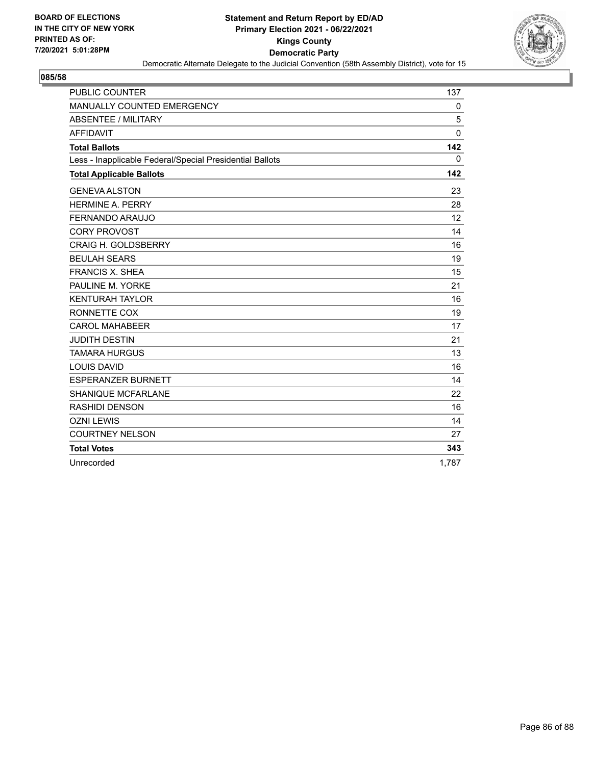**BOARD OF ELECTIONS IN THE CITY OF NEW YORK PRINTED AS OF: 7/20/2021 5:01:28PM**

# Statement and Return Report by ED/AD
## Primary Election 2021 - 06/22/2021
## Kings County
## Democratic Party
### Democratic Alternate Delegate to the Judicial Convention (58th Assembly District), vote for 15

**085/58**

| | |
|---|---|
| PUBLIC COUNTER | 137 |
| MANUALLY COUNTED EMERGENCY | 0 |
| ABSENTEE / MILITARY | 5 |
| AFFIDAVIT | 0 |
| **Total Ballots** | **142** |
| Less - Inapplicable Federal/Special Presidential Ballots | 0 |
| **Total Applicable Ballots** | **142** |
| GENEVA ALSTON | 23 |
| HERMINE A. PERRY | 28 |
| FERNANDO ARAUJO | 12 |
| CORY PROVOST | 14 |
| CRAIG H. GOLDSBERRY | 16 |
| BEULAH SEARS | 19 |
| FRANCIS X. SHEA | 15 |
| PAULINE M. YORKE | 21 |
| KENTURAH TAYLOR | 16 |
| RONNETTE COX | 19 |
| CAROL MAHABEER | 17 |
| JUDITH DESTIN | 21 |
| TAMARA HURGUS | 13 |
| LOUIS DAVID | 16 |
| ESPERANZER BURNETT | 14 |
| SHANIQUE MCFARLANE | 22 |
| RASHIDI DENSON | 16 |
| OZNI LEWIS | 14 |
| COURTNEY NELSON | 27 |
| **Total Votes** | **343** |
| Unrecorded | 1,787 |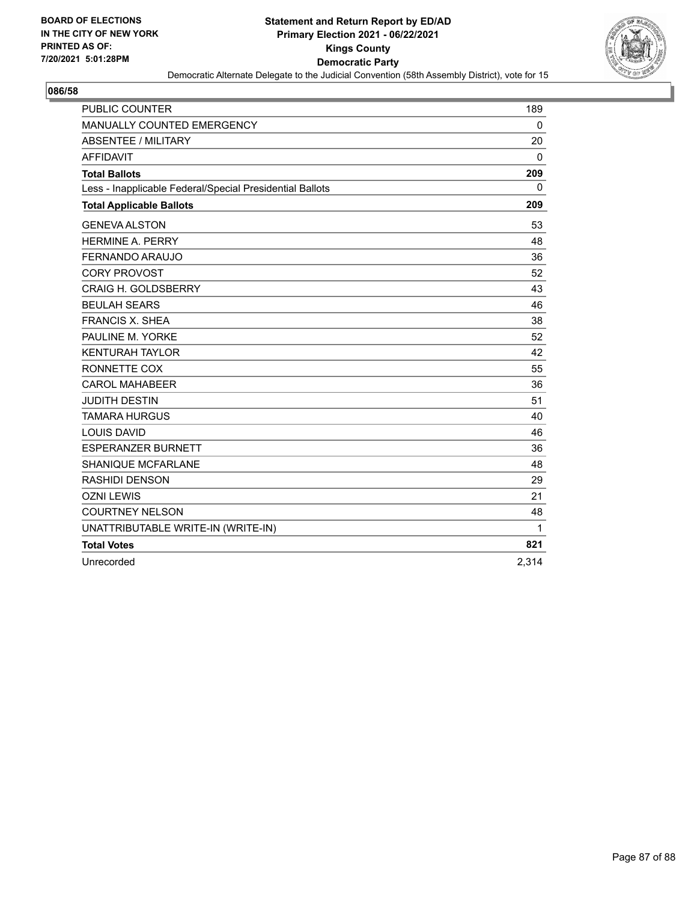**BOARD OF ELECTIONS IN THE CITY OF NEW YORK PRINTED AS OF: 7/20/2021 5:01:28PM**

**Statement and Return Report by ED/AD**
**Primary Election 2021 - 06/22/2021**
**Kings County**
**Democratic Party**
Democratic Alternate Delegate to the Judicial Convention (58th Assembly District), vote for 15

## 086/58

| | |
|---|---|
| PUBLIC COUNTER | 189 |
| MANUALLY COUNTED EMERGENCY | 0 |
| ABSENTEE / MILITARY | 20 |
| AFFIDAVIT | 0 |
| **Total Ballots** | **209** |
| Less - Inapplicable Federal/Special Presidential Ballots | 0 |
| **Total Applicable Ballots** | **209** |
| GENEVA ALSTON | 53 |
| HERMINE A. PERRY | 48 |
| FERNANDO ARAUJO | 36 |
| CORY PROVOST | 52 |
| CRAIG H. GOLDSBERRY | 43 |
| BEULAH SEARS | 46 |
| FRANCIS X. SHEA | 38 |
| PAULINE M. YORKE | 52 |
| KENTURAH TAYLOR | 42 |
| RONNETTE COX | 55 |
| CAROL MAHABEER | 36 |
| JUDITH DESTIN | 51 |
| TAMARA HURGUS | 40 |
| LOUIS DAVID | 46 |
| ESPERANZER BURNETT | 36 |
| SHANIQUE MCFARLANE | 48 |
| RASHIDI DENSON | 29 |
| OZNI LEWIS | 21 |
| COURTNEY NELSON | 48 |
| UNATTRIBUTABLE WRITE-IN (WRITE-IN) | 1 |
| **Total Votes** | **821** |
| Unrecorded | 2,314 |